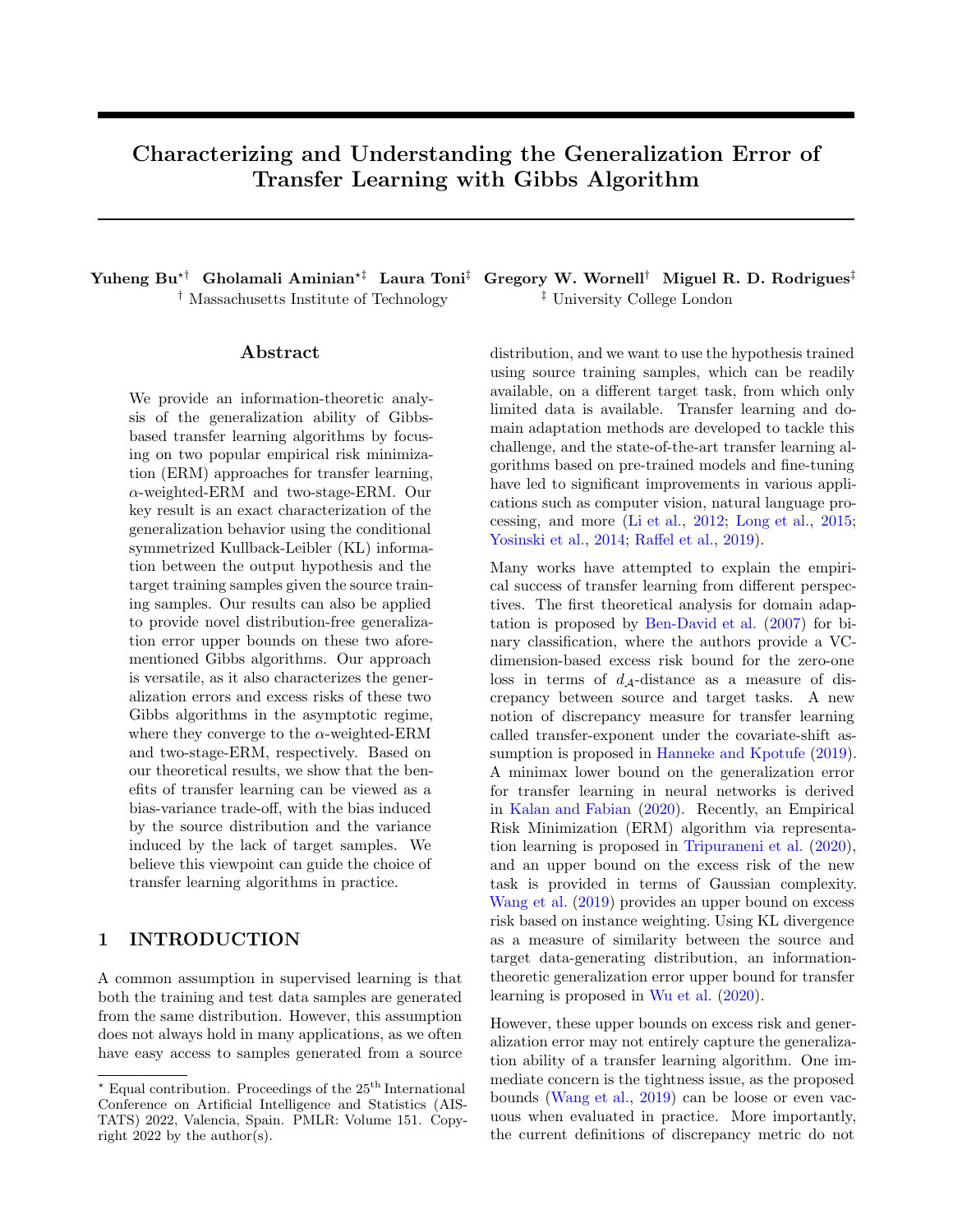# Characterizing and Understanding the Generalization Error of Transfer Learning with Gibbs Algorithm

**Yuheng Bu**[⋆†] **Gholamali Aminian**[⋆‡] **Laura Toni**[‡] **Gregory W. Wornell**[†] **Miguel R. D. Rodrigues**[‡]

[†] Massachusetts Institute of Technology [‡] University College London

## Abstract

We provide an information-theoretic analysis of the generalization ability of Gibbs-based transfer learning algorithms by focusing on two popular empirical risk minimization (ERM) approaches for transfer learning, $\alpha$-weighted-ERM and two-stage-ERM. Our key result is an exact characterization of the generalization behavior using the conditional symmetrized Kullback-Leibler (KL) information between the output hypothesis and the target training samples given the source training samples. Our results can also be applied to provide novel distribution-free generalization error upper bounds on these two aforementioned Gibbs algorithms. Our approach is versatile, as it also characterizes the generalization errors and excess risks of these two Gibbs algorithms in the asymptotic regime, where they converge to the $\alpha$-weighted-ERM and two-stage-ERM, respectively. Based on our theoretical results, we show that the benefits of transfer learning can be viewed as a bias-variance trade-off, with the bias induced by the source distribution and the variance induced by the lack of target samples. We believe this viewpoint can guide the choice of transfer learning algorithms in practice.

## 1 INTRODUCTION

A common assumption in supervised learning is that both the training and test data samples are generated from the same distribution. However, this assumption does not always hold in many applications, as we often have easy access to samples generated from a source distribution, and we want to use the hypothesis trained using source training samples, which can be readily available, on a different target task, from which only limited data is available. Transfer learning and domain adaptation methods are developed to tackle this challenge, and the state-of-the-art transfer learning algorithms based on pre-trained models and fine-tuning have led to significant improvements in various applications such as computer vision, natural language processing, and more (Li et al., 2012; Long et al., 2015; Yosinski et al., 2014; Raffel et al., 2019).

Many works have attempted to explain the empirical success of transfer learning from different perspectives. The first theoretical analysis for domain adaptation is proposed by Ben-David et al. (2007) for binary classification, where the authors provide a VC-dimension-based excess risk bound for the zero-one loss in terms of $d_{\mathcal{A}}$-distance as a measure of discrepancy between source and target tasks. A new notion of discrepancy measure for transfer learning called transfer-exponent under the covariate-shift assumption is proposed in Hanneke and Kpotufe (2019). A minimax lower bound on the generalization error for transfer learning in neural networks is derived in Kalan and Fabian (2020). Recently, an Empirical Risk Minimization (ERM) algorithm via representation learning is proposed in Tripuraneni et al. (2020), and an upper bound on the excess risk of the new task is provided in terms of Gaussian complexity. Wang et al. (2019) provides an upper bound on excess risk based on instance weighting. Using KL divergence as a measure of similarity between the source and target data-generating distribution, an information-theoretic generalization error upper bound for transfer learning is proposed in Wu et al. (2020).

However, these upper bounds on excess risk and generalization error may not entirely capture the generalization ability of a transfer learning algorithm. One immediate concern is the tightness issue, as the proposed bounds (Wang et al., 2019) can be loose or even vacuous when evaluated in practice. More importantly, the current definitions of discrepancy metric do not

---

[⋆] Equal contribution. Proceedings of the 25[th] International Conference on Artificial Intelligence and Statistics (AISTATS) 2022, Valencia, Spain. PMLR: Volume 151. Copyright 2022 by the author(s).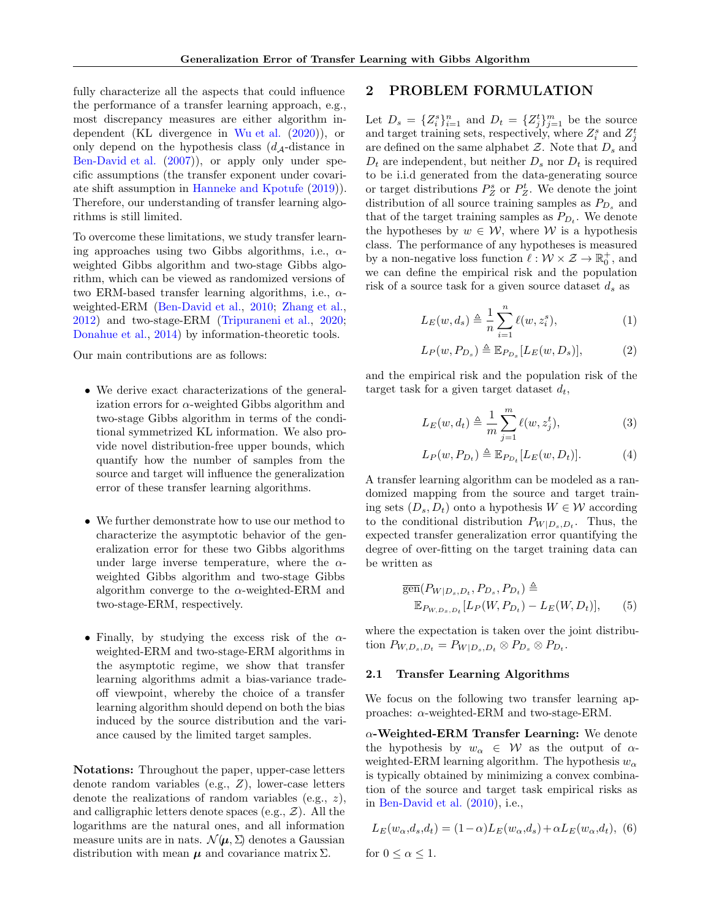fully characterize all the aspects that could influence the performance of a transfer learning approach, e.g., most discrepancy measures are either algorithm independent (KL divergence in Wu et al. (2020)), or only depend on the hypothesis class ($d_{\mathcal{A}}$-distance in Ben-David et al. (2007)), or apply only under specific assumptions (the transfer exponent under covariate shift assumption in Hanneke and Kpotufe (2019)). Therefore, our understanding of transfer learning algorithms is still limited.

To overcome these limitations, we study transfer learning approaches using two Gibbs algorithms, i.e., $\alpha$-weighted Gibbs algorithm and two-stage Gibbs algorithm, which can be viewed as randomized versions of two ERM-based transfer learning algorithms, i.e., $\alpha$-weighted-ERM (Ben-David et al., 2010; Zhang et al., 2012) and two-stage-ERM (Tripuraneni et al., 2020; Donahue et al., 2014) by information-theoretic tools.

Our main contributions are as follows:

- We derive exact characterizations of the generalization errors for $\alpha$-weighted Gibbs algorithm and two-stage Gibbs algorithm in terms of the conditional symmetrized KL information. We also provide novel distribution-free upper bounds, which quantify how the number of samples from the source and target will influence the generalization error of these transfer learning algorithms.

- We further demonstrate how to use our method to characterize the asymptotic behavior of the generalization error for these two Gibbs algorithms under large inverse temperature, where the $\alpha$-weighted Gibbs algorithm and two-stage Gibbs algorithm converge to the $\alpha$-weighted-ERM and two-stage-ERM, respectively.

- Finally, by studying the excess risk of the $\alpha$-weighted-ERM and two-stage-ERM algorithms in the asymptotic regime, we show that transfer learning algorithms admit a bias-variance trade-off viewpoint, whereby the choice of a transfer learning algorithm should depend on both the bias induced by the source distribution and the variance caused by the limited target samples.

**Notations:** Throughout the paper, upper-case letters denote random variables (e.g., $Z$), lower-case letters denote the realizations of random variables (e.g., $z$), and calligraphic letters denote spaces (e.g., $\mathcal{Z}$). All the logarithms are the natural ones, and all information measure units are in nats. $\mathcal{N}(\boldsymbol{\mu}, \Sigma)$ denotes a Gaussian distribution with mean $\boldsymbol{\mu}$ and covariance matrix $\Sigma$.

## 2 PROBLEM FORMULATION

Let $D_s = \{Z_i^s\}_{i=1}^n$ and $D_t = \{Z_j^t\}_{j=1}^m$ be the source and target training sets, respectively, where $Z_i^s$ and $Z_j^t$ are defined on the same alphabet $\mathcal{Z}$. Note that $D_s$ and $D_t$ are independent, but neither $D_s$ nor $D_t$ is required to be i.i.d generated from the data-generating source or target distributions $P_Z^s$ or $P_Z^t$. We denote the joint distribution of all source training samples as $P_{D_s}$ and that of the target training samples as $P_{D_t}$. We denote the hypotheses by $w \in \mathcal{W}$, where $\mathcal{W}$ is a hypothesis class. The performance of any hypotheses is measured by a non-negative loss function $\ell : \mathcal{W} \times \mathcal{Z} \to \mathbb{R}_0^+$, and we can define the empirical risk and the population risk of a source task for a given source dataset $d_s$ as

$$L_E(w, d_s) \triangleq \frac{1}{n} \sum_{i=1}^{n} \ell(w, z_i^s), \tag{1}$$

$$L_P(w, P_{D_s}) \triangleq \mathbb{E}_{P_{D_s}}[L_E(w, D_s)], \tag{2}$$

and the empirical risk and the population risk of the target task for a given target dataset $d_t$,

$$L_E(w, d_t) \triangleq \frac{1}{m} \sum_{j=1}^{m} \ell(w, z_j^t), \tag{3}$$

$$L_P(w, P_{D_t}) \triangleq \mathbb{E}_{P_{D_t}}[L_E(w, D_t)]. \tag{4}$$

A transfer learning algorithm can be modeled as a randomized mapping from the source and target training sets $(D_s, D_t)$ onto a hypothesis $W \in \mathcal{W}$ according to the conditional distribution $P_{W|D_s,D_t}$. Thus, the expected transfer generalization error quantifying the degree of over-fitting on the target training data can be written as

$$\begin{aligned}\overline{\text{gen}}(P_{W|D_s,D_t}, P_{D_s}, P_{D_t}) \triangleq \\ \mathbb{E}_{P_{W,D_s,D_t}}[L_P(W, P_{D_t}) - L_E(W, D_t)],\end{aligned} \tag{5}$$

where the expectation is taken over the joint distribution $P_{W,D_s,D_t} = P_{W|D_s,D_t} \otimes P_{D_s} \otimes P_{D_t}$.

### 2.1 Transfer Learning Algorithms

We focus on the following two transfer learning approaches: $\alpha$-weighted-ERM and two-stage-ERM.

**$\alpha$-Weighted-ERM Transfer Learning:** We denote the hypothesis by $w_\alpha \in \mathcal{W}$ as the output of $\alpha$-weighted-ERM learning algorithm. The hypothesis $w_\alpha$ is typically obtained by minimizing a convex combination of the source and target task empirical risks as in Ben-David et al. (2010), i.e.,

$$L_E(w_\alpha, d_s, d_t) = (1-\alpha) L_E(w_\alpha, d_s) + \alpha L_E(w_\alpha, d_t), \tag{6}$$

for $0 \leq \alpha \leq 1$.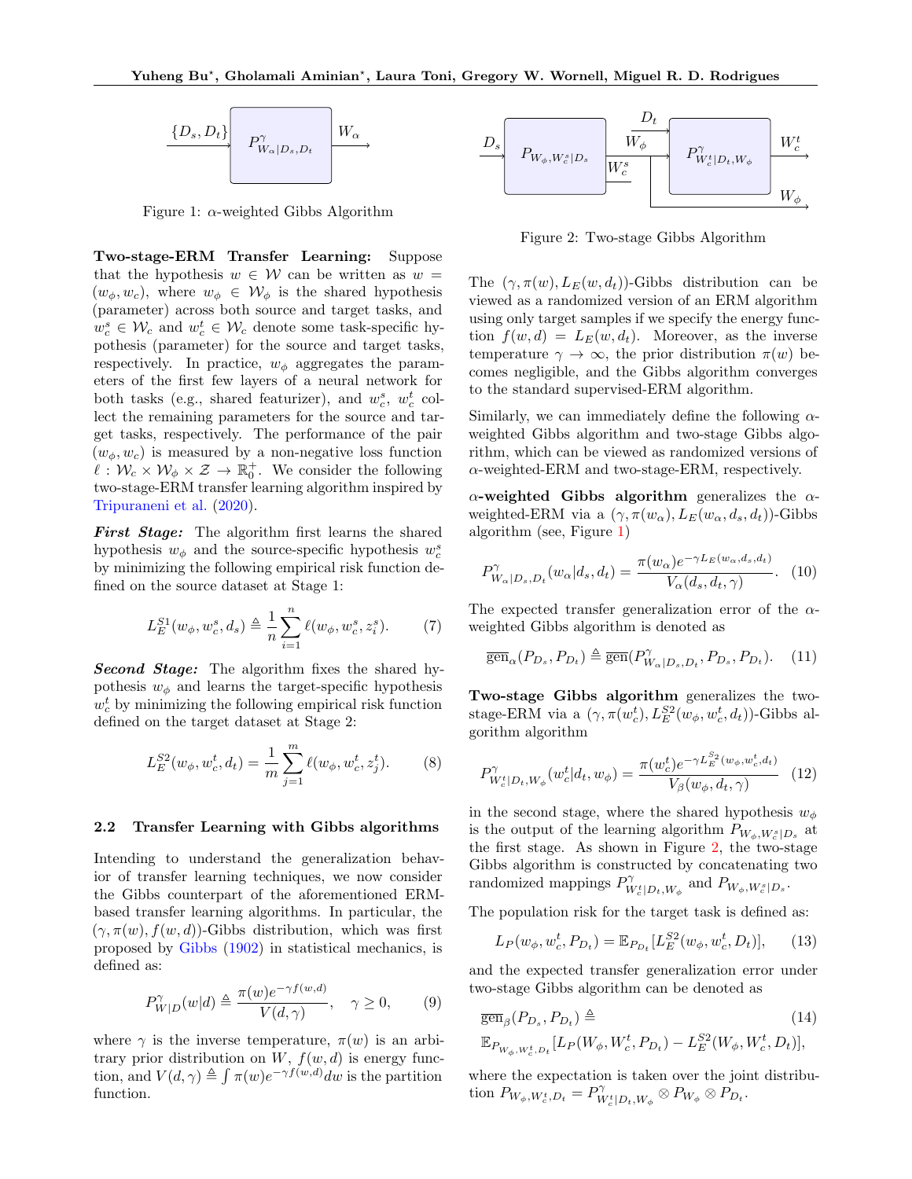Figure 1: $\alpha$-weighted Gibbs Algorithm

**Two-stage-ERM Transfer Learning:** Suppose that the hypothesis $w \in \mathcal{W}$ can be written as $w = (w_\phi, w_c)$, where $w_\phi \in \mathcal{W}_\phi$ is the shared hypothesis (parameter) across both source and target tasks, and $w_c^s \in \mathcal{W}_c$ and $w_c^t \in \mathcal{W}_c$ denote some task-specific hypothesis (parameter) for the source and target tasks, respectively. In practice, $w_\phi$ aggregates the parameters of the first few layers of a neural network for both tasks (e.g., shared featurizer), and $w_c^s$, $w_c^t$ collect the remaining parameters for the source and target tasks, respectively. The performance of the pair $(w_\phi, w_c)$ is measured by a non-negative loss function $\ell : \mathcal{W}_c \times \mathcal{W}_\phi \times \mathcal{Z} \to \mathbb{R}_0^+$. We consider the following two-stage-ERM transfer learning algorithm inspired by Tripuraneni et al. (2020).

***First Stage:*** The algorithm first learns the shared hypothesis $w_\phi$ and the source-specific hypothesis $w_c^s$ by minimizing the following empirical risk function defined on the source dataset at Stage 1:

$$L_E^{S1}(w_\phi, w_c^s, d_s) \triangleq \frac{1}{n}\sum_{i=1}^{n} \ell(w_\phi, w_c^s, z_i^s). \qquad (7)$$

***Second Stage:*** The algorithm fixes the shared hypothesis $w_\phi$ and learns the target-specific hypothesis $w_c^t$ by minimizing the following empirical risk function defined on the target dataset at Stage 2:

$$L_E^{S2}(w_\phi, w_c^t, d_t) = \frac{1}{m}\sum_{j=1}^{m} \ell(w_\phi, w_c^t, z_j^t). \qquad (8)$$

### 2.2 Transfer Learning with Gibbs algorithms

Intending to understand the generalization behavior of transfer learning techniques, we now consider the Gibbs counterpart of the aforementioned ERM-based transfer learning algorithms. In particular, the $(\gamma, \pi(w), f(w,d))$-Gibbs distribution, which was first proposed by Gibbs (1902) in statistical mechanics, is defined as:

$$P_{W|D}^{\gamma}(w|d) \triangleq \frac{\pi(w)e^{-\gamma f(w,d)}}{V(d,\gamma)}, \quad \gamma \geq 0, \qquad (9)$$

where $\gamma$ is the inverse temperature, $\pi(w)$ is an arbitrary prior distribution on $W$, $f(w,d)$ is energy function, and $V(d,\gamma) \triangleq \int \pi(w)e^{-\gamma f(w,d)}dw$ is the partition function.

Figure 2: Two-stage Gibbs Algorithm

The $(\gamma, \pi(w), L_E(w, d_t))$-Gibbs distribution can be viewed as a randomized version of an ERM algorithm using only target samples if we specify the energy function $f(w,d) = L_E(w, d_t)$. Moreover, as the inverse temperature $\gamma \to \infty$, the prior distribution $\pi(w)$ becomes negligible, and the Gibbs algorithm converges to the standard supervised-ERM algorithm.

Similarly, we can immediately define the following $\alpha$-weighted Gibbs algorithm and two-stage Gibbs algorithm, which can be viewed as randomized versions of $\alpha$-weighted-ERM and two-stage-ERM, respectively.

**$\alpha$-weighted Gibbs algorithm** generalizes the $\alpha$-weighted-ERM via a $(\gamma, \pi(w_\alpha), L_E(w_\alpha, d_s, d_t))$-Gibbs algorithm (see, Figure 1)

$$P_{W_\alpha|D_s,D_t}^{\gamma}(w_\alpha|d_s,d_t) = \frac{\pi(w_\alpha)e^{-\gamma L_E(w_\alpha,d_s,d_t)}}{V_\alpha(d_s,d_t,\gamma)}. \qquad (10)$$

The expected transfer generalization error of the $\alpha$-weighted Gibbs algorithm is denoted as

$$\overline{\mathrm{gen}}_\alpha(P_{D_s}, P_{D_t}) \triangleq \overline{\mathrm{gen}}(P_{W_\alpha|D_s,D_t}^{\gamma}, P_{D_s}, P_{D_t}). \qquad (11)$$

**Two-stage Gibbs algorithm** generalizes the two-stage-ERM via a $(\gamma, \pi(w_c^t), L_E^{S2}(w_\phi, w_c^t, d_t))$-Gibbs algorithm algorithm

$$P_{W_c^t|D_t,W_\phi}^{\gamma}(w_c^t|d_t,w_\phi) = \frac{\pi(w_c^t)e^{-\gamma L_E^{S2}(w_\phi,w_c^t,d_t)}}{V_\beta(w_\phi,d_t,\gamma)} \qquad (12)$$

in the second stage, where the shared hypothesis $w_\phi$ is the output of the learning algorithm $P_{W_\phi,W_c^s|D_s}$ at the first stage. As shown in Figure 2, the two-stage Gibbs algorithm is constructed by concatenating two randomized mappings $P_{W_c^t|D_t,W_\phi}^{\gamma}$ and $P_{W_\phi,W_c^s|D_s}$.

The population risk for the target task is defined as:

$$L_P(w_\phi, w_c^t, P_{D_t}) = \mathbb{E}_{P_{D_t}}[L_E^{S2}(w_\phi, w_c^t, D_t)], \qquad (13)$$

and the expected transfer generalization error under two-stage Gibbs algorithm can be denoted as

$$\overline{\mathrm{gen}}_\beta(P_{D_s}, P_{D_t}) \triangleq \qquad (14)$$
$$\mathbb{E}_{P_{W_\phi,W_c^t,D_t}}[L_P(W_\phi, W_c^t, P_{D_t}) - L_E^{S2}(W_\phi, W_c^t, D_t)],$$

where the expectation is taken over the joint distribution $P_{W_\phi,W_c^t,D_t} = P_{W_c^t|D_t,W_\phi}^{\gamma} \otimes P_{W_\phi} \otimes P_{D_t}$.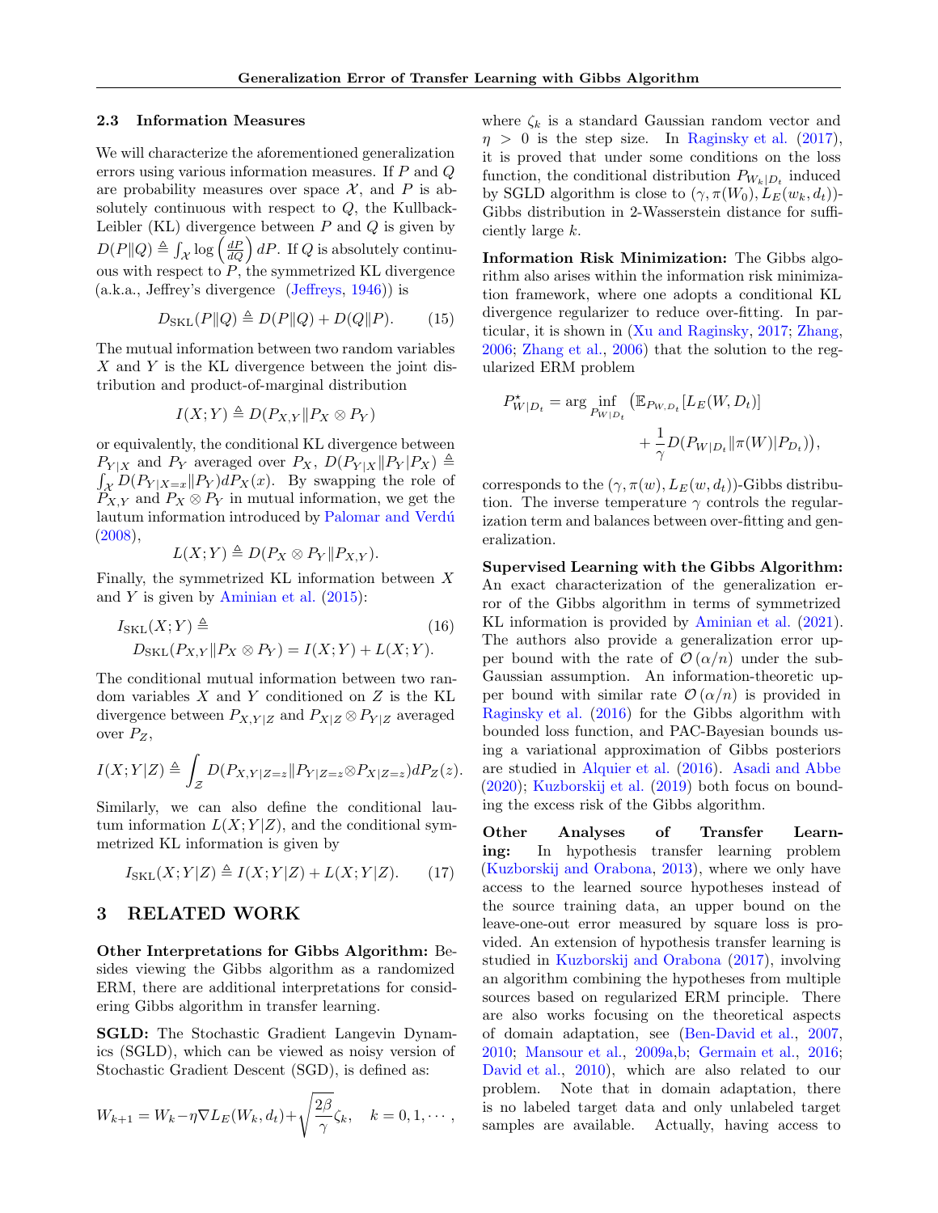### 2.3 Information Measures

We will characterize the aforementioned generalization errors using various information measures. If $P$ and $Q$ are probability measures over space $\mathcal{X}$, and $P$ is absolutely continuous with respect to $Q$, the Kullback-Leibler (KL) divergence between $P$ and $Q$ is given by $D(P\|Q) \triangleq \int_{\mathcal{X}} \log\left(\frac{dP}{dQ}\right) dP$. If $Q$ is absolutely continuous with respect to $P$, the symmetrized KL divergence (a.k.a., Jeffrey's divergence (Jeffreys, 1946)) is

$$D_{\mathrm{SKL}}(P\|Q) \triangleq D(P\|Q) + D(Q\|P). \tag{15}$$

The mutual information between two random variables $X$ and $Y$ is the KL divergence between the joint distribution and product-of-marginal distribution

$$I(X;Y) \triangleq D(P_{X,Y}\|P_X \otimes P_Y)$$

or equivalently, the conditional KL divergence between $P_{Y|X}$ and $P_Y$ averaged over $P_X$, $D(P_{Y|X}\|P_Y|P_X) \triangleq \int_{\mathcal{X}} D(P_{Y|X=x}\|P_Y) dP_X(x)$. By swapping the role of $P_{X,Y}$ and $P_X \otimes P_Y$ in mutual information, we get the lautum information introduced by Palomar and Verdú (2008),

$$L(X;Y) \triangleq D(P_X \otimes P_Y\|P_{X,Y}).$$

Finally, the symmetrized KL information between $X$ and $Y$ is given by Aminian et al. (2015):

$$I_{\mathrm{SKL}}(X;Y) \triangleq D_{\mathrm{SKL}}(P_{X,Y}\|P_X \otimes P_Y) = I(X;Y) + L(X;Y). \tag{16}$$

The conditional mutual information between two random variables $X$ and $Y$ conditioned on $Z$ is the KL divergence between $P_{X,Y|Z}$ and $P_{X|Z} \otimes P_{Y|Z}$ averaged over $P_Z$,

$$I(X;Y|Z) \triangleq \int_{\mathcal{Z}} D(P_{X,Y|Z=z}\|P_{Y|Z=z} \otimes P_{X|Z=z}) dP_Z(z).$$

Similarly, we can also define the conditional lautum information $L(X;Y|Z)$, and the conditional symmetrized KL information is given by

$$I_{\mathrm{SKL}}(X;Y|Z) \triangleq I(X;Y|Z) + L(X;Y|Z). \tag{17}$$

## 3 RELATED WORK

**Other Interpretations for Gibbs Algorithm:** Besides viewing the Gibbs algorithm as a randomized ERM, there are additional interpretations for considering Gibbs algorithm in transfer learning.

**SGLD:** The Stochastic Gradient Langevin Dynamics (SGLD), which can be viewed as noisy version of Stochastic Gradient Descent (SGD), is defined as:

$$W_{k+1} = W_k - \eta \nabla L_E(W_k, d_t) + \sqrt{\frac{2\beta}{\gamma}} \zeta_k, \quad k = 0, 1, \cdots,$$

where $\zeta_k$ is a standard Gaussian random vector and $\eta > 0$ is the step size. In Raginsky et al. (2017), it is proved that under some conditions on the loss function, the conditional distribution $P_{W_k|D_t}$ induced by SGLD algorithm is close to $(\gamma, \pi(W_0), L_E(w_k, d_t))$-Gibbs distribution in 2-Wasserstein distance for sufficiently large $k$.

**Information Risk Minimization:** The Gibbs algorithm also arises within the information risk minimization framework, where one adopts a conditional KL divergence regularizer to reduce over-fitting. In particular, it is shown in (Xu and Raginsky, 2017; Zhang, 2006; Zhang et al., 2006) that the solution to the regularized ERM problem

$$P^{\star}_{W|D_t} = \arg\inf_{P_{W|D_t}} \big(\mathbb{E}_{P_{W,D_t}}[L_E(W, D_t)] + \frac{1}{\gamma} D(P_{W|D_t}\|\pi(W)|P_{D_t})\big),$$

corresponds to the $(\gamma, \pi(w), L_E(w, d_t))$-Gibbs distribution. The inverse temperature $\gamma$ controls the regularization term and balances between over-fitting and generalization.

**Supervised Learning with the Gibbs Algorithm:** An exact characterization of the generalization error of the Gibbs algorithm in terms of symmetrized KL information is provided by Aminian et al. (2021). The authors also provide a generalization error upper bound with the rate of $\mathcal{O}(\alpha/n)$ under the sub-Gaussian assumption. An information-theoretic upper bound with similar rate $\mathcal{O}(\alpha/n)$ is provided in Raginsky et al. (2016) for the Gibbs algorithm with bounded loss function, and PAC-Bayesian bounds using a variational approximation of Gibbs posteriors are studied in Alquier et al. (2016). Asadi and Abbe (2020); Kuzborskij et al. (2019) both focus on bounding the excess risk of the Gibbs algorithm.

**Other Analyses of Transfer Learning:** In hypothesis transfer learning problem (Kuzborskij and Orabona, 2013), where we only have access to the learned source hypotheses instead of the source training data, an upper bound on the leave-one-out error measured by square loss is provided. An extension of hypothesis transfer learning is studied in Kuzborskij and Orabona (2017), involving an algorithm combining the hypotheses from multiple sources based on regularized ERM principle. There are also works focusing on the theoretical aspects of domain adaptation, see (Ben-David et al., 2007, 2010; Mansour et al., 2009a,b; Germain et al., 2016; David et al., 2010), which are also related to our problem. Note that in domain adaptation, there is no labeled target data and only unlabeled target samples are available. Actually, having access to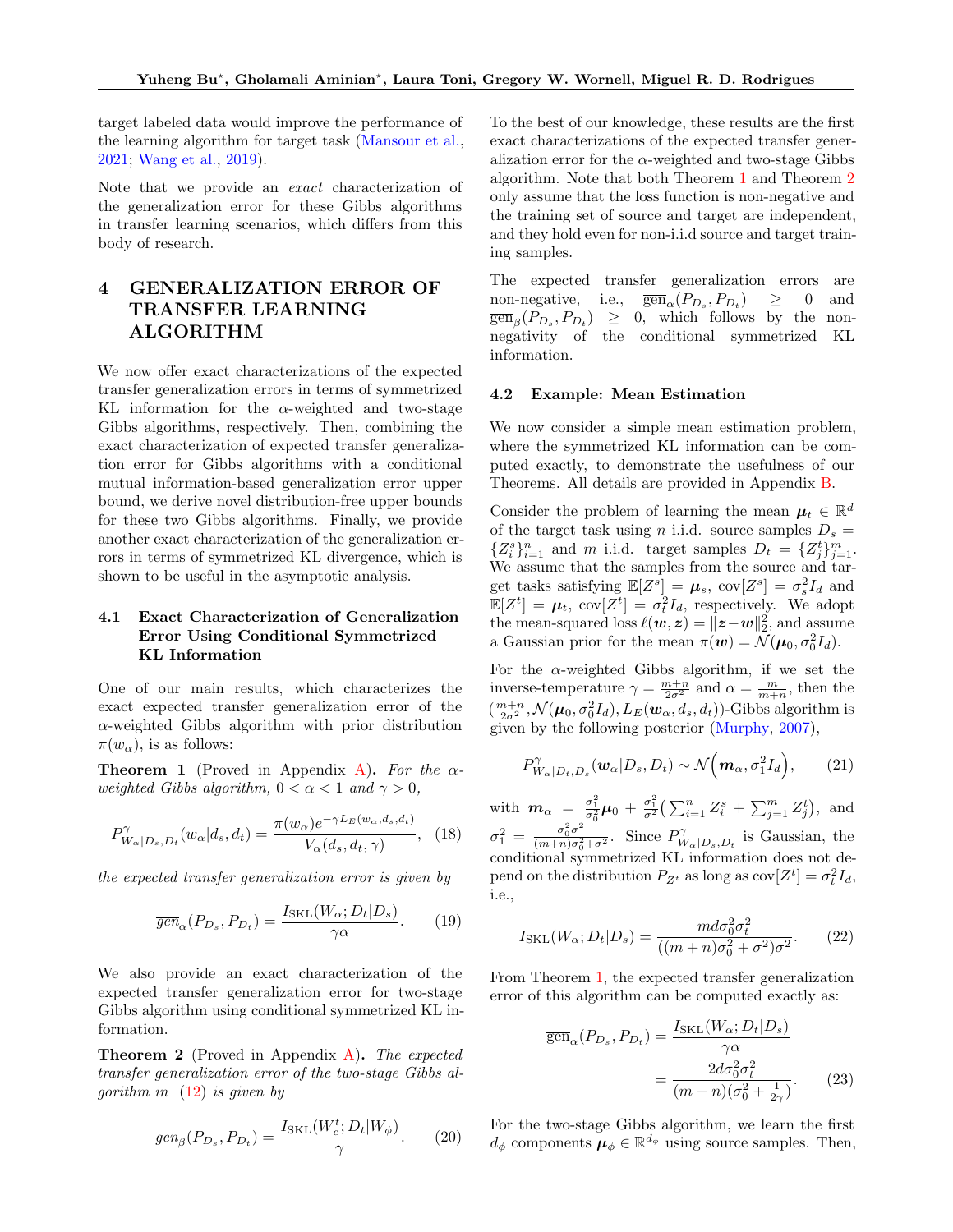target labeled data would improve the performance of the learning algorithm for target task (Mansour et al., 2021; Wang et al., 2019).

Note that we provide an *exact* characterization of the generalization error for these Gibbs algorithms in transfer learning scenarios, which differs from this body of research.

# 4 GENERALIZATION ERROR OF TRANSFER LEARNING ALGORITHM

We now offer exact characterizations of the expected transfer generalization errors in terms of symmetrized KL information for the $\alpha$-weighted and two-stage Gibbs algorithms, respectively. Then, combining the exact characterization of expected transfer generalization error for Gibbs algorithms with a conditional mutual information-based generalization error upper bound, we derive novel distribution-free upper bounds for these two Gibbs algorithms. Finally, we provide another exact characterization of the generalization errors in terms of symmetrized KL divergence, which is shown to be useful in the asymptotic analysis.

## 4.1 Exact Characterization of Generalization Error Using Conditional Symmetrized KL Information

One of our main results, which characterizes the exact expected transfer generalization error of the $\alpha$-weighted Gibbs algorithm with prior distribution $\pi(w_\alpha)$, is as follows:

**Theorem 1** (Proved in Appendix A). *For the $\alpha$-weighted Gibbs algorithm, $0 < \alpha < 1$ and $\gamma > 0$,*

$$P^{\gamma}_{W_\alpha|D_s,D_t}(w_\alpha|d_s,d_t) = \frac{\pi(w_\alpha)e^{-\gamma L_E(w_\alpha,d_s,d_t)}}{V_\alpha(d_s,d_t,\gamma)}, \quad (18)$$

*the expected transfer generalization error is given by*

$$\overline{gen}_\alpha(P_{D_s},P_{D_t}) = \frac{I_{\mathrm{SKL}}(W_\alpha;D_t|D_s)}{\gamma\alpha}. \quad (19)$$

We also provide an exact characterization of the expected transfer generalization error for two-stage Gibbs algorithm using conditional symmetrized KL information.

**Theorem 2** (Proved in Appendix A). *The expected transfer generalization error of the two-stage Gibbs algorithm in (12) is given by*

$$\overline{gen}_\beta(P_{D_s},P_{D_t}) = \frac{I_{\mathrm{SKL}}(W_c^t;D_t|W_\phi)}{\gamma}. \quad (20)$$

To the best of our knowledge, these results are the first exact characterizations of the expected transfer generalization error for the $\alpha$-weighted and two-stage Gibbs algorithm. Note that both Theorem 1 and Theorem 2 only assume that the loss function is non-negative and the training set of source and target are independent, and they hold even for non-i.i.d source and target training samples.

The expected transfer generalization errors are non-negative, i.e., $\overline{\mathrm{gen}}_\alpha(P_{D_s},P_{D_t}) \geq 0$ and $\overline{\mathrm{gen}}_\beta(P_{D_s},P_{D_t}) \geq 0$, which follows by the non-negativity of the conditional symmetrized KL information.

## 4.2 Example: Mean Estimation

We now consider a simple mean estimation problem, where the symmetrized KL information can be computed exactly, to demonstrate the usefulness of our Theorems. All details are provided in Appendix B.

Consider the problem of learning the mean $\boldsymbol{\mu}_t \in \mathbb{R}^d$ of the target task using $n$ i.i.d. source samples $D_s = \{Z_i^s\}_{i=1}^n$ and $m$ i.i.d. target samples $D_t = \{Z_j^t\}_{j=1}^m$. We assume that the samples from the source and target tasks satisfying $\mathbb{E}[Z^s] = \boldsymbol{\mu}_s$, $\mathrm{cov}[Z^s] = \sigma_s^2 I_d$ and $\mathbb{E}[Z^t] = \boldsymbol{\mu}_t$, $\mathrm{cov}[Z^t] = \sigma_t^2 I_d$, respectively. We adopt the mean-squared loss $\ell(\boldsymbol{w},\boldsymbol{z}) = \|\boldsymbol{z}-\boldsymbol{w}\|_2^2$, and assume a Gaussian prior for the mean $\pi(\boldsymbol{w}) = \mathcal{N}(\boldsymbol{\mu}_0, \sigma_0^2 I_d)$.

For the $\alpha$-weighted Gibbs algorithm, if we set the inverse-temperature $\gamma = \frac{m+n}{2\sigma^2}$ and $\alpha = \frac{m}{m+n}$, then the $(\frac{m+n}{2\sigma^2}, \mathcal{N}(\boldsymbol{\mu}_0,\sigma_0^2 I_d), L_E(\boldsymbol{w}_\alpha,d_s,d_t))$-Gibbs algorithm is given by the following posterior (Murphy, 2007),

$$P^{\gamma}_{W_\alpha|D_t,D_s}(\boldsymbol{w}_\alpha|D_s,D_t) \sim \mathcal{N}\Big(\boldsymbol{m}_\alpha, \sigma_1^2 I_d\Big), \quad (21)$$

with $\boldsymbol{m}_\alpha = \frac{\sigma_1^2}{\sigma_0^2}\boldsymbol{\mu}_0 + \frac{\sigma_1^2}{\sigma^2}\big(\sum_{i=1}^n Z_i^s + \sum_{j=1}^m Z_j^t\big)$, and $\sigma_1^2 = \frac{\sigma_0^2\sigma^2}{(m+n)\sigma_0^2+\sigma^2}$. Since $P^{\gamma}_{W_\alpha|D_s,D_t}$ is Gaussian, the conditional symmetrized KL information does not depend on the distribution $P_{Z^t}$ as long as $\mathrm{cov}[Z^t] = \sigma_t^2 I_d$, i.e.,

$$I_{\mathrm{SKL}}(W_\alpha;D_t|D_s) = \frac{md\sigma_0^2\sigma_t^2}{((m+n)\sigma_0^2+\sigma^2)\sigma^2}. \quad (22)$$

From Theorem 1, the expected transfer generalization error of this algorithm can be computed exactly as:

$$\begin{aligned}\overline{\mathrm{gen}}_\alpha(P_{D_s},P_{D_t}) &= \frac{I_{\mathrm{SKL}}(W_\alpha;D_t|D_s)}{\gamma\alpha} \\ &= \frac{2d\sigma_0^2\sigma_t^2}{(m+n)(\sigma_0^2+\frac{1}{2\gamma})}. \end{aligned} \quad (23)$$

For the two-stage Gibbs algorithm, we learn the first $d_\phi$ components $\boldsymbol{\mu}_\phi \in \mathbb{R}^{d_\phi}$ using source samples. Then,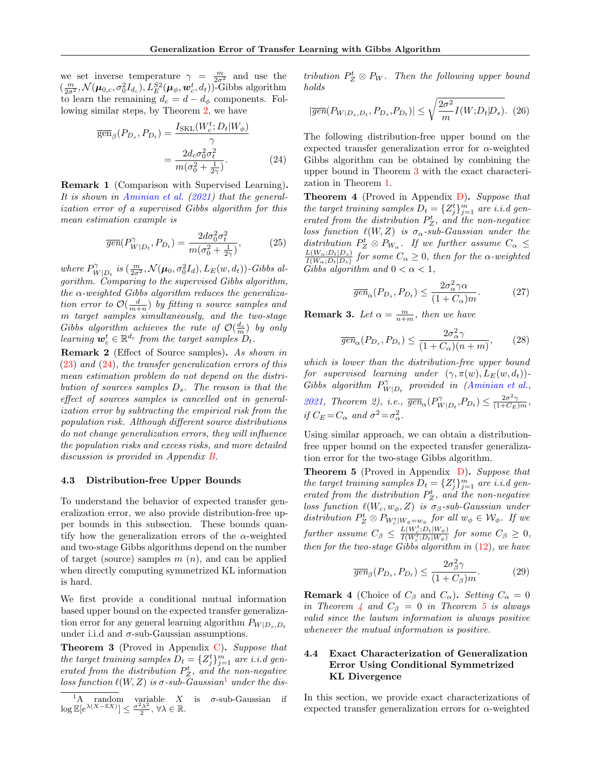we set inverse temperature $\gamma = \frac{m}{2\sigma^2}$ and use the $(\frac{m}{2\sigma^2}, \mathcal{N}(\boldsymbol{\mu}_{0,c}, \sigma_0^2 I_{d_c}), L_E^{S2}(\boldsymbol{\mu}_\phi, \boldsymbol{w}_c^t, d_t))$-Gibbs algorithm to learn the remaining $d_c = d - d_\phi$ components. Following similar steps, by Theorem 2, we have

$$\overline{\text{gen}}_\beta(P_{D_s}, P_{D_t}) = \frac{I_{\text{SKL}}(W_c^t; D_t | W_\phi)}{\gamma} = \frac{2d_c\sigma_0^2\sigma_t^2}{m(\sigma_0^2 + \frac{1}{2\gamma})}. \tag{24}$$

**Remark 1** (Comparison with Supervised Learning)**.** *It is shown in Aminian et al. (2021) that the generalization error of a supervised Gibbs algorithm for this mean estimation example is*

$$\overline{\text{gen}}(P^\gamma_{W|D_t}, P_{D_t}) = \frac{2d\sigma_0^2\sigma_t^2}{m(\sigma_0^2 + \frac{1}{2\gamma})}, \tag{25}$$

*where $P^\gamma_{W|D_t}$ is $(\frac{m}{2\sigma^2}, \mathcal{N}(\boldsymbol{\mu}_0, \sigma_0^2 I_d), L_E(w, d_t))$-Gibbs algorithm. Comparing to the supervised Gibbs algorithm, the $\alpha$-weighted Gibbs algorithm reduces the generalization error to $\mathcal{O}(\frac{d}{m+n})$ by fitting $n$ source samples and $m$ target samples simultaneously, and the two-stage Gibbs algorithm achieves the rate of $\mathcal{O}(\frac{d_c}{m})$ by only learning $\boldsymbol{w}_c^t \in \mathbb{R}^{d_c}$ from the target samples $D_t$.*

**Remark 2** (Effect of Source samples)**.** *As shown in (23) and (24), the transfer generalization errors of this mean estimation problem do not depend on the distribution of sources samples $D_s$. The reason is that the effect of sources samples is cancelled out in generalization error by subtracting the empirical risk from the population risk. Although different source distributions do not change generalization errors, they will influence the population risks and excess risks, and more detailed discussion is provided in Appendix B.*

### 4.3 Distribution-free Upper Bounds

To understand the behavior of expected transfer generalization error, we also provide distribution-free upper bounds in this subsection. These bounds quantify how the generalization errors of the $\alpha$-weighted and two-stage Gibbs algorithms depend on the number of target (source) samples $m$ ($n$), and can be applied when directly computing symmetrized KL information is hard.

We first provide a conditional mutual information based upper bound on the expected transfer generalization error for any general learning algorithm $P_{W|D_s,D_t}$ under i.i.d and $\sigma$-sub-Gaussian assumptions.

**Theorem 3** (Proved in Appendix C)**.** *Suppose that the target training samples $D_t = \{Z_j^t\}_{j=1}^m$ are i.i.d generated from the distribution $P_Z^t$, and the non-negative loss function $\ell(W, Z)$ is $\sigma$-sub-Gaussian[1] under the distribution $P_Z^t \otimes P_W$. Then the following upper bound holds*

$$|\overline{\text{gen}}(P_{W|D_s,D_t}, P_{D_s}, P_{D_t})| \leq \sqrt{\frac{2\sigma^2}{m} I(W; D_t | D_s)}. \tag{26}$$

[1] A random variable $X$ is $\sigma$-sub-Gaussian if $\log \mathbb{E}[e^{\lambda(X - \mathbb{E}X)}] \leq \frac{\sigma^2\lambda^2}{2}$, $\forall \lambda \in \mathbb{R}$.

The following distribution-free upper bound on the expected transfer generalization error for $\alpha$-weighted Gibbs algorithm can be obtained by combining the upper bound in Theorem 3 with the exact characterization in Theorem 1.

**Theorem 4** (Proved in Appendix D)**.** *Suppose that the target training samples $D_t = \{Z_j^t\}_{j=1}^m$ are i.i.d generated from the distribution $P_Z^t$, and the non-negative loss function $\ell(W, Z)$ is $\sigma_\alpha$-sub-Gaussian under the distribution $P_Z^t \otimes P_{W_\alpha}$. If we further assume $C_\alpha \leq \frac{L(W_\alpha; D_t | D_s)}{I(W_\alpha; D_t | D_s)}$ for some $C_\alpha \geq 0$, then for the $\alpha$-weighted Gibbs algorithm and $0 < \alpha < 1$,*

$$\overline{\text{gen}}_\alpha(P_{D_s}, P_{D_t}) \leq \frac{2\sigma_\alpha^2 \gamma \alpha}{(1 + C_\alpha)m}. \tag{27}$$

**Remark 3.** *Let $\alpha = \frac{m}{n+m}$, then we have*

$$\overline{\text{gen}}_\alpha(P_{D_s}, P_{D_t}) \leq \frac{2\sigma_\alpha^2 \gamma}{(1 + C_\alpha)(n + m)}, \tag{28}$$

*which is lower than the distribution-free upper bound for supervised learning under $(\gamma, \pi(w), L_E(w, d_t))$-Gibbs algorithm $P^\gamma_{W|D_t}$ provided in (Aminian et al., 2021, Theorem 2), i.e., $\overline{\text{gen}}_\alpha(P^\gamma_{W|D_t}, P_{D_t}) \leq \frac{2\sigma^2\gamma}{(1+C_E)m}$, if $C_E = C_\alpha$ and $\sigma^2 = \sigma_\alpha^2$.*

Using similar approach, we can obtain a distribution-free upper bound on the expected transfer generalization error for the two-stage Gibbs algorithm.

**Theorem 5** (Proved in Appendix D)**.** *Suppose that the target training samples $D_t = \{Z_j^t\}_{j=1}^m$ are i.i.d generated from the distribution $P_Z^t$, and the non-negative loss function $\ell(W_c, w_\phi, Z)$ is $\sigma_\beta$-sub-Gaussian under distribution $P_Z^t \otimes P_{W_c^t | W_\phi = w_\phi}$ for all $w_\phi \in \mathcal{W}_\phi$. If we further assume $C_\beta \leq \frac{L(W_c^t; D_t | W_\phi)}{I(W_c^t; D_t | W_\phi)}$ for some $C_\beta \geq 0$, then for the two-stage Gibbs algorithm in (12), we have*

$$\overline{\text{gen}}_\beta(P_{D_s}, P_{D_t}) \leq \frac{2\sigma_\beta^2 \gamma}{(1 + C_\beta)m}. \tag{29}$$

**Remark 4** (Choice of $C_\beta$ and $C_\alpha$)**.** *Setting $C_\alpha = 0$ in Theorem 4 and $C_\beta = 0$ in Theorem 5 is always valid since the lautum information is always positive whenever the mutual information is positive.*

### 4.4 Exact Characterization of Generalization Error Using Conditional Symmetrized KL Divergence

In this section, we provide exact characterizations of expected transfer generalization errors for $\alpha$-weighted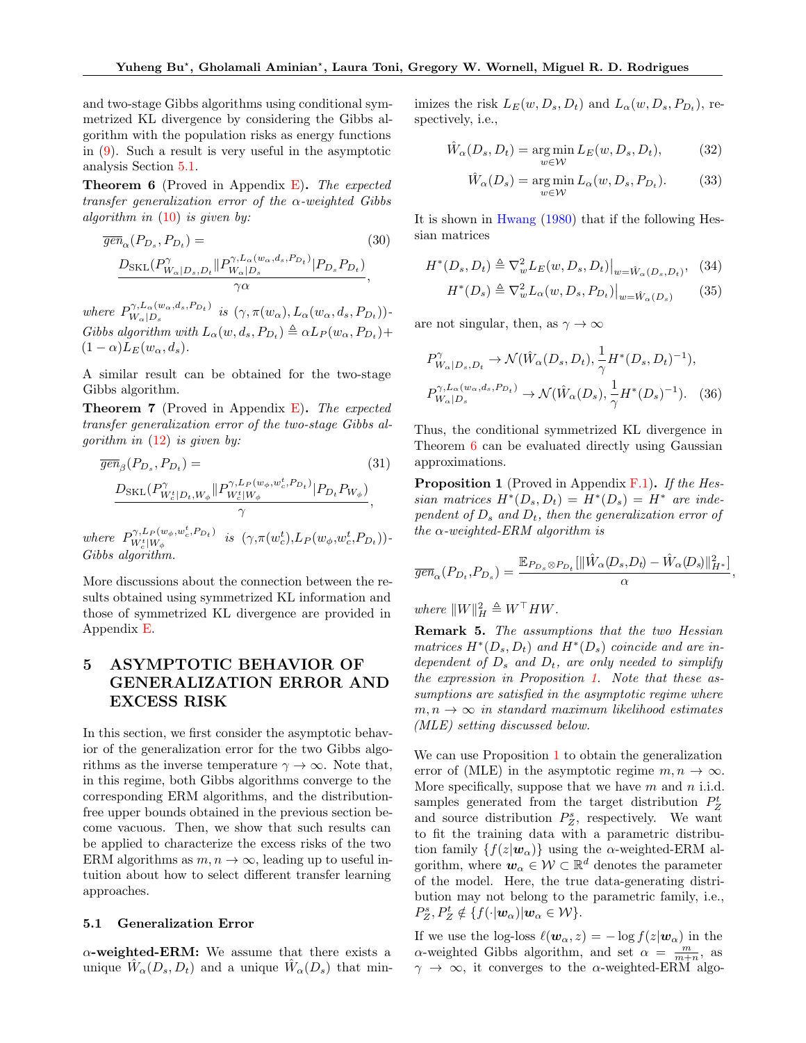and two-stage Gibbs algorithms using conditional symmetrized KL divergence by considering the Gibbs algorithm with the population risks as energy functions in (9). Such a result is very useful in the asymptotic analysis Section 5.1.

**Theorem 6** (Proved in Appendix E)**.** *The expected transfer generalization error of the $\alpha$-weighted Gibbs algorithm in (10) is given by:*

$$\overline{gen}_\alpha(P_{D_s}, P_{D_t}) = \frac{D_{\mathrm{SKL}}(P^{\gamma}_{W_\alpha|D_s,D_t} \| P^{\gamma, L_\alpha(w_\alpha, d_s, P_{D_t})}_{W_\alpha|D_s} | P_{D_s} P_{D_t})}{\gamma\alpha}, \tag{30}$$

*where $P^{\gamma, L_\alpha(w_\alpha, d_s, P_{D_t})}_{W_\alpha|D_s}$ is $(\gamma, \pi(w_\alpha), L_\alpha(w_\alpha, d_s, P_{D_t}))$-Gibbs algorithm with $L_\alpha(w, d_s, P_{D_t}) \triangleq \alpha L_P(w_\alpha, P_{D_t}) + (1-\alpha) L_E(w_\alpha, d_s)$.*

A similar result can be obtained for the two-stage Gibbs algorithm.

**Theorem 7** (Proved in Appendix E)**.** *The expected transfer generalization error of the two-stage Gibbs algorithm in (12) is given by:*

$$\overline{gen}_\beta(P_{D_s}, P_{D_t}) = \frac{D_{\mathrm{SKL}}(P^{\gamma}_{W_c^t|D_t, W_\phi} \| P^{\gamma, L_P(w_\phi, w_c^t, P_{D_t})}_{W_c^t|W_\phi} | P_{D_t} P_{W_\phi})}{\gamma}, \tag{31}$$

*where $P^{\gamma, L_P(w_\phi, w_c^t, P_{D_t})}_{W_c^t|W_\phi}$ is $(\gamma, \pi(w_c^t), L_P(w_\phi, w_c^t, P_{D_t}))$-Gibbs algorithm.*

More discussions about the connection between the results obtained using symmetrized KL information and those of symmetrized KL divergence are provided in Appendix E.

# 5 ASYMPTOTIC BEHAVIOR OF GENERALIZATION ERROR AND EXCESS RISK

In this section, we first consider the asymptotic behavior of the generalization error for the two Gibbs algorithms as the inverse temperature $\gamma \to \infty$. Note that, in this regime, both Gibbs algorithms converge to the corresponding ERM algorithms, and the distribution-free upper bounds obtained in the previous section become vacuous. Then, we show that such results can be applied to characterize the excess risks of the two ERM algorithms as $m, n \to \infty$, leading up to useful intuition about how to select different transfer learning approaches.

## 5.1 Generalization Error

**$\alpha$-weighted-ERM:** We assume that there exists a unique $\hat{W}_\alpha(D_s, D_t)$ and a unique $\hat{W}_\alpha(D_s)$ that minimizes the risk $L_E(w, D_s, D_t)$ and $L_\alpha(w, D_s, P_{D_t})$, respectively, i.e.,

$$\hat{W}_\alpha(D_s, D_t) = \operatorname*{arg\,min}_{w \in \mathcal{W}} L_E(w, D_s, D_t), \tag{32}$$

$$\hat{W}_\alpha(D_s) = \operatorname*{arg\,min}_{w \in \mathcal{W}} L_\alpha(w, D_s, P_{D_t}). \tag{33}$$

It is shown in Hwang (1980) that if the following Hessian matrices

$$H^*(D_s, D_t) \triangleq \nabla_w^2 L_E(w, D_s, D_t)\big|_{w = \hat{W}_\alpha(D_s, D_t)}, \tag{34}$$

$$H^*(D_s) \triangleq \nabla_w^2 L_\alpha(w, D_s, P_{D_t})\big|_{w = \hat{W}_\alpha(D_s)} \tag{35}$$

are not singular, then, as $\gamma \to \infty$

$$P^{\gamma}_{W_\alpha|D_s,D_t} \to \mathcal{N}(\hat{W}_\alpha(D_s, D_t), \frac{1}{\gamma} H^*(D_s, D_t)^{-1}),$$
$$P^{\gamma, L_\alpha(w_\alpha, d_s, P_{D_t})}_{W_\alpha|D_s} \to \mathcal{N}(\hat{W}_\alpha(D_s), \frac{1}{\gamma} H^*(D_s)^{-1}). \tag{36}$$

Thus, the conditional symmetrized KL divergence in Theorem 6 can be evaluated directly using Gaussian approximations.

**Proposition 1** (Proved in Appendix F.1)**.** *If the Hessian matrices $H^*(D_s, D_t) = H^*(D_s) = H^*$ are independent of $D_s$ and $D_t$, then the generalization error of the $\alpha$-weighted-ERM algorithm is*

$$\overline{gen}_\alpha(P_{D_t}, P_{D_s}) = \frac{\mathbb{E}_{P_{D_s} \otimes P_{D_t}}[\|\hat{W}_\alpha(D_s, D_t) - \hat{W}_\alpha(D_s)\|^2_{H^*}]}{\alpha},$$

*where $\|W\|_H^2 \triangleq W^\top H W$.*

**Remark 5.** *The assumptions that the two Hessian matrices $H^*(D_s, D_t)$ and $H^*(D_s)$ coincide and are independent of $D_s$ and $D_t$, are only needed to simplify the expression in Proposition 1. Note that these assumptions are satisfied in the asymptotic regime where $m, n \to \infty$ in standard maximum likelihood estimates (MLE) setting discussed below.*

We can use Proposition 1 to obtain the generalization error of (MLE) in the asymptotic regime $m, n \to \infty$. More specifically, suppose that we have $m$ and $n$ i.i.d. samples generated from the target distribution $P_Z^t$ and source distribution $P_Z^s$, respectively. We want to fit the training data with a parametric distribution family $\{f(z|\boldsymbol{w}_\alpha)\}$ using the $\alpha$-weighted-ERM algorithm, where $\boldsymbol{w}_\alpha \in \mathcal{W} \subset \mathbb{R}^d$ denotes the parameter of the model. Here, the true data-generating distribution may not belong to the parametric family, i.e., $P_Z^s, P_Z^t \notin \{f(\cdot|\boldsymbol{w}_\alpha)|\boldsymbol{w}_\alpha \in \mathcal{W}\}$.

If we use the log-loss $\ell(\boldsymbol{w}_\alpha, z) = -\log f(z|\boldsymbol{w}_\alpha)$ in the $\alpha$-weighted Gibbs algorithm, and set $\alpha = \frac{m}{m+n}$, as $\gamma \to \infty$, it converges to the $\alpha$-weighted-ERM algo-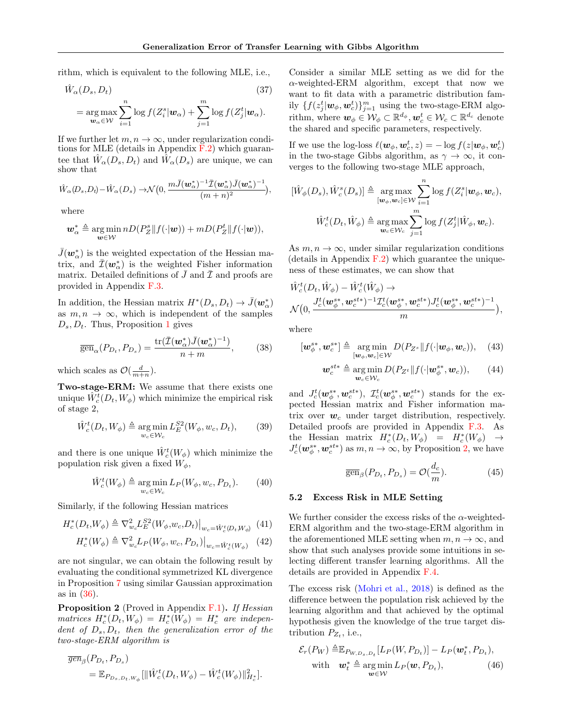rithm, which is equivalent to the following MLE, i.e.,

$$\hat{W}_\alpha(D_s, D_t) = \underset{\boldsymbol{w}_\alpha \in \mathcal{W}}{\arg\max} \sum_{i=1}^{n} \log f(Z_i^s|\boldsymbol{w}_\alpha) + \sum_{j=1}^{m} \log f(Z_j^t|\boldsymbol{w}_\alpha). \tag{37}$$

If we further let $m, n \to \infty$, under regularization conditions for MLE (details in Appendix F.2) which guarantee that $\hat{W}_\alpha(D_s, D_t)$ and $\hat{W}_\alpha(D_s)$ are unique, we can show that

$$\hat{W}_\alpha(D_s, D_t) - \hat{W}_\alpha(D_s) \to \mathcal{N}\big(0, \frac{m\bar{J}(\boldsymbol{w}_\alpha^*)^{-1}\bar{\mathcal{I}}(\boldsymbol{w}_\alpha^*)\bar{J}(\boldsymbol{w}_\alpha^*)^{-1}}{(m+n)^2}\big),$$

where

$$\boldsymbol{w}_\alpha^* \triangleq \underset{\boldsymbol{w} \in \mathcal{W}}{\arg\min}\, nD(P_Z^s \| f(\cdot|\boldsymbol{w})) + mD(P_Z^t \| f(\cdot|\boldsymbol{w})),$$

$\bar{J}(\boldsymbol{w}_\alpha^*)$ is the weighted expectation of the Hessian matrix, and $\bar{\mathcal{I}}(\boldsymbol{w}_\alpha^*)$ is the weighted Fisher information matrix. Detailed definitions of $\bar{J}$ and $\bar{\mathcal{I}}$ and proofs are provided in Appendix F.3.

In addition, the Hessian matrix $H^*(D_s, D_t) \to \bar{J}(\boldsymbol{w}_\alpha^*)$ as $m, n \to \infty$, which is independent of the samples $D_s, D_t$. Thus, Proposition 1 gives

$$\overline{\text{gen}}_\alpha(P_{D_t}, P_{D_s}) = \frac{\text{tr}(\bar{\mathcal{I}}(\boldsymbol{w}_\alpha^*)\bar{J}(\boldsymbol{w}_\alpha^*)^{-1})}{n+m}, \tag{38}$$

which scales as $\mathcal{O}(\frac{d}{m+n})$.

**Two-stage-ERM:** We assume that there exists one unique $\hat{W}_c^t(D_t, W_\phi)$ which minimize the empirical risk of stage 2,

$$\hat{W}_c^t(D_t, W_\phi) \triangleq \underset{w_c \in \mathcal{W}_c}{\arg\min}\, L_E^{S2}(W_\phi, w_c, D_t), \tag{39}$$

and there is one unique $\hat{W}_c^t(W_\phi)$ which minimize the population risk given a fixed $W_\phi$,

$$\hat{W}_c^t(W_\phi) \triangleq \underset{w_c \in \mathcal{W}_c}{\arg\min}\, L_P(W_\phi, w_c, P_{D_t}). \tag{40}$$

Similarly, if the following Hessian matrices

$$H_c^*(D_t, W_\phi) \triangleq \nabla_{w_c}^2 L_E^{S2}(W_\phi, w_c, D_t)\big|_{w_c = \hat{W}_c^t(D_t, W_\phi)} \tag{41}$$

$$H_c^*(W_\phi) \triangleq \nabla_{w_c}^2 L_P(W_\phi, w_c, P_{D_t})\big|_{w_c = \hat{W}_c^t(W_\phi)} \tag{42}$$

are not singular, we can obtain the following result by evaluating the conditional symmetrized KL divergence in Proposition 7 using similar Gaussian approximation as in (36).

**Proposition 2** (Proved in Appendix F.1)**.** *If Hessian matrices $H_c^*(D_t, W_\phi) = H_c^*(W_\phi) = H_c^*$ are independent of $D_s, D_t$, then the generalization error of the two-stage-ERM algorithm is*

$$\overline{\text{gen}}_\beta(P_{D_t}, P_{D_s}) = \mathbb{E}_{P_{D_s, D_t, W_\phi}}[\|\hat{W}_c^t(D_t, W_\phi) - \hat{W}_c^t(W_\phi)\|_{H_c^*}^2].$$

Consider a similar MLE setting as we did for the $\alpha$-weighted-ERM algorithm, except that now we want to fit data with a parametric distribution family $\{f(z_j^t|\boldsymbol{w}_\phi, \boldsymbol{w}_c^t)\}_{j=1}^m$ using the two-stage-ERM algorithm, where $\boldsymbol{w}_\phi \in \mathcal{W}_\phi \subset \mathbb{R}^{d_\phi}, \boldsymbol{w}_c^t \in \mathcal{W}_c \subset \mathbb{R}^{d_c}$ denote the shared and specific parameters, respectively.

If we use the log-loss $\ell(\boldsymbol{w}_\phi, \boldsymbol{w}_c^t, z) = -\log f(z|\boldsymbol{w}_\phi, \boldsymbol{w}_c^t)$ in the two-stage Gibbs algorithm, as $\gamma \to \infty$, it converges to the following two-stage MLE approach,

$$[\hat{W}_\phi(D_s), \hat{W}_c^s(D_s)] \triangleq \underset{[\boldsymbol{w}_\phi, \boldsymbol{w}_c] \in \mathcal{W}}{\arg\max} \sum_{i=1}^{n} \log f(Z_i^s|\boldsymbol{w}_\phi, \boldsymbol{w}_c),$$

$$\hat{W}_c^t(D_t, \hat{W}_\phi) \triangleq \underset{\boldsymbol{w}_c \in \mathcal{W}_c}{\arg\max} \sum_{j=1}^{m} \log f(Z_j^t|\hat{W}_\phi, \boldsymbol{w}_c).$$

As $m, n \to \infty$, under similar regularization conditions (details in Appendix F.2) which guarantee the uniqueness of these estimates, we can show that

$$\hat{W}_c^t(D_t, \hat{W}_\phi) - \hat{W}_c^t(\hat{W}_\phi) \to \mathcal{N}\big(0, \frac{J_c^t(\boldsymbol{w}_\phi^{s*}, \boldsymbol{w}_c^{st*})^{-1}\mathcal{I}_c^t(\boldsymbol{w}_\phi^{s*}, \boldsymbol{w}_c^{st*})J_c^t(\boldsymbol{w}_\phi^{s*}, \boldsymbol{w}_c^{st*})^{-1}}{m}\big),$$

where

$$[\boldsymbol{w}_\phi^{s*}, \boldsymbol{w}_c^{s*}] \triangleq \underset{[\boldsymbol{w}_\phi, \boldsymbol{w}_c] \in \mathcal{W}}{\arg\min}\, D(P_{Z^s} \| f(\cdot|\boldsymbol{w}_\phi, \boldsymbol{w}_c)), \tag{43}$$

$$\boldsymbol{w}_c^{st*} \triangleq \underset{\boldsymbol{w}_c \in \mathcal{W}_c}{\arg\min}\, D(P_{Z^t} \| f(\cdot|\boldsymbol{w}_\phi^{s*}, \boldsymbol{w}_c)), \tag{44}$$

and $J_c^t(\boldsymbol{w}_\phi^{s*}, \boldsymbol{w}_c^{st*})$, $\mathcal{I}_c^t(\boldsymbol{w}_\phi^{s*}, \boldsymbol{w}_c^{st*})$ stands for the expected Hessian matrix and Fisher information matrix over $\boldsymbol{w}_c$ under target distribution, respectively. Detailed proofs are provided in Appendix F.3. As the Hessian matrix $H_c^*(D_t, W_\phi) = H_c^*(W_\phi) \to J_c^t(\boldsymbol{w}_\phi^{s*}, \boldsymbol{w}_c^{st*})$ as $m, n \to \infty$, by Proposition 2, we have

$$\overline{\text{gen}}_\beta(P_{D_t}, P_{D_s}) = \mathcal{O}(\frac{d_c}{m}). \tag{45}$$

### 5.2 Excess Risk in MLE Setting

We further consider the excess risks of the $\alpha$-weighted-ERM algorithm and the two-stage-ERM algorithm in the aforementioned MLE setting when $m, n \to \infty$, and show that such analyses provide some intuitions in selecting different transfer learning algorithms. All the details are provided in Appendix F.4.

The excess risk (Mohri et al., 2018) is defined as the difference between the population risk achieved by the learning algorithm and that achieved by the optimal hypothesis given the knowledge of the true target distribution $P_{Z_t}$, i.e.,

$$\mathcal{E}_r(P_W) \triangleq \mathbb{E}_{P_{W, D_s, D_t}}[L_P(W, P_{D_t})] - L_P(\boldsymbol{w}_t^*, P_{D_t}),$$
$$\text{with} \quad \boldsymbol{w}_t^* \triangleq \underset{\boldsymbol{w} \in \mathcal{W}}{\arg\min}\, L_P(\boldsymbol{w}, P_{D_t}), \tag{46}$$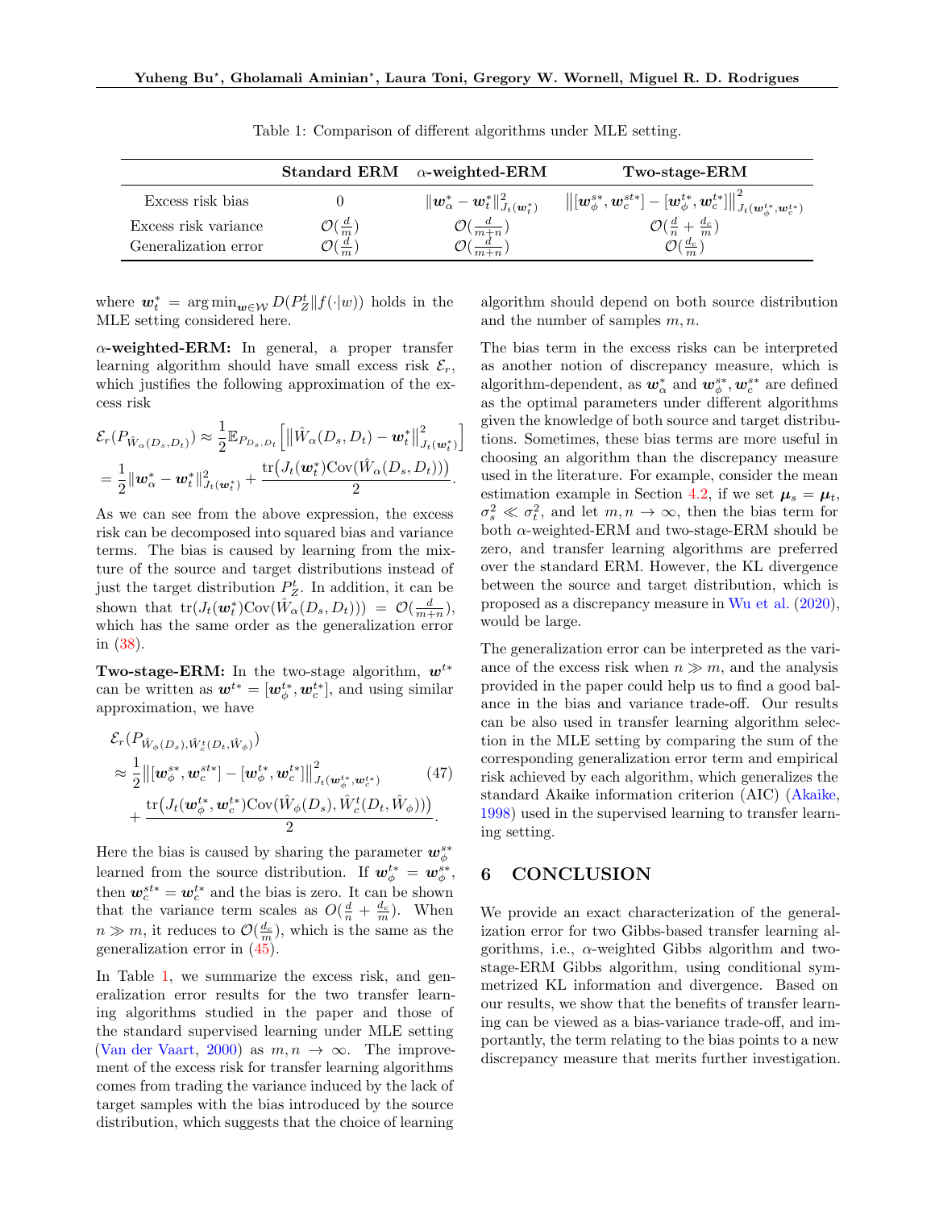Table 1: Comparison of different algorithms under MLE setting.

| | **Standard ERM** | **$\alpha$-weighted-ERM** | **Two-stage-ERM** |
|---|---|---|---|
| Excess risk bias | $0$ | $\|\boldsymbol{w}_\alpha^* - \boldsymbol{w}_t^*\|_{J_t(\boldsymbol{w}_t^*)}^2$ | $\big\|[\boldsymbol{w}_\phi^{s*}, \boldsymbol{w}_c^{st*}] - [\boldsymbol{w}_\phi^{t*}, \boldsymbol{w}_c^{t*}]\big\|_{J_t(\boldsymbol{w}_\phi^{t*}, \boldsymbol{w}_c^{t*})}^2$ |
| Excess risk variance | $\mathcal{O}(\frac{d}{m})$ | $\mathcal{O}(\frac{d}{m+n})$ | $\mathcal{O}(\frac{d}{n} + \frac{d_c}{m})$ |
| Generalization error | $\mathcal{O}(\frac{d}{m})$ | $\mathcal{O}(\frac{d}{m+n})$ | $\mathcal{O}(\frac{d_c}{m})$ |

where $\boldsymbol{w}_t^* = \arg\min_{\boldsymbol{w}\in\mathcal{W}} D(P_Z^t \| f(\cdot|w))$ holds in the MLE setting considered here.

**$\alpha$-weighted-ERM:** In general, a proper transfer learning algorithm should have small excess risk $\mathcal{E}_r$, which justifies the following approximation of the excess risk

$$
\begin{aligned}
\mathcal{E}_r(P_{\hat{W}_\alpha(D_s,D_t)}) &\approx \frac{1}{2}\mathbb{E}_{P_{D_s,D_t}}\Big[\big\|\hat{W}_\alpha(D_s,D_t) - \boldsymbol{w}_t^*\big\|_{J_t(\boldsymbol{w}_t^*)}^2\Big] \\
&= \frac{1}{2}\|\boldsymbol{w}_\alpha^* - \boldsymbol{w}_t^*\|_{J_t(\boldsymbol{w}_t^*)}^2 + \frac{\mathrm{tr}\big(J_t(\boldsymbol{w}_t^*)\mathrm{Cov}(\hat{W}_\alpha(D_s,D_t))\big)}{2}.
\end{aligned}
$$

As we can see from the above expression, the excess risk can be decomposed into squared bias and variance terms. The bias is caused by learning from the mixture of the source and target distributions instead of just the target distribution $P_Z^t$. In addition, it can be shown that $\mathrm{tr}(J_t(\boldsymbol{w}_t^*)\mathrm{Cov}(\hat{W}_\alpha(D_s,D_t))) = \mathcal{O}(\frac{d}{m+n})$, which has the same order as the generalization error in (38).

**Two-stage-ERM:** In the two-stage algorithm, $\boldsymbol{w}^{t*}$ can be written as $\boldsymbol{w}^{t*} = [\boldsymbol{w}_\phi^{t*}, \boldsymbol{w}_c^{t*}]$, and using similar approximation, we have

$$
\begin{aligned}
&\mathcal{E}_r(P_{\hat{W}_\phi(D_s),\hat{W}_c^t(D_t,\hat{W}_\phi)}) \\
&\approx \frac{1}{2}\big\|[\boldsymbol{w}_\phi^{s*}, \boldsymbol{w}_c^{st*}] - [\boldsymbol{w}_\phi^{t*}, \boldsymbol{w}_c^{t*}]\big\|_{J_t(\boldsymbol{w}_\phi^{t*}, \boldsymbol{w}_c^{t*})}^2 \qquad (47)\\
&\quad + \frac{\mathrm{tr}\big(J_t(\boldsymbol{w}_\phi^{t*}, \boldsymbol{w}_c^{t*})\mathrm{Cov}(\hat{W}_\phi(D_s), \hat{W}_c^t(D_t,\hat{W}_\phi))\big)}{2}.
\end{aligned}
$$

Here the bias is caused by sharing the parameter $\boldsymbol{w}_\phi^{s*}$ learned from the source distribution. If $\boldsymbol{w}_\phi^{t*} = \boldsymbol{w}_\phi^{s*}$, then $\boldsymbol{w}_c^{st*} = \boldsymbol{w}_c^{t*}$ and the bias is zero. It can be shown that the variance term scales as $O(\frac{d}{n} + \frac{d_c}{m})$. When $n \gg m$, it reduces to $\mathcal{O}(\frac{d_c}{m})$, which is the same as the generalization error in (45).

In Table 1, we summarize the excess risk, and generalization error results for the two transfer learning algorithms studied in the paper and those of the standard supervised learning under MLE setting (Van der Vaart, 2000) as $m, n \to \infty$. The improvement of the excess risk for transfer learning algorithms comes from trading the variance induced by the lack of target samples with the bias introduced by the source distribution, which suggests that the choice of learning algorithm should depend on both source distribution and the number of samples $m, n$.

The bias term in the excess risks can be interpreted as another notion of discrepancy measure, which is algorithm-dependent, as $\boldsymbol{w}_\alpha^*$ and $\boldsymbol{w}_\phi^{s*}, \boldsymbol{w}_c^{s*}$ are defined as the optimal parameters under different algorithms given the knowledge of both source and target distributions. Sometimes, these bias terms are more useful in choosing an algorithm than the discrepancy measure used in the literature. For example, consider the mean estimation example in Section 4.2, if we set $\boldsymbol{\mu}_s = \boldsymbol{\mu}_t$, $\sigma_s^2 \ll \sigma_t^2$, and let $m, n \to \infty$, then the bias term for both $\alpha$-weighted-ERM and two-stage-ERM should be zero, and transfer learning algorithms are preferred over the standard ERM. However, the KL divergence between the source and target distribution, which is proposed as a discrepancy measure in Wu et al. (2020), would be large.

The generalization error can be interpreted as the variance of the excess risk when $n \gg m$, and the analysis provided in the paper could help us to find a good balance in the bias and variance trade-off. Our results can be also used in transfer learning algorithm selection in the MLE setting by comparing the sum of the corresponding generalization error term and empirical risk achieved by each algorithm, which generalizes the standard Akaike information criterion (AIC) (Akaike, 1998) used in the supervised learning to transfer learning setting.

## 6 CONCLUSION

We provide an exact characterization of the generalization error for two Gibbs-based transfer learning algorithms, i.e., $\alpha$-weighted Gibbs algorithm and two-stage-ERM Gibbs algorithm, using conditional symmetrized KL information and divergence. Based on our results, we show that the benefits of transfer learning can be viewed as a bias-variance trade-off, and importantly, the term relating to the bias points to a new discrepancy measure that merits further investigation.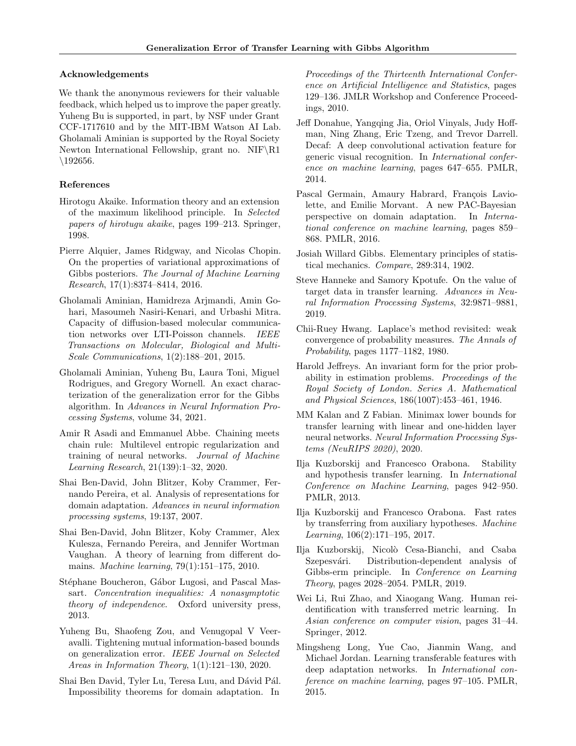### Acknowledgements

We thank the anonymous reviewers for their valuable feedback, which helped us to improve the paper greatly. Yuheng Bu is supported, in part, by NSF under Grant CCF-1717610 and by the MIT-IBM Watson AI Lab. Gholamali Aminian is supported by the Royal Society Newton International Fellowship, grant no. NIF\R1 \192656.

### References

Hirotogu Akaike. Information theory and an extension of the maximum likelihood principle. In *Selected papers of hirotugu akaike*, pages 199–213. Springer, 1998.

Pierre Alquier, James Ridgway, and Nicolas Chopin. On the properties of variational approximations of Gibbs posteriors. *The Journal of Machine Learning Research*, 17(1):8374–8414, 2016.

Gholamali Aminian, Hamidreza Arjmandi, Amin Gohari, Masoumeh Nasiri-Kenari, and Urbashi Mitra. Capacity of diffusion-based molecular communication networks over LTI-Poisson channels. *IEEE Transactions on Molecular, Biological and Multi-Scale Communications*, 1(2):188–201, 2015.

Gholamali Aminian, Yuheng Bu, Laura Toni, Miguel Rodrigues, and Gregory Wornell. An exact characterization of the generalization error for the Gibbs algorithm. In *Advances in Neural Information Processing Systems*, volume 34, 2021.

Amir R Asadi and Emmanuel Abbe. Chaining meets chain rule: Multilevel entropic regularization and training of neural networks. *Journal of Machine Learning Research*, 21(139):1–32, 2020.

Shai Ben-David, John Blitzer, Koby Crammer, Fernando Pereira, et al. Analysis of representations for domain adaptation. *Advances in neural information processing systems*, 19:137, 2007.

Shai Ben-David, John Blitzer, Koby Crammer, Alex Kulesza, Fernando Pereira, and Jennifer Wortman Vaughan. A theory of learning from different domains. *Machine learning*, 79(1):151–175, 2010.

Stéphane Boucheron, Gábor Lugosi, and Pascal Massart. *Concentration inequalities: A nonasymptotic theory of independence*. Oxford university press, 2013.

Yuheng Bu, Shaofeng Zou, and Venugopal V Veeravalli. Tightening mutual information-based bounds on generalization error. *IEEE Journal on Selected Areas in Information Theory*, 1(1):121–130, 2020.

Shai Ben David, Tyler Lu, Teresa Luu, and Dávid Pál. Impossibility theorems for domain adaptation. In *Proceedings of the Thirteenth International Conference on Artificial Intelligence and Statistics*, pages 129–136. JMLR Workshop and Conference Proceedings, 2010.

Jeff Donahue, Yangqing Jia, Oriol Vinyals, Judy Hoffman, Ning Zhang, Eric Tzeng, and Trevor Darrell. Decaf: A deep convolutional activation feature for generic visual recognition. In *International conference on machine learning*, pages 647–655. PMLR, 2014.

Pascal Germain, Amaury Habrard, François Laviolette, and Emilie Morvant. A new PAC-Bayesian perspective on domain adaptation. In *International conference on machine learning*, pages 859–868. PMLR, 2016.

Josiah Willard Gibbs. Elementary principles of statistical mechanics. *Compare*, 289:314, 1902.

Steve Hanneke and Samory Kpotufe. On the value of target data in transfer learning. *Advances in Neural Information Processing Systems*, 32:9871–9881, 2019.

Chii-Ruey Hwang. Laplace's method revisited: weak convergence of probability measures. *The Annals of Probability*, pages 1177–1182, 1980.

Harold Jeffreys. An invariant form for the prior probability in estimation problems. *Proceedings of the Royal Society of London. Series A. Mathematical and Physical Sciences*, 186(1007):453–461, 1946.

MM Kalan and Z Fabian. Minimax lower bounds for transfer learning with linear and one-hidden layer neural networks. *Neural Information Processing Systems (NeuRIPS 2020)*, 2020.

Ilja Kuzborskij and Francesco Orabona. Stability and hypothesis transfer learning. In *International Conference on Machine Learning*, pages 942–950. PMLR, 2013.

Ilja Kuzborskij and Francesco Orabona. Fast rates by transferring from auxiliary hypotheses. *Machine Learning*, 106(2):171–195, 2017.

Ilja Kuzborskij, Nicolò Cesa-Bianchi, and Csaba Szepesvári. Distribution-dependent analysis of Gibbs-erm principle. In *Conference on Learning Theory*, pages 2028–2054. PMLR, 2019.

Wei Li, Rui Zhao, and Xiaogang Wang. Human reidentification with transferred metric learning. In *Asian conference on computer vision*, pages 31–44. Springer, 2012.

Mingsheng Long, Yue Cao, Jianmin Wang, and Michael Jordan. Learning transferable features with deep adaptation networks. In *International conference on machine learning*, pages 97–105. PMLR, 2015.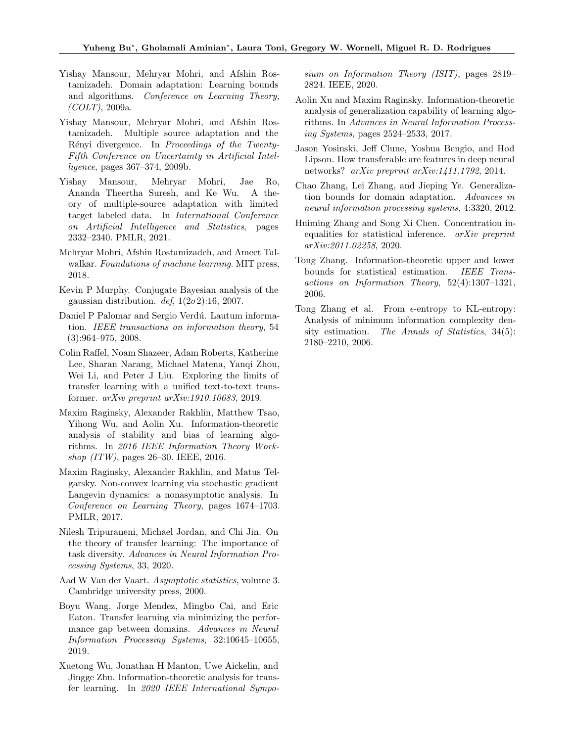Yishay Mansour, Mehryar Mohri, and Afshin Rostamizadeh. Domain adaptation: Learning bounds and algorithms. *Conference on Learning Theory, (COLT)*, 2009a.

Yishay Mansour, Mehryar Mohri, and Afshin Rostamizadeh. Multiple source adaptation and the Rényi divergence. In *Proceedings of the Twenty-Fifth Conference on Uncertainty in Artificial Intelligence*, pages 367–374, 2009b.

Yishay Mansour, Mehryar Mohri, Jae Ro, Ananda Theertha Suresh, and Ke Wu. A theory of multiple-source adaptation with limited target labeled data. In *International Conference on Artificial Intelligence and Statistics*, pages 2332–2340. PMLR, 2021.

Mehryar Mohri, Afshin Rostamizadeh, and Ameet Talwalkar. *Foundations of machine learning*. MIT press, 2018.

Kevin P Murphy. Conjugate Bayesian analysis of the gaussian distribution. *def*, 1(2$\sigma$2):16, 2007.

Daniel P Palomar and Sergio Verdú. Lautum information. *IEEE transactions on information theory*, 54 (3):964–975, 2008.

Colin Raffel, Noam Shazeer, Adam Roberts, Katherine Lee, Sharan Narang, Michael Matena, Yanqi Zhou, Wei Li, and Peter J Liu. Exploring the limits of transfer learning with a unified text-to-text transformer. *arXiv preprint arXiv:1910.10683*, 2019.

Maxim Raginsky, Alexander Rakhlin, Matthew Tsao, Yihong Wu, and Aolin Xu. Information-theoretic analysis of stability and bias of learning algorithms. In *2016 IEEE Information Theory Workshop (ITW)*, pages 26–30. IEEE, 2016.

Maxim Raginsky, Alexander Rakhlin, and Matus Telgarsky. Non-convex learning via stochastic gradient Langevin dynamics: a nonasymptotic analysis. In *Conference on Learning Theory*, pages 1674–1703. PMLR, 2017.

Nilesh Tripuraneni, Michael Jordan, and Chi Jin. On the theory of transfer learning: The importance of task diversity. *Advances in Neural Information Processing Systems*, 33, 2020.

Aad W Van der Vaart. *Asymptotic statistics*, volume 3. Cambridge university press, 2000.

Boyu Wang, Jorge Mendez, Mingbo Cai, and Eric Eaton. Transfer learning via minimizing the performance gap between domains. *Advances in Neural Information Processing Systems*, 32:10645–10655, 2019.

Xuetong Wu, Jonathan H Manton, Uwe Aickelin, and Jingge Zhu. Information-theoretic analysis for transfer learning. In *2020 IEEE International Symposium on Information Theory (ISIT)*, pages 2819–2824. IEEE, 2020.

Aolin Xu and Maxim Raginsky. Information-theoretic analysis of generalization capability of learning algorithms. In *Advances in Neural Information Processing Systems*, pages 2524–2533, 2017.

Jason Yosinski, Jeff Clune, Yoshua Bengio, and Hod Lipson. How transferable are features in deep neural networks? *arXiv preprint arXiv:1411.1792*, 2014.

Chao Zhang, Lei Zhang, and Jieping Ye. Generalization bounds for domain adaptation. *Advances in neural information processing systems*, 4:3320, 2012.

Huiming Zhang and Song Xi Chen. Concentration inequalities for statistical inference. *arXiv preprint arXiv:2011.02258*, 2020.

Tong Zhang. Information-theoretic upper and lower bounds for statistical estimation. *IEEE Transactions on Information Theory*, 52(4):1307–1321, 2006.

Tong Zhang et al. From $\epsilon$-entropy to KL-entropy: Analysis of minimum information complexity density estimation. *The Annals of Statistics*, 34(5): 2180–2210, 2006.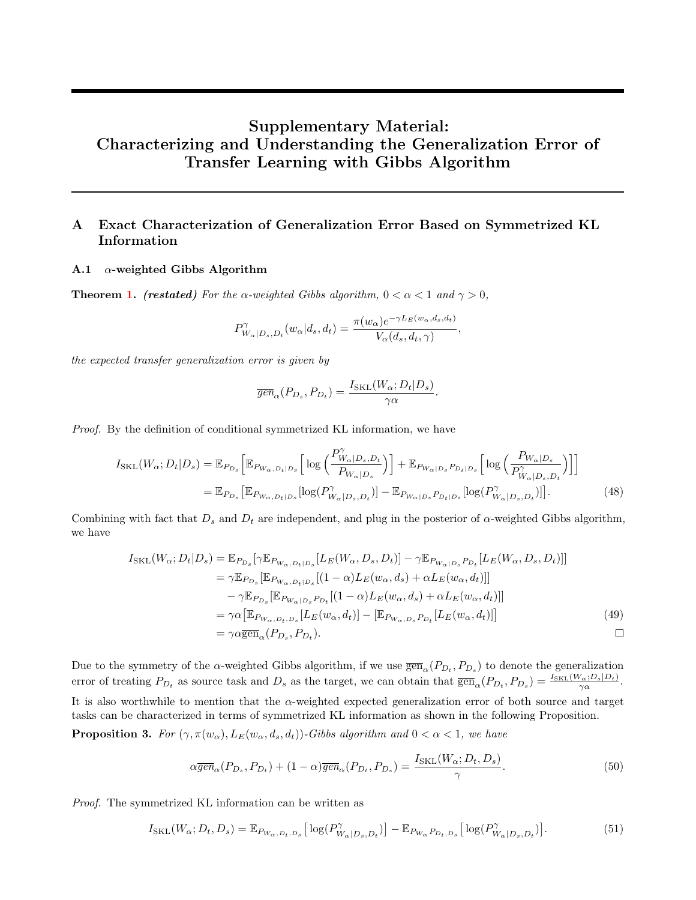# Supplementary Material: Characterizing and Understanding the Generalization Error of Transfer Learning with Gibbs Algorithm

## A Exact Characterization of Generalization Error Based on Symmetrized KL Information

### A.1 $\alpha$-weighted Gibbs Algorithm

**Theorem 1.** ***(restated)*** *For the $\alpha$-weighted Gibbs algorithm, $0 < \alpha < 1$ and $\gamma > 0$,*

$$P^{\gamma}_{W_\alpha|D_s,D_t}(w_\alpha|d_s,d_t) = \frac{\pi(w_\alpha)e^{-\gamma L_E(w_\alpha,d_s,d_t)}}{V_\alpha(d_s,d_t,\gamma)},$$

*the expected transfer generalization error is given by*

$$\overline{gen}_\alpha(P_{D_s},P_{D_t}) = \frac{I_{\mathrm{SKL}}(W_\alpha;D_t|D_s)}{\gamma\alpha}.$$

*Proof.* By the definition of conditional symmetrized KL information, we have

$$\begin{aligned}
I_{\mathrm{SKL}}(W_\alpha;D_t|D_s) &= \mathbb{E}_{P_{D_s}}\Big[\mathbb{E}_{P_{W_\alpha,D_t|D_s}}\Big[\log\Big(\frac{P^{\gamma}_{W_\alpha|D_s,D_t}}{P_{W_\alpha|D_s}}\Big)\Big] + \mathbb{E}_{P_{W_\alpha|D_s}P_{D_t|D_s}}\Big[\log\Big(\frac{P_{W_\alpha|D_s}}{P^{\gamma}_{W_\alpha|D_s,D_t}}\Big)\Big]\Big] \\
&= \mathbb{E}_{P_{D_s}}\big[\mathbb{E}_{P_{W_\alpha,D_t|D_s}}[\log(P^{\gamma}_{W_\alpha|D_s,D_t})] - \mathbb{E}_{P_{W_\alpha|D_s}P_{D_t|D_s}}[\log(P^{\gamma}_{W_\alpha|D_s,D_t})]\big].
\end{aligned} \tag{48}$$

Combining with fact that $D_s$ and $D_t$ are independent, and plug in the posterior of $\alpha$-weighted Gibbs algorithm, we have

$$\begin{aligned}
I_{\mathrm{SKL}}(W_\alpha;D_t|D_s) &= \mathbb{E}_{P_{D_s}}[\gamma\mathbb{E}_{P_{W_\alpha,D_t|D_s}}[L_E(W_\alpha,D_s,D_t)] - \gamma\mathbb{E}_{P_{W_\alpha|D_s}P_{D_t}}[L_E(W_\alpha,D_s,D_t)]] \\
&= \gamma\mathbb{E}_{P_{D_s}}[\mathbb{E}_{P_{W_\alpha,D_t|D_s}}[(1-\alpha)L_E(w_\alpha,d_s) + \alpha L_E(w_\alpha,d_t)]] \\
&\quad - \gamma\mathbb{E}_{P_{D_s}}[\mathbb{E}_{P_{W_\alpha|D_s}P_{D_t}}[(1-\alpha)L_E(w_\alpha,d_s) + \alpha L_E(w_\alpha,d_t)]] \\
&= \gamma\alpha\big[\mathbb{E}_{P_{W_\alpha,D_t,D_s}}[L_E(w_\alpha,d_t)] - [\mathbb{E}_{P_{W_\alpha,D_s}P_{D_t}}[L_E(w_\alpha,d_t)]\big] \\
&= \gamma\alpha\overline{\mathrm{gen}}_\alpha(P_{D_s},P_{D_t}).
\end{aligned} \tag{49}$$

□

Due to the symmetry of the $\alpha$-weighted Gibbs algorithm, if we use $\overline{\mathrm{gen}}_\alpha(P_{D_t},P_{D_s})$ to denote the generalization error of treating $P_{D_t}$ as source task and $D_s$ as the target, we can obtain that $\overline{\mathrm{gen}}_\alpha(P_{D_t},P_{D_s}) = \frac{I_{\mathrm{SKL}}(W_\alpha;D_s|D_t)}{\gamma\alpha}$. It is also worthwhile to mention that the $\alpha$-weighted expected generalization error of both source and target tasks can be characterized in terms of symmetrized KL information as shown in the following Proposition.

**Proposition 3.** *For $(\gamma,\pi(w_\alpha),L_E(w_\alpha,d_s,d_t))$-Gibbs algorithm and $0 < \alpha < 1$, we have*

$$\alpha\overline{gen}_\alpha(P_{D_s},P_{D_t}) + (1-\alpha)\overline{gen}_\alpha(P_{D_t},P_{D_s}) = \frac{I_{\mathrm{SKL}}(W_\alpha;D_t,D_s)}{\gamma}. \tag{50}$$

*Proof.* The symmetrized KL information can be written as

$$I_{\mathrm{SKL}}(W_\alpha;D_t,D_s) = \mathbb{E}_{P_{W_\alpha,D_t,D_s}}\big[\log(P^{\gamma}_{W_\alpha|D_s,D_t})\big] - \mathbb{E}_{P_{W_\alpha}P_{D_t,D_s}}\big[\log(P^{\gamma}_{W_\alpha|D_s,D_t})\big]. \tag{51}$$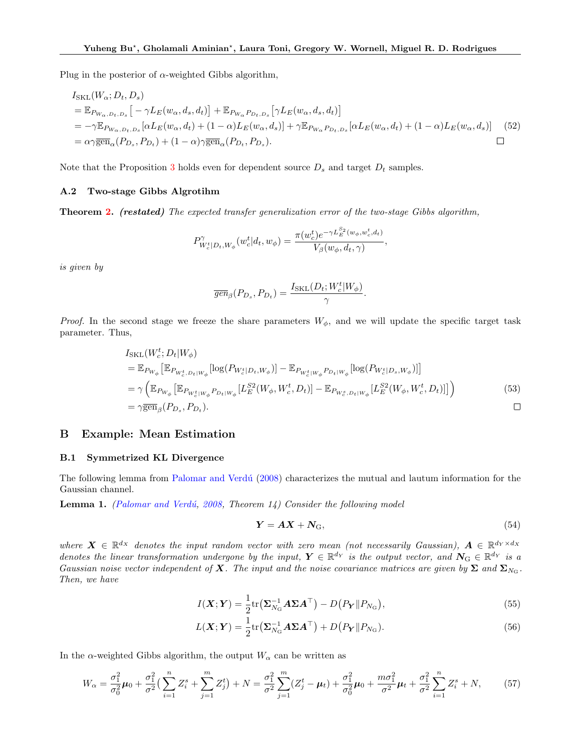Plug in the posterior of $\alpha$-weighted Gibbs algorithm,

$$
\begin{aligned}
&I_{\mathrm{SKL}}(W_\alpha; D_t, D_s) \\
&= \mathbb{E}_{P_{W_\alpha, D_t, D_s}}\big[-\gamma L_E(w_\alpha, d_s, d_t)\big] + \mathbb{E}_{P_{W_\alpha} P_{D_t, D_s}}\big[\gamma L_E(w_\alpha, d_s, d_t)\big] \\
&= -\gamma \mathbb{E}_{P_{W_\alpha, D_t, D_s}}[\alpha L_E(w_\alpha, d_t) + (1-\alpha) L_E(w_\alpha, d_s)] + \gamma \mathbb{E}_{P_{W_\alpha} P_{D_t, D_s}}[\alpha L_E(w_\alpha, d_t) + (1-\alpha) L_E(w_\alpha, d_s)] \quad (52) \\
&= \alpha\gamma \overline{\mathrm{gen}}_\alpha(P_{D_s}, P_{D_t}) + (1-\alpha)\gamma \overline{\mathrm{gen}}_\alpha(P_{D_t}, P_{D_s}). \qquad \square
\end{aligned}
$$

Note that the Proposition 3 holds even for dependent source $D_s$ and target $D_t$ samples.

### A.2 Two-stage Gibbs Algrotihm

**Theorem 2.** ***(restated)*** *The expected transfer generalization error of the two-stage Gibbs algorithm,*

$$
P^{\gamma}_{W_c^t|D_t, W_\phi}(w_c^t|d_t, w_\phi) = \frac{\pi(w_c^t) e^{-\gamma L_E^{S2}(w_\phi, w_c^t, d_t)}}{V_\beta(w_\phi, d_t, \gamma)},
$$

*is given by*

$$
\overline{gen}_\beta(P_{D_s}, P_{D_t}) = \frac{I_{\mathrm{SKL}}(D_t; W_c^t|W_\phi)}{\gamma}.
$$

*Proof.* In the second stage we freeze the share parameters $W_\phi$, and we will update the specific target task parameter. Thus,

$$
\begin{aligned}
&I_{\mathrm{SKL}}(W_c^t; D_t|W_\phi) \\
&= \mathbb{E}_{P_{W_\phi}}\big[\mathbb{E}_{P_{W_c^t, D_t|W_\phi}}[\log(P_{W_c^t|D_t, W_\phi})] - \mathbb{E}_{P_{W_c^t|W_\phi} P_{D_t|W_\phi}}[\log(P_{W_c^t|D_s, W_\phi})]\big] \\
&= \gamma\Big(\mathbb{E}_{P_{W_\phi}}\big[\mathbb{E}_{P_{W_c^t|W_\phi} P_{D_t|W_\phi}}[L_E^{S2}(W_\phi, W_c^t, D_t)] - \mathbb{E}_{P_{W_c^s, D_t|W_\phi}}[L_E^{S2}(W_\phi, W_c^t, D_t)]\big]\Big) \qquad (53) \\
&= \gamma \overline{\mathrm{gen}}_\beta(P_{D_s}, P_{D_t}). \qquad \square
\end{aligned}
$$

## B Example: Mean Estimation

### B.1 Symmetrized KL Divergence

The following lemma from Palomar and Verdú (2008) characterizes the mutual and lautum information for the Gaussian channel.

**Lemma 1.** *(Palomar and Verdú, 2008, Theorem 14) Consider the following model*

$$
\boldsymbol{Y} = \boldsymbol{A}\boldsymbol{X} + \boldsymbol{N}_{\mathrm{G}}, \qquad (54)
$$

*where $\boldsymbol{X} \in \mathbb{R}^{d_X}$ denotes the input random vector with zero mean (not necessarily Gaussian), $\boldsymbol{A} \in \mathbb{R}^{d_Y \times d_X}$ denotes the linear transformation undergone by the input, $\boldsymbol{Y} \in \mathbb{R}^{d_Y}$ is the output vector, and $\boldsymbol{N}_{\mathrm{G}} \in \mathbb{R}^{d_Y}$ is a Gaussian noise vector independent of $\boldsymbol{X}$. The input and the noise covariance matrices are given by $\boldsymbol{\Sigma}$ and $\boldsymbol{\Sigma}_{N_{\mathrm{G}}}$. Then, we have*

$$
I(\boldsymbol{X}; \boldsymbol{Y}) = \frac{1}{2}\mathrm{tr}\big(\boldsymbol{\Sigma}_{N_{\mathrm{G}}}^{-1} \boldsymbol{A}\boldsymbol{\Sigma}\boldsymbol{A}^\top\big) - D\big(P_{\boldsymbol{Y}} \| P_{N_{\mathrm{G}}}\big), \qquad (55)
$$

$$
L(\boldsymbol{X}; \boldsymbol{Y}) = \frac{1}{2}\mathrm{tr}\big(\boldsymbol{\Sigma}_{N_{\mathrm{G}}}^{-1} \boldsymbol{A}\boldsymbol{\Sigma}\boldsymbol{A}^\top\big) + D\big(P_{\boldsymbol{Y}} \| P_{N_{\mathrm{G}}}\big). \qquad (56)
$$

In the $\alpha$-weighted Gibbs algorithm, the output $W_\alpha$ can be written as

$$
W_\alpha = \frac{\sigma_1^2}{\sigma_0^2}\boldsymbol{\mu}_0 + \frac{\sigma_1^2}{\sigma^2}\Big(\sum_{i=1}^n Z_i^s + \sum_{j=1}^m Z_j^t\Big) + N = \frac{\sigma_1^2}{\sigma^2}\sum_{j=1}^m (Z_j^t - \boldsymbol{\mu}_t) + \frac{\sigma_1^2}{\sigma_0^2}\boldsymbol{\mu}_0 + \frac{m\sigma_1^2}{\sigma^2}\boldsymbol{\mu}_t + \frac{\sigma_1^2}{\sigma^2}\sum_{i=1}^n Z_i^s + N, \qquad (57)
$$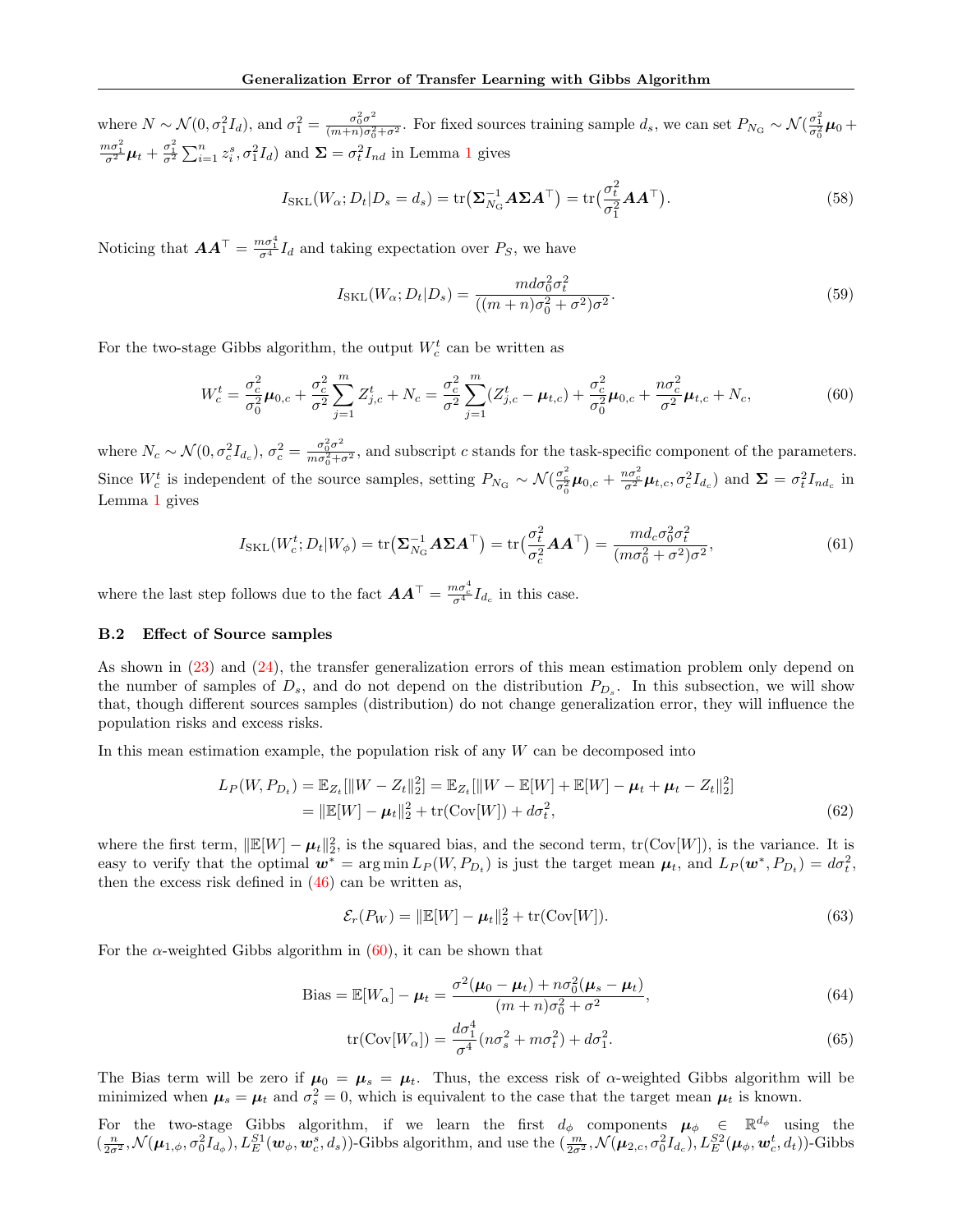where $N \sim \mathcal{N}(0, \sigma_1^2 I_d)$, and $\sigma_1^2 = \frac{\sigma_0^2\sigma^2}{(m+n)\sigma_0^2+\sigma^2}$. For fixed sources training sample $d_s$, we can set $P_{N_{\mathrm{G}}} \sim \mathcal{N}(\frac{\sigma_1^2}{\sigma_0^2}\boldsymbol{\mu}_0 + \frac{m\sigma_1^2}{\sigma^2}\boldsymbol{\mu}_t + \frac{\sigma_1^2}{\sigma^2}\sum_{i=1}^n z_i^s, \sigma_1^2 I_d)$ and $\boldsymbol{\Sigma} = \sigma_t^2 I_{nd}$ in Lemma 1 gives

$$
I_{\mathrm{SKL}}(W_\alpha; D_t | D_s = d_s) = \mathrm{tr}\big(\boldsymbol{\Sigma}_{N_{\mathrm{G}}}^{-1}\boldsymbol{A}\boldsymbol{\Sigma}\boldsymbol{A}^\top\big) = \mathrm{tr}\big(\frac{\sigma_t^2}{\sigma_1^2}\boldsymbol{A}\boldsymbol{A}^\top\big). \tag{58}
$$

Noticing that $\boldsymbol{A}\boldsymbol{A}^\top = \frac{m\sigma_1^4}{\sigma^4}I_d$ and taking expectation over $P_S$, we have

$$
I_{\mathrm{SKL}}(W_\alpha; D_t | D_s) = \frac{md\sigma_0^2\sigma_t^2}{((m+n)\sigma_0^2+\sigma^2)\sigma^2}. \tag{59}
$$

For the two-stage Gibbs algorithm, the output $W_c^t$ can be written as

$$
W_c^t = \frac{\sigma_c^2}{\sigma_0^2}\boldsymbol{\mu}_{0,c} + \frac{\sigma_c^2}{\sigma^2}\sum_{j=1}^m Z_{j,c}^t + N_c = \frac{\sigma_c^2}{\sigma^2}\sum_{j=1}^m (Z_{j,c}^t - \boldsymbol{\mu}_{t,c}) + \frac{\sigma_c^2}{\sigma_0^2}\boldsymbol{\mu}_{0,c} + \frac{n\sigma_c^2}{\sigma^2}\boldsymbol{\mu}_{t,c} + N_c, \tag{60}
$$

where $N_c \sim \mathcal{N}(0, \sigma_c^2 I_{d_c})$, $\sigma_c^2 = \frac{\sigma_0^2\sigma^2}{m\sigma_0^2+\sigma^2}$, and subscript $c$ stands for the task-specific component of the parameters. Since $W_c^t$ is independent of the source samples, setting $P_{N_{\mathrm{G}}} \sim \mathcal{N}(\frac{\sigma_c^2}{\sigma_0^2}\boldsymbol{\mu}_{0,c} + \frac{n\sigma_c^2}{\sigma^2}\boldsymbol{\mu}_{t,c}, \sigma_c^2 I_{d_c})$ and $\boldsymbol{\Sigma} = \sigma_t^2 I_{nd_c}$ in Lemma 1 gives

$$
I_{\mathrm{SKL}}(W_c^t; D_t | W_\phi) = \mathrm{tr}\big(\boldsymbol{\Sigma}_{N_{\mathrm{G}}}^{-1}\boldsymbol{A}\boldsymbol{\Sigma}\boldsymbol{A}^\top\big) = \mathrm{tr}\big(\frac{\sigma_t^2}{\sigma_c^2}\boldsymbol{A}\boldsymbol{A}^\top\big) = \frac{md_c\sigma_0^2\sigma_t^2}{(m\sigma_0^2+\sigma^2)\sigma^2}, \tag{61}
$$

where the last step follows due to the fact $\boldsymbol{A}\boldsymbol{A}^\top = \frac{m\sigma_c^4}{\sigma^4}I_{d_c}$ in this case.

### B.2 Effect of Source samples

As shown in (23) and (24), the transfer generalization errors of this mean estimation problem only depend on the number of samples of $D_s$, and do not depend on the distribution $P_{D_s}$. In this subsection, we will show that, though different sources samples (distribution) do not change generalization error, they will influence the population risks and excess risks.

In this mean estimation example, the population risk of any $W$ can be decomposed into

$$
\begin{aligned}
L_P(W, P_{D_t}) &= \mathbb{E}_{Z_t}[\|W - Z_t\|_2^2] = \mathbb{E}_{Z_t}[\|W - \mathbb{E}[W] + \mathbb{E}[W] - \boldsymbol{\mu}_t + \boldsymbol{\mu}_t - Z_t\|_2^2] \\
&= \|\mathbb{E}[W] - \boldsymbol{\mu}_t\|_2^2 + \mathrm{tr}(\mathrm{Cov}[W]) + d\sigma_t^2,
\end{aligned} \tag{62}
$$

where the first term, $\|\mathbb{E}[W] - \boldsymbol{\mu}_t\|_2^2$, is the squared bias, and the second term, $\mathrm{tr}(\mathrm{Cov}[W])$, is the variance. It is easy to verify that the optimal $\boldsymbol{w}^* = \arg\min L_P(W, P_{D_t})$ is just the target mean $\boldsymbol{\mu}_t$, and $L_P(\boldsymbol{w}^*, P_{D_t}) = d\sigma_t^2$, then the excess risk defined in (46) can be written as,

$$
\mathcal{E}_r(P_W) = \|\mathbb{E}[W] - \boldsymbol{\mu}_t\|_2^2 + \mathrm{tr}(\mathrm{Cov}[W]). \tag{63}
$$

For the $\alpha$-weighted Gibbs algorithm in (60), it can be shown that

$$
\mathrm{Bias} = \mathbb{E}[W_\alpha] - \boldsymbol{\mu}_t = \frac{\sigma^2(\boldsymbol{\mu}_0 - \boldsymbol{\mu}_t) + n\sigma_0^2(\boldsymbol{\mu}_s - \boldsymbol{\mu}_t)}{(m+n)\sigma_0^2 + \sigma^2}, \tag{64}
$$

$$
\mathrm{tr}(\mathrm{Cov}[W_\alpha]) = \frac{d\sigma_1^4}{\sigma^4}(n\sigma_s^2 + m\sigma_t^2) + d\sigma_1^2. \tag{65}
$$

The Bias term will be zero if $\boldsymbol{\mu}_0 = \boldsymbol{\mu}_s = \boldsymbol{\mu}_t$. Thus, the excess risk of $\alpha$-weighted Gibbs algorithm will be minimized when $\boldsymbol{\mu}_s = \boldsymbol{\mu}_t$ and $\sigma_s^2 = 0$, which is equivalent to the case that the target mean $\boldsymbol{\mu}_t$ is known.

For the two-stage Gibbs algorithm, if we learn the first $d_\phi$ components $\boldsymbol{\mu}_\phi \in \mathbb{R}^{d_\phi}$ using the $(\frac{n}{2\sigma^2}, \mathcal{N}(\boldsymbol{\mu}_{1,\phi}, \sigma_0^2 I_{d_\phi}), L_E^{S1}(\boldsymbol{w}_\phi, \boldsymbol{w}_c^s, d_s))$-Gibbs algorithm, and use the $(\frac{m}{2\sigma^2}, \mathcal{N}(\boldsymbol{\mu}_{2,c}, \sigma_0^2 I_{d_c}), L_E^{S2}(\boldsymbol{\mu}_\phi, \boldsymbol{w}_c^t, d_t))$-Gibbs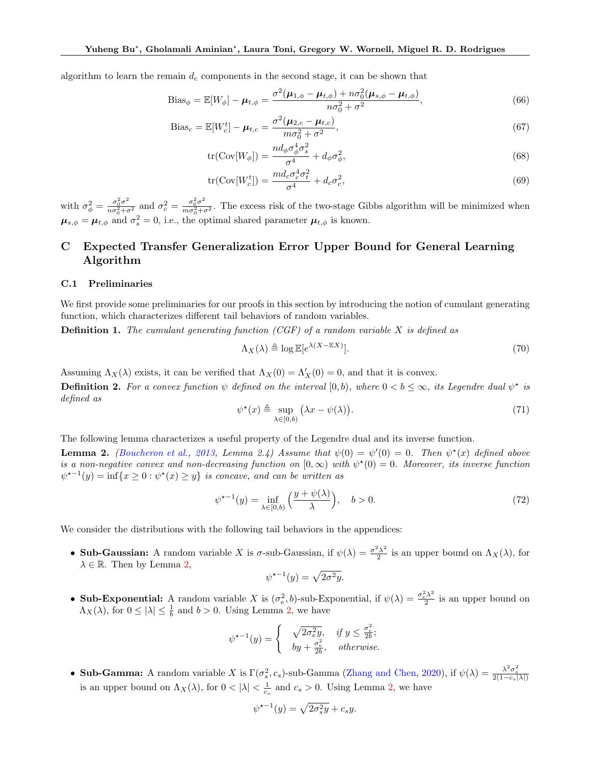algorithm to learn the remain $d_c$ components in the second stage, it can be shown that

$$\text{Bias}_\phi = \mathbb{E}[W_\phi] - \boldsymbol{\mu}_{t,\phi} = \frac{\sigma^2(\boldsymbol{\mu}_{1,\phi} - \boldsymbol{\mu}_{t,\phi}) + n\sigma_0^2(\boldsymbol{\mu}_{s,\phi} - \boldsymbol{\mu}_{t,\phi})}{n\sigma_0^2 + \sigma^2}, \tag{66}$$

$$\text{Bias}_c = \mathbb{E}[W_c^t] - \boldsymbol{\mu}_{t,c} = \frac{\sigma^2(\boldsymbol{\mu}_{2,c} - \boldsymbol{\mu}_{t,c})}{m\sigma_0^2 + \sigma^2}, \tag{67}$$

$$\text{tr}(\text{Cov}[W_\phi]) = \frac{nd_\phi \sigma_\phi^4 \sigma_s^2}{\sigma^4} + d_\phi \sigma_\phi^2, \tag{68}$$

$$\text{tr}(\text{Cov}[W_c^t]) = \frac{md_c \sigma_c^4 \sigma_t^2}{\sigma^4} + d_c \sigma_c^2, \tag{69}$$

with $\sigma_\phi^2 = \frac{\sigma_0^2\sigma^2}{n\sigma_0^2+\sigma^2}$ and $\sigma_c^2 = \frac{\sigma_0^2\sigma^2}{m\sigma_0^2+\sigma^2}$. The excess risk of the two-stage Gibbs algorithm will be minimized when $\boldsymbol{\mu}_{s,\phi} = \boldsymbol{\mu}_{t,\phi}$ and $\sigma_s^2 = 0$, i.e., the optimal shared parameter $\boldsymbol{\mu}_{t,\phi}$ is known.

# C Expected Transfer Generalization Error Upper Bound for General Learning Algorithm

## C.1 Preliminaries

We first provide some preliminaries for our proofs in this section by introducing the notion of cumulant generating function, which characterizes different tail behaviors of random variables.

**Definition 1.** *The cumulant generating function (CGF) of a random variable $X$ is defined as*

$$\Lambda_X(\lambda) \triangleq \log \mathbb{E}[e^{\lambda(X - \mathbb{E}X)}]. \tag{70}$$

Assuming $\Lambda_X(\lambda)$ exists, it can be verified that $\Lambda_X(0) = \Lambda'_X(0) = 0$, and that it is convex.

**Definition 2.** *For a convex function $\psi$ defined on the interval $[0, b)$, where $0 < b \le \infty$, its Legendre dual $\psi^\star$ is defined as*

$$\psi^\star(x) \triangleq \sup_{\lambda \in [0,b)} \big(\lambda x - \psi(\lambda)\big). \tag{71}$$

The following lemma characterizes a useful property of the Legendre dual and its inverse function.

**Lemma 2.** *(Boucheron et al., 2013, Lemma 2.4) Assume that $\psi(0) = \psi'(0) = 0$. Then $\psi^\star(x)$ defined above is a non-negative convex and non-decreasing function on $[0, \infty)$ with $\psi^\star(0) = 0$. Moreover, its inverse function $\psi^{\star -1}(y) = \inf\{x \ge 0 : \psi^\star(x) \ge y\}$ is concave, and can be written as*

$$\psi^{\star -1}(y) = \inf_{\lambda \in [0,b)} \Big(\frac{y + \psi(\lambda)}{\lambda}\Big), \quad b > 0. \tag{72}$$

We consider the distributions with the following tail behaviors in the appendices:

- **Sub-Gaussian:** A random variable $X$ is $\sigma$-sub-Gaussian, if $\psi(\lambda) = \frac{\sigma^2\lambda^2}{2}$ is an upper bound on $\Lambda_X(\lambda)$, for $\lambda \in \mathbb{R}$. Then by Lemma 2,
$$\psi^{\star -1}(y) = \sqrt{2\sigma^2 y}.$$
- **Sub-Exponential:** A random variable $X$ is $(\sigma_e^2, b)$-sub-Exponential, if $\psi(\lambda) = \frac{\sigma_e^2\lambda^2}{2}$ is an upper bound on $\Lambda_X(\lambda)$, for $0 \le |\lambda| \le \frac{1}{b}$ and $b > 0$. Using Lemma 2, we have
$$\psi^{\star -1}(y) = \begin{cases} \sqrt{2\sigma_e^2 y}, & \text{if } y \le \frac{\sigma_e^2}{2b}; \\ by + \frac{\sigma_e^2}{2b}, & \text{otherwise.} \end{cases}$$
- **Sub-Gamma:** A random variable $X$ is $\Gamma(\sigma_s^2, c_s)$-sub-Gamma (Zhang and Chen, 2020), if $\psi(\lambda) = \frac{\lambda^2\sigma_s^2}{2(1 - c_s|\lambda|)}$ is an upper bound on $\Lambda_X(\lambda)$, for $0 < |\lambda| < \frac{1}{c_s}$ and $c_s > 0$. Using Lemma 2, we have
$$\psi^{\star -1}(y) = \sqrt{2\sigma_s^2 y} + c_s y.$$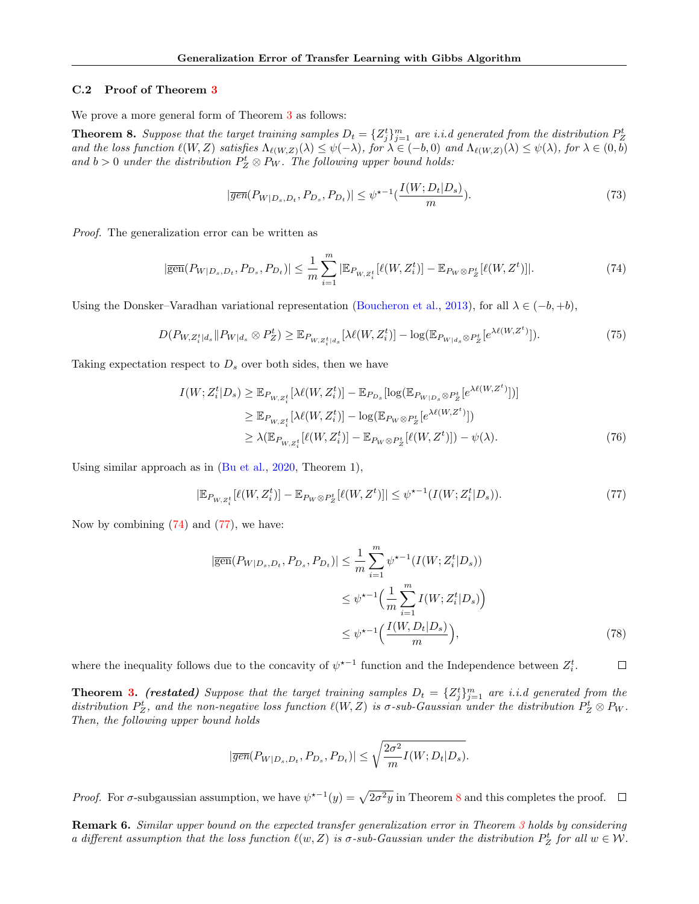### C.2 Proof of Theorem 3

We prove a more general form of Theorem 3 as follows:

**Theorem 8.** *Suppose that the target training samples $D_t = \{Z_j^t\}_{j=1}^m$ are i.i.d generated from the distribution $P_Z^t$ and the loss function $\ell(W,Z)$ satisfies $\Lambda_{\ell(W,Z)}(\lambda) \leq \psi(-\lambda)$, for $\lambda \in (-b, 0)$ and $\Lambda_{\ell(W,Z)}(\lambda) \leq \psi(\lambda)$, for $\lambda \in (0, b)$ and $b > 0$ under the distribution $P_Z^t \otimes P_W$. The following upper bound holds:*

$$|\overline{gen}(P_{W|D_s,D_t}, P_{D_s}, P_{D_t})| \leq \psi^{\star -1}\left(\frac{I(W; D_t|D_s)}{m}\right). \tag{73}$$

*Proof.* The generalization error can be written as

$$|\overline{\text{gen}}(P_{W|D_s,D_t}, P_{D_s}, P_{D_t})| \leq \frac{1}{m}\sum_{i=1}^m |\mathbb{E}_{P_{W,Z_i^t}}[\ell(W, Z_i^t)] - \mathbb{E}_{P_W \otimes P_Z^t}[\ell(W, Z^t)]|. \tag{74}$$

Using the Donsker–Varadhan variational representation (Boucheron et al., 2013), for all $\lambda \in (-b, +b)$,

$$D(P_{W,Z_i^t|d_s} \| P_{W|d_s} \otimes P_Z^t) \geq \mathbb{E}_{P_{W,Z_i^t|d_s}}[\lambda \ell(W, Z_i^t)] - \log(\mathbb{E}_{P_{W|d_s} \otimes P_Z^t}[e^{\lambda \ell(W,Z^t)}]). \tag{75}$$

Taking expectation respect to $D_s$ over both sides, then we have

$$\begin{aligned}
I(W; Z_i^t|D_s) &\geq \mathbb{E}_{P_{W,Z_i^t}}[\lambda \ell(W, Z_i^t)] - \mathbb{E}_{P_{D_s}}[\log(\mathbb{E}_{P_{W|D_s} \otimes P_Z^t}[e^{\lambda \ell(W,Z^t)}])] \\
&\geq \mathbb{E}_{P_{W,Z_i^t}}[\lambda \ell(W, Z_i^t)] - \log(\mathbb{E}_{P_W \otimes P_Z^t}[e^{\lambda \ell(W,Z^t)}]) \\
&\geq \lambda(\mathbb{E}_{P_{W,Z_i^t}}[\ell(W, Z_i^t)] - \mathbb{E}_{P_W \otimes P_Z^t}[\ell(W, Z^t)]) - \psi(\lambda).
\end{aligned} \tag{76}$$

Using similar approach as in (Bu et al., 2020, Theorem 1),

$$|\mathbb{E}_{P_{W,Z_i^t}}[\ell(W, Z_i^t)] - \mathbb{E}_{P_W \otimes P_Z^t}[\ell(W, Z^t)]| \leq \psi^{\star -1}(I(W; Z_i^t|D_s)). \tag{77}$$

Now by combining (74) and (77), we have:

$$\begin{aligned}
|\overline{\text{gen}}(P_{W|D_s,D_t}, P_{D_s}, P_{D_t})| &\leq \frac{1}{m}\sum_{i=1}^m \psi^{\star -1}(I(W; Z_i^t|D_s)) \\
&\leq \psi^{\star -1}\Big(\frac{1}{m}\sum_{i=1}^m I(W; Z_i^t|D_s)\Big) \\
&\leq \psi^{\star -1}\Big(\frac{I(W, D_t|D_s)}{m}\Big),
\end{aligned} \tag{78}$$

where the inequality follows due to the concavity of $\psi^{\star -1}$ function and the Independence between $Z_i^t$. □

**Theorem 3.** ***(restated)*** *Suppose that the target training samples $D_t = \{Z_j^t\}_{j=1}^m$ are i.i.d generated from the distribution $P_Z^t$, and the non-negative loss function $\ell(W,Z)$ is $\sigma$-sub-Gaussian under the distribution $P_Z^t \otimes P_W$. Then, the following upper bound holds*

$$|\overline{gen}(P_{W|D_s,D_t}, P_{D_s}, P_{D_t})| \leq \sqrt{\frac{2\sigma^2}{m} I(W; D_t|D_s)}.$$

*Proof.* For $\sigma$-subgaussian assumption, we have $\psi^{\star -1}(y) = \sqrt{2\sigma^2 y}$ in Theorem 8 and this completes the proof. □

**Remark 6.** *Similar upper bound on the expected transfer generalization error in Theorem 3 holds by considering a different assumption that the loss function $\ell(w, Z)$ is $\sigma$-sub-Gaussian under the distribution $P_Z^t$ for all $w \in \mathcal{W}$.*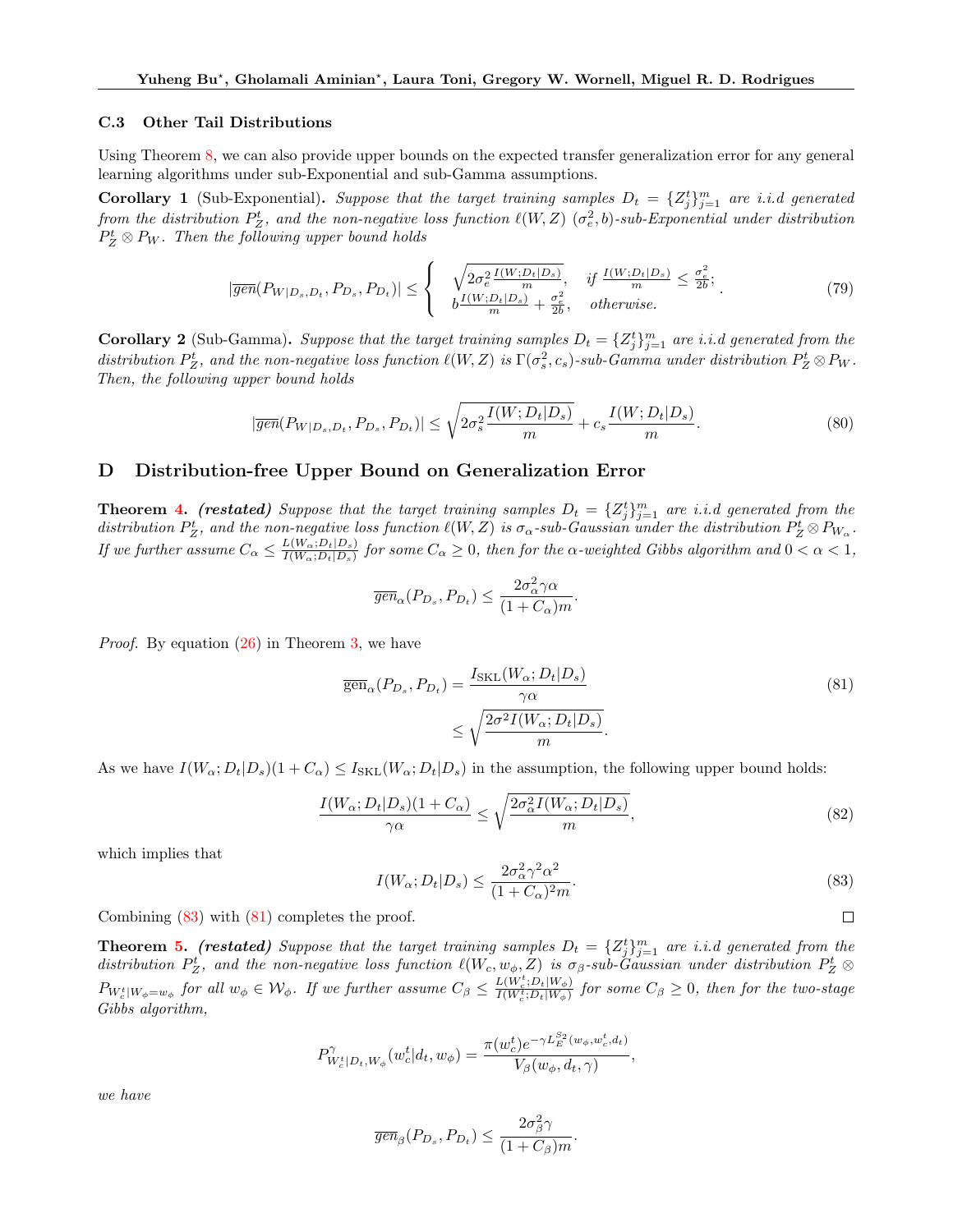### C.3 Other Tail Distributions

Using Theorem 8, we can also provide upper bounds on the expected transfer generalization error for any general learning algorithms under sub-Exponential and sub-Gamma assumptions.

**Corollary 1** (Sub-Exponential)**.** *Suppose that the target training samples $D_t = \{Z_j^t\}_{j=1}^m$ are i.i.d generated from the distribution $P_Z^t$, and the non-negative loss function $\ell(W, Z)$ $(\sigma_e^2, b)$-sub-Exponential under distribution $P_Z^t \otimes P_W$. Then the following upper bound holds*

$$
|\overline{gen}(P_{W|D_s,D_t}, P_{D_s}, P_{D_t})| \leq \begin{cases} \sqrt{2\sigma_e^2 \frac{I(W;D_t|D_s)}{m}}, & \text{if } \frac{I(W;D_t|D_s)}{m} \leq \frac{\sigma_e^2}{2b}; \\ b\frac{I(W;D_t|D_s)}{m} + \frac{\sigma_e^2}{2b}, & \text{otherwise.} \end{cases} \tag{79}
$$

**Corollary 2** (Sub-Gamma)**.** *Suppose that the target training samples $D_t = \{Z_j^t\}_{j=1}^m$ are i.i.d generated from the distribution $P_Z^t$, and the non-negative loss function $\ell(W, Z)$ is $\Gamma(\sigma_s^2, c_s)$-sub-Gamma under distribution $P_Z^t \otimes P_W$. Then, the following upper bound holds*

$$
|\overline{gen}(P_{W|D_s,D_t}, P_{D_s}, P_{D_t})| \leq \sqrt{2\sigma_s^2 \frac{I(W;D_t|D_s)}{m}} + c_s \frac{I(W;D_t|D_s)}{m}. \tag{80}
$$

## D Distribution-free Upper Bound on Generalization Error

**Theorem 4.** ***(restated)*** *Suppose that the target training samples $D_t = \{Z_j^t\}_{j=1}^m$ are i.i.d generated from the distribution $P_Z^t$, and the non-negative loss function $\ell(W, Z)$ is $\sigma_\alpha$-sub-Gaussian under the distribution $P_Z^t \otimes P_{W_\alpha}$. If we further assume $C_\alpha \leq \frac{L(W_\alpha;D_t|D_s)}{I(W_\alpha;D_t|D_s)}$ for some $C_\alpha \geq 0$, then for the $\alpha$-weighted Gibbs algorithm and $0 < \alpha < 1$,*

$$
\overline{gen}_\alpha(P_{D_s}, P_{D_t}) \leq \frac{2\sigma_\alpha^2 \gamma \alpha}{(1 + C_\alpha)m}.
$$

*Proof.* By equation (26) in Theorem 3, we have

$$
\begin{aligned}
\overline{\text{gen}}_\alpha(P_{D_s}, P_{D_t}) &= \frac{I_{\text{SKL}}(W_\alpha; D_t|D_s)}{\gamma\alpha} \\
&\leq \sqrt{\frac{2\sigma^2 I(W_\alpha; D_t|D_s)}{m}}.
\end{aligned} \tag{81}
$$

As we have $I(W_\alpha; D_t|D_s)(1 + C_\alpha) \leq I_{\text{SKL}}(W_\alpha; D_t|D_s)$ in the assumption, the following upper bound holds:

$$
\frac{I(W_\alpha; D_t|D_s)(1 + C_\alpha)}{\gamma\alpha} \leq \sqrt{\frac{2\sigma_\alpha^2 I(W_\alpha; D_t|D_s)}{m}}, \tag{82}
$$

which implies that

$$
I(W_\alpha; D_t|D_s) \leq \frac{2\sigma_\alpha^2 \gamma^2 \alpha^2}{(1 + C_\alpha)^2 m}. \tag{83}
$$

Combining (83) with (81) completes the proof. ∎

**Theorem 5.** ***(restated)*** *Suppose that the target training samples $D_t = \{Z_j^t\}_{j=1}^m$ are i.i.d generated from the distribution $P_Z^t$, and the non-negative loss function $\ell(W_c, w_\phi, Z)$ is $\sigma_\beta$-sub-Gaussian under distribution $P_Z^t \otimes P_{W_c^t|W_\phi = w_\phi}$ for all $w_\phi \in \mathcal{W}_\phi$. If we further assume $C_\beta \leq \frac{L(W_c^t;D_t|W_\phi)}{I(W_c^t;D_t|W_\phi)}$ for some $C_\beta \geq 0$, then for the two-stage Gibbs algorithm,*

$$
P_{W_c^t|D_t,W_\phi}^\gamma(w_c^t|d_t, w_\phi) = \frac{\pi(w_c^t) e^{-\gamma L_E^{S_2}(w_\phi, w_c^t, d_t)}}{V_\beta(w_\phi, d_t, \gamma)},
$$

*we have*

$$
\overline{gen}_\beta(P_{D_s}, P_{D_t}) \leq \frac{2\sigma_\beta^2 \gamma}{(1 + C_\beta)m}.
$$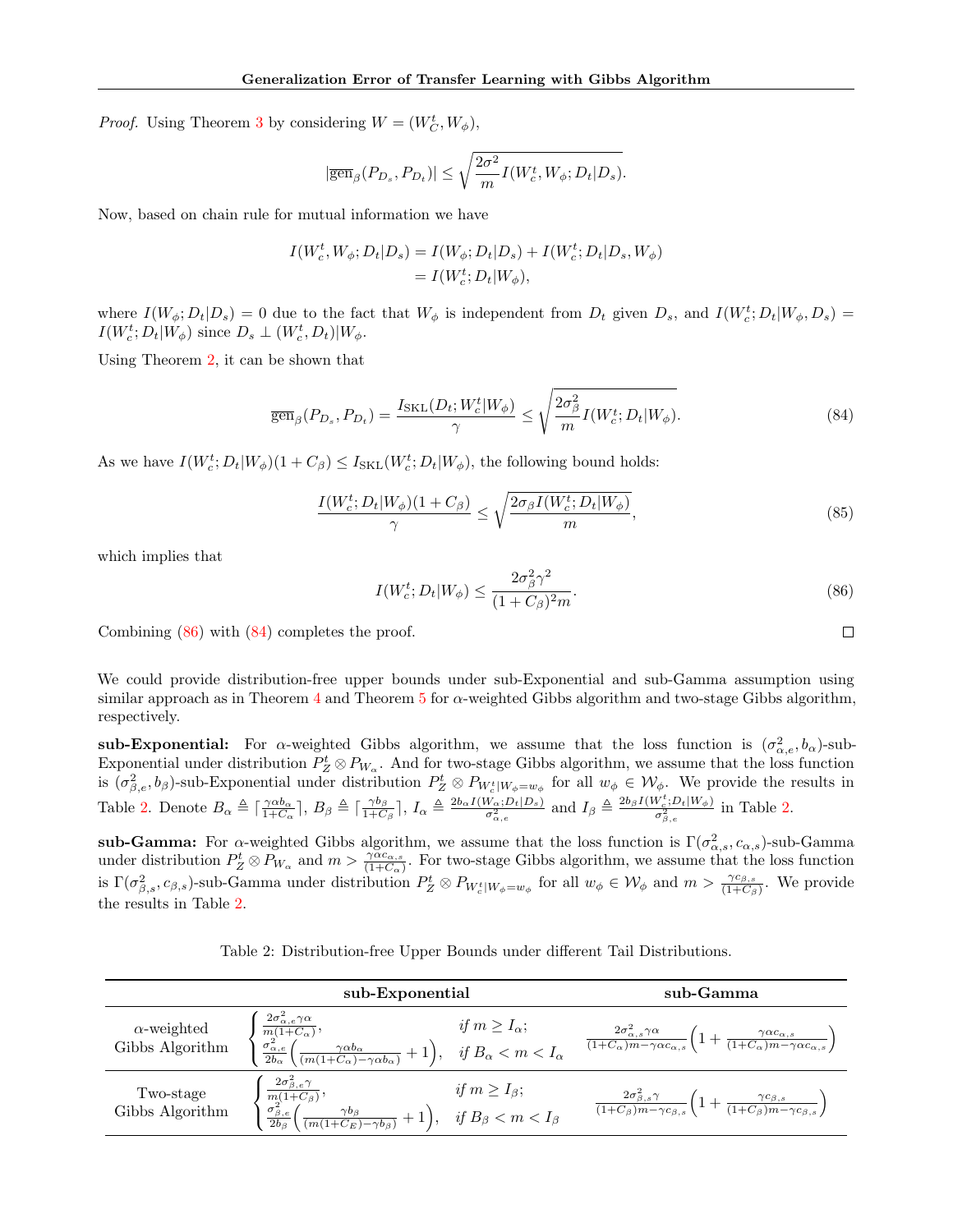*Proof.* Using Theorem 3 by considering $W = (W_C^t, W_\phi)$,

$$|\overline{\text{gen}}_\beta(P_{D_s}, P_{D_t})| \leq \sqrt{\frac{2\sigma^2}{m} I(W_c^t, W_\phi; D_t|D_s)}.$$

Now, based on chain rule for mutual information we have

$$\begin{aligned} I(W_c^t, W_\phi; D_t|D_s) &= I(W_\phi; D_t|D_s) + I(W_c^t; D_t|D_s, W_\phi) \\ &= I(W_c^t; D_t|W_\phi), \end{aligned}$$

where $I(W_\phi; D_t|D_s) = 0$ due to the fact that $W_\phi$ is independent from $D_t$ given $D_s$, and $I(W_c^t; D_t|W_\phi, D_s) = I(W_c^t; D_t|W_\phi)$ since $D_s \perp (W_c^t, D_t)|W_\phi$.

Using Theorem 2, it can be shown that

$$\overline{\text{gen}}_\beta(P_{D_s}, P_{D_t}) = \frac{I_{\text{SKL}}(D_t; W_c^t|W_\phi)}{\gamma} \leq \sqrt{\frac{2\sigma_\beta^2}{m} I(W_c^t; D_t|W_\phi)}. \tag{84}$$

As we have $I(W_c^t; D_t|W_\phi)(1 + C_\beta) \leq I_{\text{SKL}}(W_c^t; D_t|W_\phi)$, the following bound holds:

$$\frac{I(W_c^t; D_t|W_\phi)(1 + C_\beta)}{\gamma} \leq \sqrt{\frac{2\sigma_\beta I(W_c^t; D_t|W_\phi)}{m}}, \tag{85}$$

which implies that

$$I(W_c^t; D_t|W_\phi) \leq \frac{2\sigma_\beta^2 \gamma^2}{(1 + C_\beta)^2 m}. \tag{86}$$

Combining (86) with (84) completes the proof. ∎

We could provide distribution-free upper bounds under sub-Exponential and sub-Gamma assumption using similar approach as in Theorem 4 and Theorem 5 for $\alpha$-weighted Gibbs algorithm and two-stage Gibbs algorithm, respectively.

**sub-Exponential:** For $\alpha$-weighted Gibbs algorithm, we assume that the loss function is $(\sigma_{\alpha,e}^2, b_\alpha)$-sub-Exponential under distribution $P_Z^t \otimes P_{W_\alpha}$. And for two-stage Gibbs algorithm, we assume that the loss function is $(\sigma_{\beta,e}^2, b_\beta)$-sub-Exponential under distribution $P_Z^t \otimes P_{W_c^t|W_\phi = w_\phi}$ for all $w_\phi \in \mathcal{W}_\phi$. We provide the results in Table 2. Denote $B_\alpha \triangleq \lceil \frac{\gamma \alpha b_\alpha}{1+C_\alpha} \rceil$, $B_\beta \triangleq \lceil \frac{\gamma b_\beta}{1+C_\beta} \rceil$, $I_\alpha \triangleq \frac{2b_\alpha I(W_\alpha; D_t|D_s)}{\sigma_{\alpha,e}^2}$ and $I_\beta \triangleq \frac{2b_\beta I(W_c^t; D_t|W_\phi)}{\sigma_{\beta,e}^2}$ in Table 2.

**sub-Gamma:** For $\alpha$-weighted Gibbs algorithm, we assume that the loss function is $\Gamma(\sigma_{\alpha,s}^2, c_{\alpha,s})$-sub-Gamma under distribution $P_Z^t \otimes P_{W_\alpha}$ and $m > \frac{\gamma \alpha c_{\alpha,s}}{(1+C_\alpha)}$. For two-stage Gibbs algorithm, we assume that the loss function is $\Gamma(\sigma_{\beta,s}^2, c_{\beta,s})$-sub-Gamma under distribution $P_Z^t \otimes P_{W_c^t|W_\phi = w_\phi}$ for all $w_\phi \in \mathcal{W}_\phi$ and $m > \frac{\gamma c_{\beta,s}}{(1+C_\beta)}$. We provide the results in Table 2.

Table 2: Distribution-free Upper Bounds under different Tail Distributions.

| | sub-Exponential | sub-Gamma |
|---|---|---|
| $\alpha$-weighted Gibbs Algorithm | $\begin{cases} \frac{2\sigma_{\alpha,e}^2 \gamma \alpha}{m(1+C_\alpha)}, & \textit{if } m \geq I_\alpha; \\ \frac{\sigma_{\alpha,e}^2}{2b_\alpha}\Big(\frac{\gamma \alpha b_\alpha}{(m(1+C_\alpha) - \gamma \alpha b_\alpha)} + 1\Big), & \textit{if } B_\alpha < m < I_\alpha \end{cases}$ | $\frac{2\sigma_{\alpha,s}^2 \gamma \alpha}{(1+C_\alpha)m - \gamma \alpha c_{\alpha,s}}\Big(1 + \frac{\gamma \alpha c_{\alpha,s}}{(1+C_\alpha)m - \gamma \alpha c_{\alpha,s}}\Big)$ |
| Two-stage Gibbs Algorithm | $\begin{cases} \frac{2\sigma_{\beta,e}^2 \gamma}{m(1+C_\beta)}, & \textit{if } m \geq I_\beta; \\ \frac{\sigma_{\beta,e}^2}{2b_\beta}\Big(\frac{\gamma b_\beta}{(m(1+C_E) - \gamma b_\beta)} + 1\Big), & \textit{if } B_\beta < m < I_\beta \end{cases}$ | $\frac{2\sigma_{\beta,s}^2 \gamma}{(1+C_\beta)m - \gamma c_{\beta,s}}\Big(1 + \frac{\gamma c_{\beta,s}}{(1+C_\beta)m - \gamma c_{\beta,s}}\Big)$ |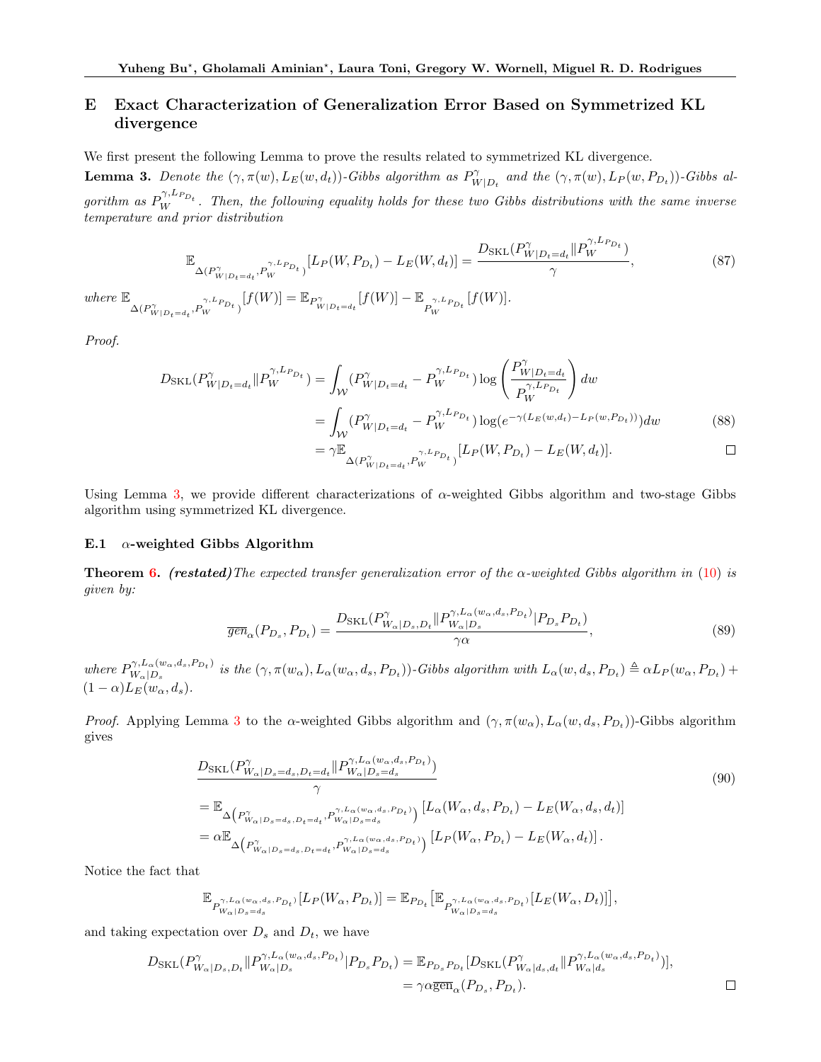## E Exact Characterization of Generalization Error Based on Symmetrized KL divergence

We first present the following Lemma to prove the results related to symmetrized KL divergence.

**Lemma 3.** *Denote the $(\gamma, \pi(w), L_E(w, d_t))$-Gibbs algorithm as $P^{\gamma}_{W|D_t}$ and the $(\gamma, \pi(w), L_P(w, P_{D_t}))$-Gibbs algorithm as $P_W^{\gamma, L_{P_{D_t}}}$. Then, the following equality holds for these two Gibbs distributions with the same inverse temperature and prior distribution*

$$\mathbb{E}_{\Delta(P^{\gamma}_{W|D_t=d_t}, P_W^{\gamma, L_{P_{D_t}}})}[L_P(W, P_{D_t}) - L_E(W, d_t)] = \frac{D_{\mathrm{SKL}}(P^{\gamma}_{W|D_t=d_t} \| P_W^{\gamma, L_{P_{D_t}}})}{\gamma}, \tag{87}$$

*where* $\mathbb{E}_{\Delta(P^{\gamma}_{W|D_t=d_t}, P_W^{\gamma, L_{P_{D_t}}})}[f(W)] = \mathbb{E}_{P^{\gamma}_{W|D_t=d_t}}[f(W)] - \mathbb{E}_{P_W^{\gamma, L_{P_{D_t}}}}[f(W)]$.

*Proof.*

$$\begin{aligned}
D_{\mathrm{SKL}}(P^{\gamma}_{W|D_t=d_t} \| P_W^{\gamma, L_{P_{D_t}}}) &= \int_{\mathcal{W}} (P^{\gamma}_{W|D_t=d_t} - P_W^{\gamma, L_{P_{D_t}}}) \log\left(\frac{P^{\gamma}_{W|D_t=d_t}}{P_W^{\gamma, L_{P_{D_t}}}}\right) dw \\
&= \int_{\mathcal{W}} (P^{\gamma}_{W|D_t=d_t} - P_W^{\gamma, L_{P_{D_t}}}) \log(e^{-\gamma(L_E(w,d_t) - L_P(w, P_{D_t}))}) dw \\
&= \gamma \mathbb{E}_{\Delta(P^{\gamma}_{W|D_t=d_t}, P_W^{\gamma, L_{P_{D_t}}})}[L_P(W, P_{D_t}) - L_E(W, d_t)].
\end{aligned} \tag{88}$$

∎

Using Lemma 3, we provide different characterizations of $\alpha$-weighted Gibbs algorithm and two-stage Gibbs algorithm using symmetrized KL divergence.

### E.1 $\alpha$-weighted Gibbs Algorithm

**Theorem 6.** ***(restated)*** *The expected transfer generalization error of the $\alpha$-weighted Gibbs algorithm in (10) is given by:*

$$\overline{gen}_{\alpha}(P_{D_s}, P_{D_t}) = \frac{D_{\mathrm{SKL}}(P^{\gamma}_{W_\alpha|D_s, D_t} \| P^{\gamma, L_\alpha(w_\alpha, d_s, P_{D_t})}_{W_\alpha|D_s} | P_{D_s} P_{D_t})}{\gamma \alpha}, \tag{89}$$

*where $P^{\gamma, L_\alpha(w_\alpha, d_s, P_{D_t})}_{W_\alpha|D_s}$ is the $(\gamma, \pi(w_\alpha), L_\alpha(w_\alpha, d_s, P_{D_t}))$-Gibbs algorithm with $L_\alpha(w, d_s, P_{D_t}) \triangleq \alpha L_P(w_\alpha, P_{D_t}) + (1-\alpha) L_E(w_\alpha, d_s)$.*

*Proof.* Applying Lemma 3 to the $\alpha$-weighted Gibbs algorithm and $(\gamma, \pi(w_\alpha), L_\alpha(w, d_s, P_{D_t}))$-Gibbs algorithm gives

$$\begin{aligned}
&\frac{D_{\mathrm{SKL}}(P^{\gamma}_{W_\alpha|D_s=d_s, D_t=d_t} \| P^{\gamma, L_\alpha(w_\alpha, d_s, P_{D_t})}_{W_\alpha|D_s=d_s})}{\gamma} \\
&= \mathbb{E}_{\Delta\left(P^{\gamma}_{W_\alpha|D_s=d_s, D_t=d_t}, P^{\gamma, L_\alpha(w_\alpha, d_s, P_{D_t})}_{W_\alpha|D_s=d_s}\right)} [L_\alpha(W_\alpha, d_s, P_{D_t}) - L_E(W_\alpha, d_s, d_t)] \\
&= \alpha \mathbb{E}_{\Delta\left(P^{\gamma}_{W_\alpha|D_s=d_s, D_t=d_t}, P^{\gamma, L_\alpha(w_\alpha, d_s, P_{D_t})}_{W_\alpha|D_s=d_s}\right)} [L_P(W_\alpha, P_{D_t}) - L_E(W_\alpha, d_t)].
\end{aligned} \tag{90}$$

Notice the fact that

$$\mathbb{E}_{P^{\gamma, L_\alpha(w_\alpha, d_s, P_{D_t})}_{W_\alpha|D_s=d_s}}[L_P(W_\alpha, P_{D_t})] = \mathbb{E}_{P_{D_t}}\left[\mathbb{E}_{P^{\gamma, L_\alpha(w_\alpha, d_s, P_{D_t})}_{W_\alpha|D_s=d_s}}[L_E(W_\alpha, D_t)]\right],$$

and taking expectation over $D_s$ and $D_t$, we have

$$\begin{aligned}
D_{\mathrm{SKL}}(P^{\gamma}_{W_\alpha|D_s, D_t} \| P^{\gamma, L_\alpha(w_\alpha, d_s, P_{D_t})}_{W_\alpha|D_s} | P_{D_s} P_{D_t}) &= \mathbb{E}_{P_{D_s} P_{D_t}}[D_{\mathrm{SKL}}(P^{\gamma}_{W_\alpha|d_s, d_t} \| P^{\gamma, L_\alpha(w_\alpha, d_s, P_{D_t})}_{W_\alpha|d_s})], \\
&= \gamma \alpha \overline{\mathrm{gen}}_{\alpha}(P_{D_s}, P_{D_t}).
\end{aligned}$$

∎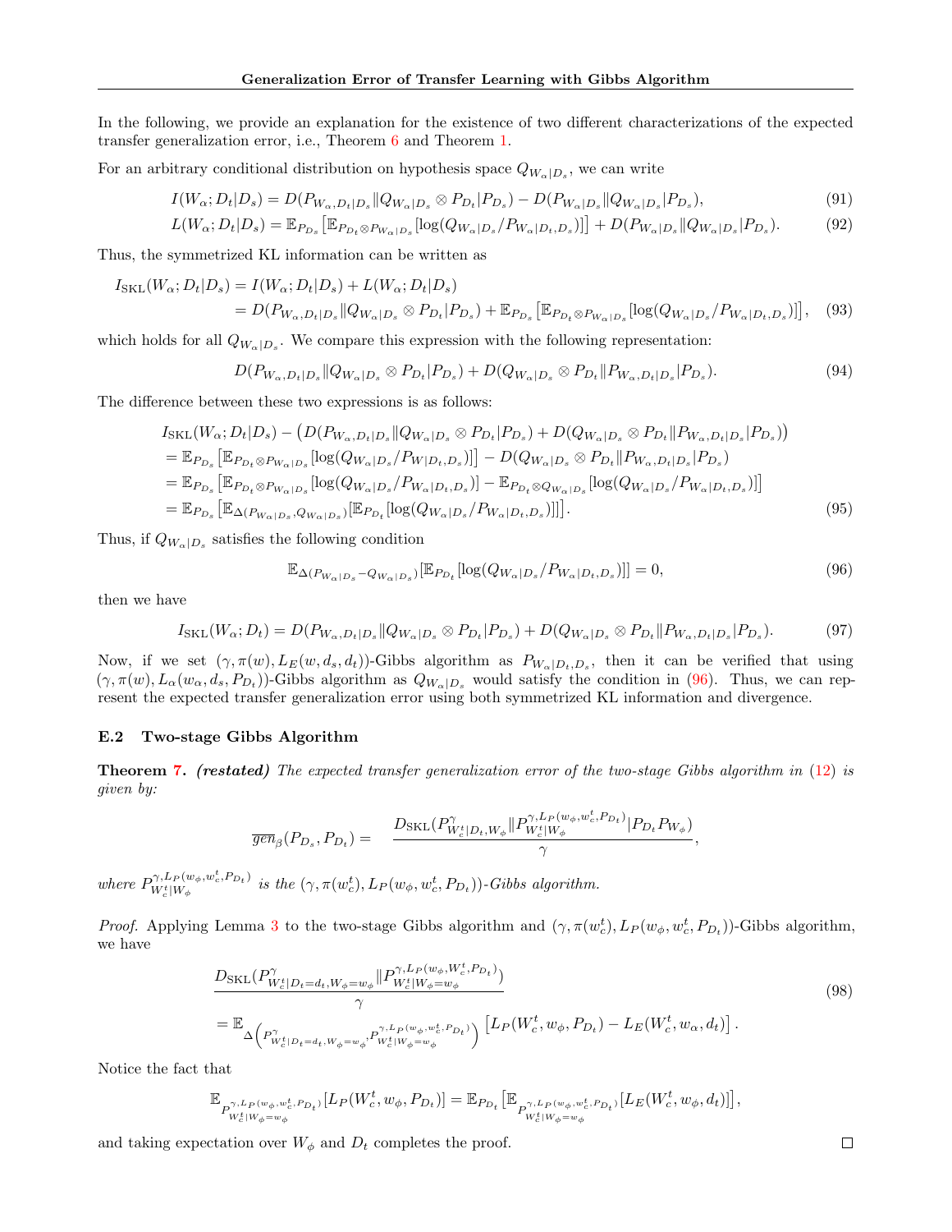In the following, we provide an explanation for the existence of two different characterizations of the expected transfer generalization error, i.e., Theorem 6 and Theorem 1.

For an arbitrary conditional distribution on hypothesis space $Q_{W_\alpha|D_s}$, we can write

$$I(W_\alpha; D_t|D_s) = D(P_{W_\alpha,D_t|D_s} \| Q_{W_\alpha|D_s} \otimes P_{D_t}|P_{D_s}) - D(P_{W_\alpha|D_s} \| Q_{W_\alpha|D_s}|P_{D_s}), \tag{91}$$

$$L(W_\alpha; D_t|D_s) = \mathbb{E}_{P_{D_s}}\left[\mathbb{E}_{P_{D_t}\otimes P_{W_\alpha|D_s}}[\log(Q_{W_\alpha|D_s}/P_{W_\alpha|D_t,D_s})]\right] + D(P_{W_\alpha|D_s} \| Q_{W_\alpha|D_s}|P_{D_s}). \tag{92}$$

Thus, the symmetrized KL information can be written as

$$\begin{aligned}
I_{\mathrm{SKL}}(W_\alpha; D_t|D_s) &= I(W_\alpha; D_t|D_s) + L(W_\alpha; D_t|D_s) \\
&= D(P_{W_\alpha,D_t|D_s} \| Q_{W_\alpha|D_s} \otimes P_{D_t}|P_{D_s}) + \mathbb{E}_{P_{D_s}}\left[\mathbb{E}_{P_{D_t}\otimes P_{W_\alpha|D_s}}[\log(Q_{W_\alpha|D_s}/P_{W_\alpha|D_t,D_s})]\right],
\end{aligned} \tag{93}$$

which holds for all $Q_{W_\alpha|D_s}$. We compare this expression with the following representation:

$$D(P_{W_\alpha,D_t|D_s} \| Q_{W_\alpha|D_s} \otimes P_{D_t}|P_{D_s}) + D(Q_{W_\alpha|D_s} \otimes P_{D_t} \| P_{W_\alpha,D_t|D_s}|P_{D_s}). \tag{94}$$

The difference between these two expressions is as follows:

$$\begin{aligned}
&I_{\mathrm{SKL}}(W_\alpha; D_t|D_s) - \left(D(P_{W_\alpha,D_t|D_s} \| Q_{W_\alpha|D_s} \otimes P_{D_t}|P_{D_s}) + D(Q_{W_\alpha|D_s} \otimes P_{D_t} \| P_{W_\alpha,D_t|D_s}|P_{D_s})\right) \\
&= \mathbb{E}_{P_{D_s}}\left[\mathbb{E}_{P_{D_t}\otimes P_{W_\alpha|D_s}}[\log(Q_{W_\alpha|D_s}/P_{W|D_t,D_s})]\right] - D(Q_{W_\alpha|D_s} \otimes P_{D_t} \| P_{W_\alpha,D_t|D_s}|P_{D_s}) \\
&= \mathbb{E}_{P_{D_s}}\left[\mathbb{E}_{P_{D_t}\otimes P_{W_\alpha|D_s}}[\log(Q_{W_\alpha|D_s}/P_{W_\alpha|D_t,D_s})] - \mathbb{E}_{P_{D_t}\otimes Q_{W_\alpha|D_s}}[\log(Q_{W_\alpha|D_s}/P_{W_\alpha|D_t,D_s})]\right] \\
&= \mathbb{E}_{P_{D_s}}\left[\mathbb{E}_{\Delta(P_{W_\alpha|D_s}, Q_{W_\alpha|D_s})}[\mathbb{E}_{P_{D_t}}[\log(Q_{W_\alpha|D_s}/P_{W_\alpha|D_t,D_s})]]\right].
\end{aligned} \tag{95}$$

Thus, if $Q_{W_\alpha|D_s}$ satisfies the following condition

$$\mathbb{E}_{\Delta(P_{W_\alpha|D_s} - Q_{W_\alpha|D_s})}[\mathbb{E}_{P_{D_t}}[\log(Q_{W_\alpha|D_s}/P_{W_\alpha|D_t,D_s})]] = 0, \tag{96}$$

then we have

$$I_{\mathrm{SKL}}(W_\alpha; D_t) = D(P_{W_\alpha,D_t|D_s} \| Q_{W_\alpha|D_s} \otimes P_{D_t}|P_{D_s}) + D(Q_{W_\alpha|D_s} \otimes P_{D_t} \| P_{W_\alpha,D_t|D_s}|P_{D_s}). \tag{97}$$

Now, if we set $(\gamma, \pi(w), L_E(w, d_s, d_t))$-Gibbs algorithm as $P_{W_\alpha|D_t,D_s}$, then it can be verified that using $(\gamma, \pi(w), L_\alpha(w_\alpha, d_s, P_{D_t}))$-Gibbs algorithm as $Q_{W_\alpha|D_s}$ would satisfy the condition in (96). Thus, we can represent the expected transfer generalization error using both symmetrized KL information and divergence.

### E.2 Two-stage Gibbs Algorithm

**Theorem 7.** ***(restated)*** *The expected transfer generalization error of the two-stage Gibbs algorithm in (12) is given by:*

$$\overline{gen}_\beta(P_{D_s}, P_{D_t}) = \frac{D_{\mathrm{SKL}}(P^{\gamma}_{W_c^t|D_t,W_\phi} \| P^{\gamma, L_P(w_\phi, w_c^t, P_{D_t})}_{W_c^t|W_\phi} | P_{D_t} P_{W_\phi})}{\gamma},$$

*where $P^{\gamma, L_P(w_\phi, w_c^t, P_{D_t})}_{W_c^t|W_\phi}$ is the $(\gamma, \pi(w_c^t), L_P(w_\phi, w_c^t, P_{D_t}))$-Gibbs algorithm.*

*Proof.* Applying Lemma 3 to the two-stage Gibbs algorithm and $(\gamma, \pi(w_c^t), L_P(w_\phi, w_c^t, P_{D_t}))$-Gibbs algorithm, we have

$$\begin{aligned}
&\frac{D_{\mathrm{SKL}}(P^{\gamma}_{W_c^t|D_t=d_t,W_\phi=w_\phi} \| P^{\gamma, L_P(w_\phi, W_c^t, P_{D_t})}_{W_c^t|W_\phi=w_\phi})}{\gamma} \\
&= \mathbb{E}_{\Delta\left(P^{\gamma}_{W_c^t|D_t=d_t,W_\phi=w_\phi}, P^{\gamma, L_P(w_\phi, w_c^t, P_{D_t})}_{W_c^t|W_\phi=w_\phi}\right)}\left[L_P(W_c^t, w_\phi, P_{D_t}) - L_E(W_c^t, w_\alpha, d_t)\right].
\end{aligned} \tag{98}$$

Notice the fact that

$$\mathbb{E}_{P^{\gamma, L_P(w_\phi, w_c^t, P_{D_t})}_{W_c^t|W_\phi=w_\phi}}[L_P(W_c^t, w_\phi, P_{D_t})] = \mathbb{E}_{P_{D_t}}\left[\mathbb{E}_{P^{\gamma, L_P(w_\phi, w_c^t, P_{D_t})}_{W_c^t|W_\phi=w_\phi}}[L_E(W_c^t, w_\phi, d_t)]\right],$$

and taking expectation over $W_\phi$ and $D_t$ completes the proof. $\square$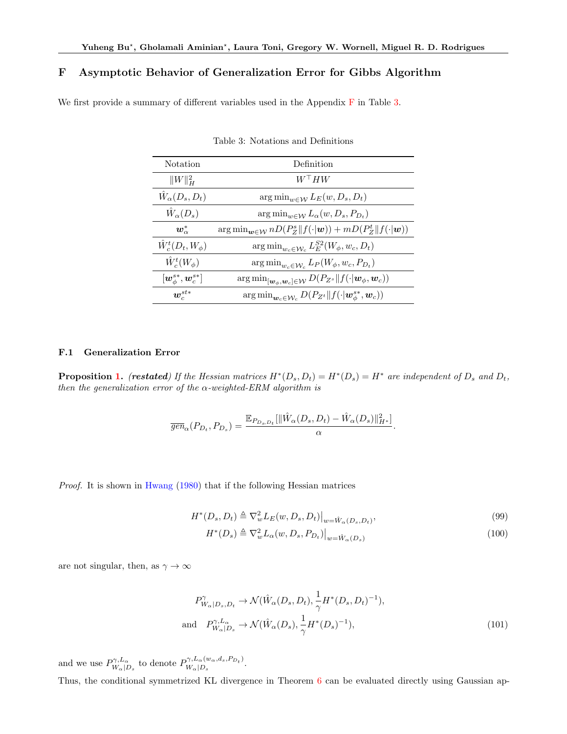## F Asymptotic Behavior of Generalization Error for Gibbs Algorithm

We first provide a summary of different variables used in the Appendix F in Table 3.

Table 3: Notations and Definitions

| Notation | Definition |
|---|---|
| $\|W\|_H^2$ | $W^\top H W$ |
| $\hat{W}_\alpha(D_s, D_t)$ | $\arg\min_{w\in\mathcal{W}} L_E(w, D_s, D_t)$ |
| $\hat{W}_\alpha(D_s)$ | $\arg\min_{w\in\mathcal{W}} L_\alpha(w, D_s, P_{D_t})$ |
| $\boldsymbol{w}_\alpha^*$ | $\arg\min_{\boldsymbol{w}\in\mathcal{W}} nD(P_Z^s \\| f(\cdot\|\boldsymbol{w})) + mD(P_Z^t \\| f(\cdot\|\boldsymbol{w}))$ |
| $\hat{W}_c^t(D_t, W_\phi)$ | $\arg\min_{w_c\in\mathcal{W}_c} L_E^{S2}(W_\phi, w_c, D_t)$ |
| $\hat{W}_c^t(W_\phi)$ | $\arg\min_{w_c\in\mathcal{W}_c} L_P(W_\phi, w_c, P_{D_t})$ |
| $[\boldsymbol{w}_\phi^{s*}, \boldsymbol{w}_c^{s*}]$ | $\arg\min_{[\boldsymbol{w}_\phi, \boldsymbol{w}_c]\in\mathcal{W}} D(P_{Z^s} \\| f(\cdot\|\boldsymbol{w}_\phi, \boldsymbol{w}_c))$ |
| $\boldsymbol{w}_c^{st*}$ | $\arg\min_{\boldsymbol{w}_c\in\mathcal{W}_c} D(P_{Z^t} \\| f(\cdot\|\boldsymbol{w}_\phi^{s*}, \boldsymbol{w}_c))$ |

### F.1 Generalization Error

**Proposition 1.** ***(restated)*** *If the Hessian matrices $H^*(D_s, D_t) = H^*(D_s) = H^*$ are independent of $D_s$ and $D_t$, then the generalization error of the $\alpha$-weighted-ERM algorithm is*

$$\overline{gen}_\alpha(P_{D_t}, P_{D_s}) = \frac{\mathbb{E}_{P_{D_s,D_t}}[\|\hat{W}_\alpha(D_s, D_t) - \hat{W}_\alpha(D_s)\|_{H^*}^2]}{\alpha}.$$

*Proof.* It is shown in Hwang (1980) that if the following Hessian matrices

$$H^*(D_s, D_t) \triangleq \nabla_w^2 L_E(w, D_s, D_t)\big|_{w=\hat{W}_\alpha(D_s,D_t)}, \tag{99}$$

$$H^*(D_s) \triangleq \nabla_w^2 L_\alpha(w, D_s, P_{D_t})\big|_{w=\hat{W}_\alpha(D_s)} \tag{100}$$

are not singular, then, as $\gamma \to \infty$

$$\begin{aligned} P^\gamma_{W_\alpha|D_s,D_t} &\to \mathcal{N}(\hat{W}_\alpha(D_s, D_t), \frac{1}{\gamma} H^*(D_s, D_t)^{-1}), \\ \text{and} \quad P^{\gamma, L_\alpha}_{W_\alpha|D_s} &\to \mathcal{N}(\hat{W}_\alpha(D_s), \frac{1}{\gamma} H^*(D_s)^{-1}), \end{aligned} \tag{101}$$

and we use $P^{\gamma, L_\alpha}_{W_\alpha|D_s}$ to denote $P^{\gamma, L_\alpha(w_\alpha, d_s, P_{D_t})}_{W_\alpha|D_s}$.

Thus, the conditional symmetrized KL divergence in Theorem 6 can be evaluated directly using Gaussian ap-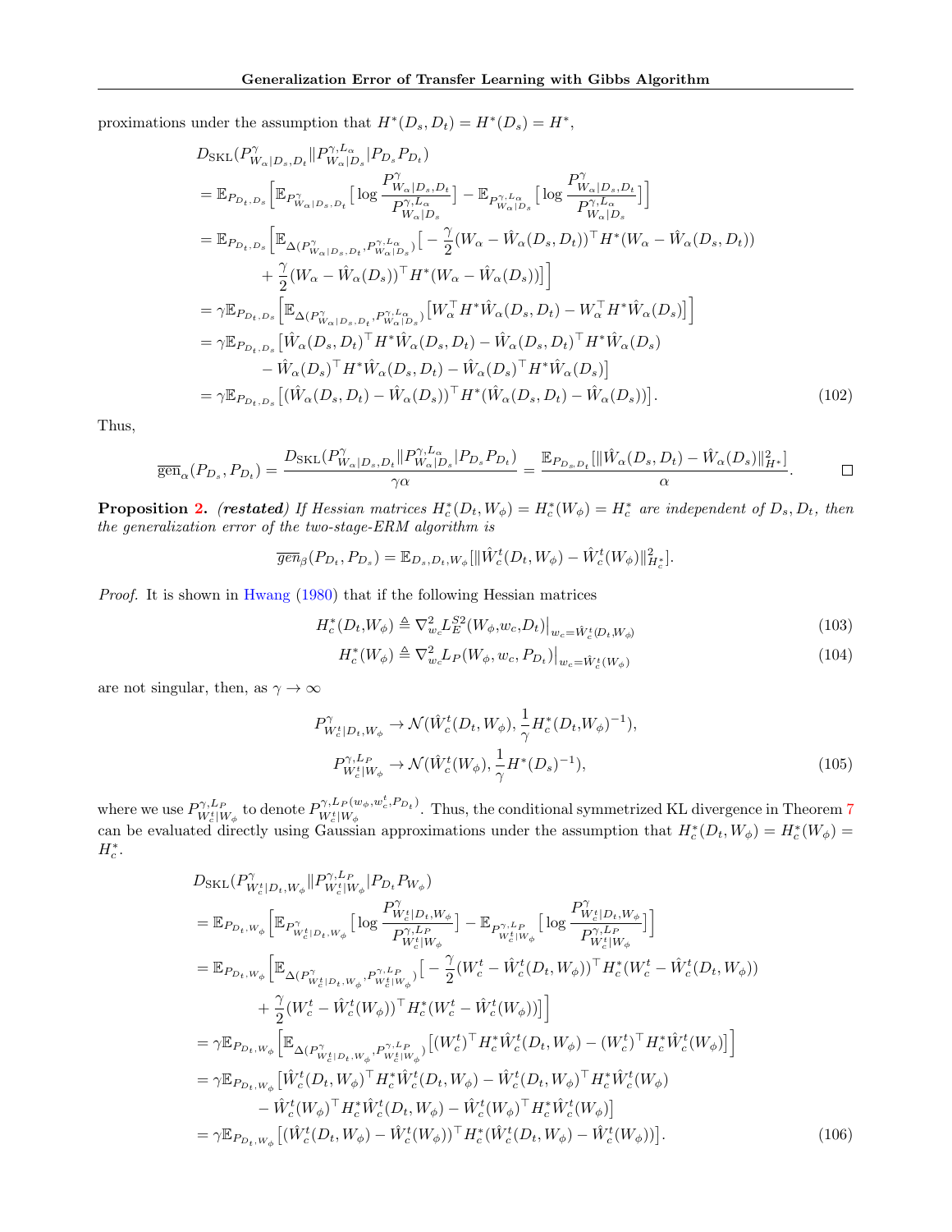proximations under the assumption that $H^*(D_s, D_t) = H^*(D_s) = H^*$,

$$
\begin{aligned}
& D_{\mathrm{SKL}}(P^{\gamma}_{W_\alpha|D_s,D_t} \| P^{\gamma,L_\alpha}_{W_\alpha|D_s} | P_{D_s} P_{D_t}) \\
&= \mathbb{E}_{P_{D_t,D_s}}\Big[\mathbb{E}_{P^{\gamma}_{W_\alpha|D_s,D_t}}\big[\log \frac{P^{\gamma}_{W_\alpha|D_s,D_t}}{P^{\gamma,L_\alpha}_{W_\alpha|D_s}}\big] - \mathbb{E}_{P^{\gamma,L_\alpha}_{W_\alpha|D_s}}\big[\log \frac{P^{\gamma}_{W_\alpha|D_s,D_t}}{P^{\gamma,L_\alpha}_{W_\alpha|D_s}}\big]\Big] \\
&= \mathbb{E}_{P_{D_t,D_s}}\Big[\mathbb{E}_{\Delta(P^{\gamma}_{W_\alpha|D_s,D_t}, P^{\gamma,L_\alpha}_{W_\alpha|D_s})}\big[-\frac{\gamma}{2}(W_\alpha - \hat{W}_\alpha(D_s,D_t))^\top H^*(W_\alpha - \hat{W}_\alpha(D_s,D_t)) \\
&\qquad + \frac{\gamma}{2}(W_\alpha - \hat{W}_\alpha(D_s))^\top H^*(W_\alpha - \hat{W}_\alpha(D_s))\big]\Big] \\
&= \gamma \mathbb{E}_{P_{D_t,D_s}}\Big[\mathbb{E}_{\Delta(P^{\gamma}_{W_\alpha|D_s,D_t}, P^{\gamma,L_\alpha}_{W_\alpha|D_s})}\big[W_\alpha^\top H^* \hat{W}_\alpha(D_s,D_t) - W_\alpha^\top H^* \hat{W}_\alpha(D_s)\big]\Big] \\
&= \gamma \mathbb{E}_{P_{D_t,D_s}}\big[\hat{W}_\alpha(D_s,D_t)^\top H^* \hat{W}_\alpha(D_s,D_t) - \hat{W}_\alpha(D_s,D_t)^\top H^* \hat{W}_\alpha(D_s) \\
&\qquad - \hat{W}_\alpha(D_s)^\top H^* \hat{W}_\alpha(D_s,D_t) - \hat{W}_\alpha(D_s)^\top H^* \hat{W}_\alpha(D_s)\big] \\
&= \gamma \mathbb{E}_{P_{D_t,D_s}}\big[(\hat{W}_\alpha(D_s,D_t) - \hat{W}_\alpha(D_s))^\top H^* (\hat{W}_\alpha(D_s,D_t) - \hat{W}_\alpha(D_s))\big].
\end{aligned} \tag{102}
$$

Thus,

$$
\overline{\mathrm{gen}}_\alpha(P_{D_s}, P_{D_t}) = \frac{D_{\mathrm{SKL}}(P^{\gamma}_{W_\alpha|D_s,D_t} \| P^{\gamma,L_\alpha}_{W_\alpha|D_s} | P_{D_s} P_{D_t})}{\gamma \alpha} = \frac{\mathbb{E}_{P_{D_s,D_t}}[\|\hat{W}_\alpha(D_s,D_t) - \hat{W}_\alpha(D_s)\|^2_{H^*}]}{\alpha}. \qquad \square
$$

**Proposition 2.** ***(restated)*** *If Hessian matrices $H_c^*(D_t, W_\phi) = H_c^*(W_\phi) = H_c^*$ are independent of $D_s, D_t$, then the generalization error of the two-stage-ERM algorithm is*

$$
\overline{gen}_\beta(P_{D_t}, P_{D_s}) = \mathbb{E}_{D_s,D_t,W_\phi}[\|\hat{W}_c^t(D_t, W_\phi) - \hat{W}_c^t(W_\phi)\|^2_{H_c^*}].
$$

*Proof.* It is shown in Hwang (1980) that if the following Hessian matrices

$$
H_c^*(D_t, W_\phi) \triangleq \nabla^2_{w_c} L_E^{S2}(W_\phi, w_c, D_t)\big|_{w_c = \hat{W}_c^t(D_t, W_\phi)} \tag{103}
$$

$$
H_c^*(W_\phi) \triangleq \nabla^2_{w_c} L_P(W_\phi, w_c, P_{D_t})\big|_{w_c = \hat{W}_c^t(W_\phi)} \tag{104}
$$

are not singular, then, as $\gamma \to \infty$

$$
\begin{aligned}
P^{\gamma}_{W_c^t|D_t,W_\phi} &\to \mathcal{N}(\hat{W}_c^t(D_t,W_\phi), \frac{1}{\gamma} H_c^*(D_t,W_\phi)^{-1}), \\
P^{\gamma,L_P}_{W_c^t|W_\phi} &\to \mathcal{N}(\hat{W}_c^t(W_\phi), \frac{1}{\gamma} H^*(D_s)^{-1}),
\end{aligned} \tag{105}
$$

where we use $P^{\gamma,L_P}_{W_c^t|W_\phi}$ to denote $P^{\gamma,L_P(w_\phi,w_c^t,P_{D_t})}_{W_c^t|W_\phi}$. Thus, the conditional symmetrized KL divergence in Theorem 7 can be evaluated directly using Gaussian approximations under the assumption that $H_c^*(D_t, W_\phi) = H_c^*(W_\phi) = H_c^*$.

$$
\begin{aligned}
& D_{\mathrm{SKL}}(P^{\gamma}_{W_c^t|D_t,W_\phi} \| P^{\gamma,L_P}_{W_c^t|W_\phi} | P_{D_t} P_{W_\phi}) \\
&= \mathbb{E}_{P_{D_t,W_\phi}}\Big[\mathbb{E}_{P^{\gamma}_{W_c^t|D_t,W_\phi}}\big[\log \frac{P^{\gamma}_{W_c^t|D_t,W_\phi}}{P^{\gamma,L_P}_{W_c^t|W_\phi}}\big] - \mathbb{E}_{P^{\gamma,L_P}_{W_c^t|W_\phi}}\big[\log \frac{P^{\gamma}_{W_c^t|D_t,W_\phi}}{P^{\gamma,L_P}_{W_c^t|W_\phi}}\big]\Big] \\
&= \mathbb{E}_{P_{D_t,W_\phi}}\Big[\mathbb{E}_{\Delta(P^{\gamma}_{W_c^t|D_t,W_\phi}, P^{\gamma,L_P}_{W_c^t|W_\phi})}\big[-\frac{\gamma}{2}(W_c^t - \hat{W}_c^t(D_t,W_\phi))^\top H_c^*(W_c^t - \hat{W}_c^t(D_t,W_\phi)) \\
&\qquad + \frac{\gamma}{2}(W_c^t - \hat{W}_c^t(W_\phi))^\top H_c^*(W_c^t - \hat{W}_c^t(W_\phi))\big]\Big] \\
&= \gamma \mathbb{E}_{P_{D_t,W_\phi}}\Big[\mathbb{E}_{\Delta(P^{\gamma}_{W_c^t|D_t,W_\phi}, P^{\gamma,L_P}_{W_c^t|W_\phi})}\big[(W_c^t)^\top H_c^* \hat{W}_c^t(D_t,W_\phi) - (W_c^t)^\top H_c^* \hat{W}_c^t(W_\phi)\big]\Big] \\
&= \gamma \mathbb{E}_{P_{D_t,W_\phi}}\big[\hat{W}_c^t(D_t,W_\phi)^\top H_c^* \hat{W}_c^t(D_t,W_\phi) - \hat{W}_c^t(D_t,W_\phi)^\top H_c^* \hat{W}_c^t(W_\phi) \\
&\qquad - \hat{W}_c^t(W_\phi)^\top H_c^* \hat{W}_c^t(D_t,W_\phi) - \hat{W}_c^t(W_\phi)^\top H_c^* \hat{W}_c^t(W_\phi)\big] \\
&= \gamma \mathbb{E}_{P_{D_t,W_\phi}}\big[(\hat{W}_c^t(D_t,W_\phi) - \hat{W}_c^t(W_\phi))^\top H_c^* (\hat{W}_c^t(D_t,W_\phi) - \hat{W}_c^t(W_\phi))\big].
\end{aligned} \tag{106}
$$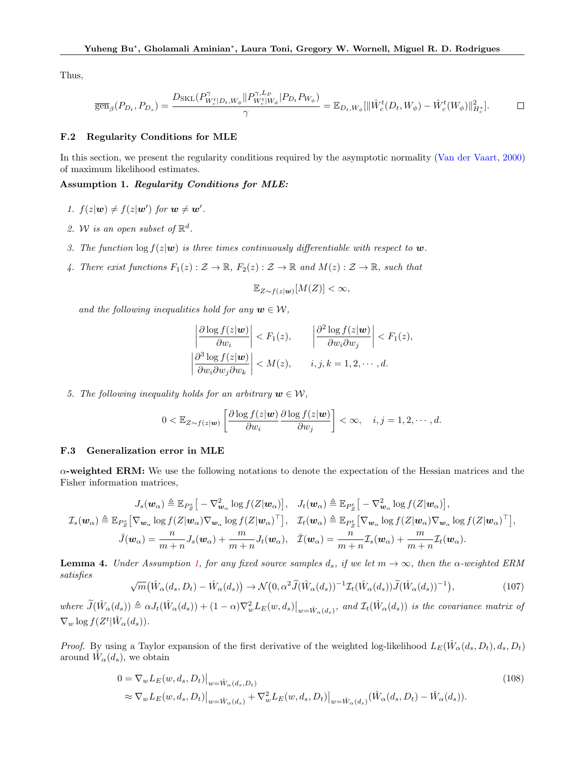Thus,

$$\overline{\mathrm{gen}}_\beta(P_{D_t}, P_{D_s}) = \frac{D_{\mathrm{SKL}}(P^{\gamma}_{W_c^t|D_t,W_\phi} \| P^{\gamma,L_P}_{W_c^t|W_\phi} | P_{D_t} P_{W_\phi})}{\gamma} = \mathbb{E}_{D_t,W_\phi}[\|\hat{W}_c^t(D_t, W_\phi) - \hat{W}_c^t(W_\phi)\|^2_{H_c^*}]. \qquad \square$$

### F.2 Regularity Conditions for MLE

In this section, we present the regularity conditions required by the asymptotic normality (Van der Vaart, 2000) of maximum likelihood estimates.

**Assumption 1.** ***Regularity Conditions for MLE:***

1. *$f(z|\boldsymbol{w}) \neq f(z|\boldsymbol{w}')$ for $\boldsymbol{w} \neq \boldsymbol{w}'$.*
2. *$\mathcal{W}$ is an open subset of $\mathbb{R}^d$.*
3. *The function $\log f(z|\boldsymbol{w})$ is three times continuously differentiable with respect to $\boldsymbol{w}$.*
4. *There exist functions $F_1(z) : \mathcal{Z} \to \mathbb{R}$, $F_2(z) : \mathcal{Z} \to \mathbb{R}$ and $M(z) : \mathcal{Z} \to \mathbb{R}$, such that*

$$\mathbb{E}_{Z \sim f(z|\boldsymbol{w})}[M(Z)] < \infty,$$

*and the following inequalities hold for any $\boldsymbol{w} \in \mathcal{W}$,*

$$\left|\frac{\partial \log f(z|\boldsymbol{w})}{\partial w_i}\right| < F_1(z), \qquad \left|\frac{\partial^2 \log f(z|\boldsymbol{w})}{\partial w_i \partial w_j}\right| < F_1(z),$$
$$\left|\frac{\partial^3 \log f(z|\boldsymbol{w})}{\partial w_i \partial w_j \partial w_k}\right| < M(z), \qquad i,j,k = 1,2,\cdots,d.$$

5. *The following inequality holds for an arbitrary $\boldsymbol{w} \in \mathcal{W}$,*

$$0 < \mathbb{E}_{Z \sim f(z|\boldsymbol{w})}\left[\frac{\partial \log f(z|\boldsymbol{w})}{\partial w_i}\frac{\partial \log f(z|\boldsymbol{w})}{\partial w_j}\right] < \infty, \quad i,j = 1,2,\cdots,d.$$

### F.3 Generalization error in MLE

**$\alpha$-weighted ERM:** We use the following notations to denote the expectation of the Hessian matrices and the Fisher information matrices,

$$J_s(\boldsymbol{w}_\alpha) \triangleq \mathbb{E}_{P_Z^s}\big[-\nabla^2_{\boldsymbol{w}_\alpha} \log f(Z|\boldsymbol{w}_\alpha)\big], \quad J_t(\boldsymbol{w}_\alpha) \triangleq \mathbb{E}_{P_Z^t}\big[-\nabla^2_{\boldsymbol{w}_\alpha} \log f(Z|\boldsymbol{w}_\alpha)\big],$$
$$\mathcal{I}_s(\boldsymbol{w}_\alpha) \triangleq \mathbb{E}_{P_Z^s}\big[\nabla_{\boldsymbol{w}_\alpha} \log f(Z|\boldsymbol{w}_\alpha)\nabla_{\boldsymbol{w}_\alpha} \log f(Z|\boldsymbol{w}_\alpha)^\top\big], \quad \mathcal{I}_t(\boldsymbol{w}_\alpha) \triangleq \mathbb{E}_{P_Z^t}\big[\nabla_{\boldsymbol{w}_\alpha} \log f(Z|\boldsymbol{w}_\alpha)\nabla_{\boldsymbol{w}_\alpha} \log f(Z|\boldsymbol{w}_\alpha)^\top\big],$$
$$\bar{J}(\boldsymbol{w}_\alpha) = \frac{n}{m+n}J_s(\boldsymbol{w}_\alpha) + \frac{m}{m+n}J_t(\boldsymbol{w}_\alpha), \quad \bar{\mathcal{I}}(\boldsymbol{w}_\alpha) = \frac{n}{m+n}\mathcal{I}_s(\boldsymbol{w}_\alpha) + \frac{m}{m+n}\mathcal{I}_t(\boldsymbol{w}_\alpha).$$

**Lemma 4.** *Under Assumption 1, for any fixed source samples $d_s$, if we let $m \to \infty$, then the $\alpha$-weighted ERM satisfies*

$$\sqrt{m}\big(\hat{W}_\alpha(d_s, D_t) - \hat{W}_\alpha(d_s)\big) \to \mathcal{N}\big(0, \alpha^2 \widetilde{J}(\hat{W}_\alpha(d_s))^{-1}\mathcal{I}_t(\hat{W}_\alpha(d_s))\widetilde{J}(\hat{W}_\alpha(d_s))^{-1}\big), \tag{107}$$

*where $\widetilde{J}(\hat{W}_\alpha(d_s)) \triangleq \alpha J_t(\hat{W}_\alpha(d_s)) + (1-\alpha)\nabla^2_w L_E(w, d_s)\big|_{w=\hat{W}_\alpha(d_s)}$, and $\mathcal{I}_t(\hat{W}_\alpha(d_s))$ is the covariance matrix of $\nabla_w \log f(Z^t|\hat{W}_\alpha(d_s))$.*

*Proof.* By using a Taylor expansion of the first derivative of the weighted log-likelihood $L_E(\hat{W}_\alpha(d_s, D_t), d_s, D_t)$ around $\hat{W}_\alpha(d_s)$, we obtain

$$\begin{aligned}
0 &= \nabla_w L_E(w, d_s, D_t)\big|_{w=\hat{W}_\alpha(d_s,D_t)} \\
&\approx \nabla_w L_E(w, d_s, D_t)\big|_{w=\hat{W}_\alpha(d_s)} + \nabla^2_w L_E(w, d_s, D_t)\big|_{w=\hat{W}_\alpha(d_s)}(\hat{W}_\alpha(d_s, D_t) - \hat{W}_\alpha(d_s)).
\end{aligned} \tag{108}$$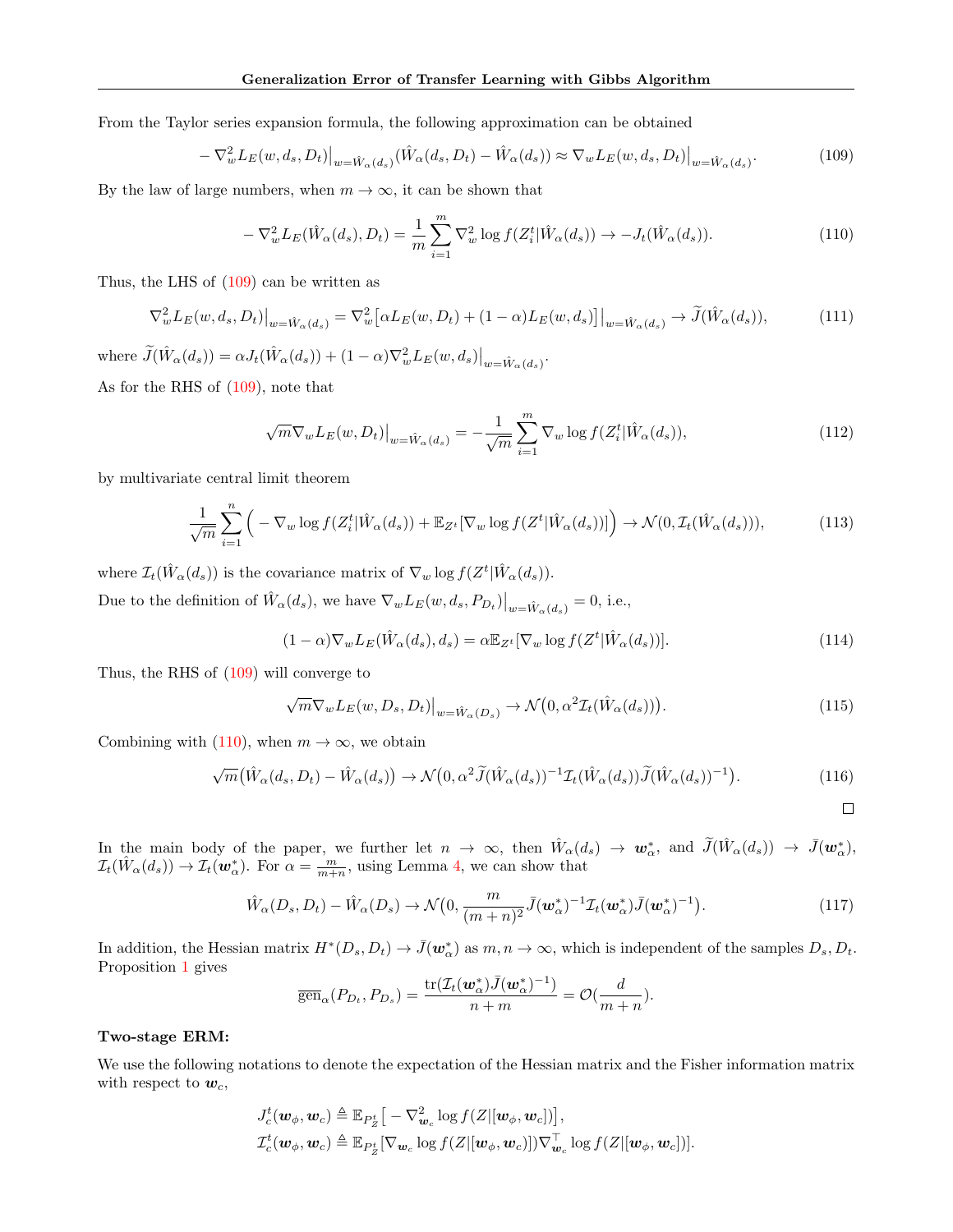From the Taylor series expansion formula, the following approximation can be obtained

$$-\nabla_w^2 L_E(w, d_s, D_t)\big|_{w=\hat{W}_\alpha(d_s)}(\hat{W}_\alpha(d_s, D_t) - \hat{W}_\alpha(d_s)) \approx \nabla_w L_E(w, d_s, D_t)\big|_{w=\hat{W}_\alpha(d_s)}. \tag{109}$$

By the law of large numbers, when $m \to \infty$, it can be shown that

$$-\nabla_w^2 L_E(\hat{W}_\alpha(d_s), D_t) = \frac{1}{m}\sum_{i=1}^{m} \nabla_w^2 \log f(Z_i^t|\hat{W}_\alpha(d_s)) \to -J_t(\hat{W}_\alpha(d_s)). \tag{110}$$

Thus, the LHS of (109) can be written as

$$\nabla_w^2 L_E(w, d_s, D_t)\big|_{w=\hat{W}_\alpha(d_s)} = \nabla_w^2\big[\alpha L_E(w, D_t) + (1-\alpha)L_E(w, d_s)\big]\big|_{w=\hat{W}_\alpha(d_s)} \to \widetilde{J}(\hat{W}_\alpha(d_s)), \tag{111}$$

where $\widetilde{J}(\hat{W}_\alpha(d_s)) = \alpha J_t(\hat{W}_\alpha(d_s)) + (1-\alpha)\nabla_w^2 L_E(w, d_s)\big|_{w=\hat{W}_\alpha(d_s)}$.

As for the RHS of (109), note that

$$\sqrt{m}\nabla_w L_E(w, D_t)\big|_{w=\hat{W}_\alpha(d_s)} = -\frac{1}{\sqrt{m}}\sum_{i=1}^{m} \nabla_w \log f(Z_i^t|\hat{W}_\alpha(d_s)), \tag{112}$$

by multivariate central limit theorem

$$\frac{1}{\sqrt{m}}\sum_{i=1}^{n}\Big(-\nabla_w \log f(Z_i^t|\hat{W}_\alpha(d_s)) + \mathbb{E}_{Z^t}[\nabla_w \log f(Z^t|\hat{W}_\alpha(d_s))]\Big) \to \mathcal{N}(0, \mathcal{I}_t(\hat{W}_\alpha(d_s))), \tag{113}$$

where $\mathcal{I}_t(\hat{W}_\alpha(d_s))$ is the covariance matrix of $\nabla_w \log f(Z^t|\hat{W}_\alpha(d_s))$.

Due to the definition of $\hat{W}_\alpha(d_s)$, we have $\nabla_w L_E(w, d_s, P_{D_t})\big|_{w=\hat{W}_\alpha(d_s)} = 0$, i.e.,

$$(1-\alpha)\nabla_w L_E(\hat{W}_\alpha(d_s), d_s) = \alpha\mathbb{E}_{Z^t}[\nabla_w \log f(Z^t|\hat{W}_\alpha(d_s))]. \tag{114}$$

Thus, the RHS of (109) will converge to

$$\sqrt{m}\nabla_w L_E(w, D_s, D_t)\big|_{w=\hat{W}_\alpha(D_s)} \to \mathcal{N}\big(0, \alpha^2\mathcal{I}_t(\hat{W}_\alpha(d_s))\big). \tag{115}$$

Combining with (110), when $m \to \infty$, we obtain

$$\sqrt{m}\big(\hat{W}_\alpha(d_s, D_t) - \hat{W}_\alpha(d_s)\big) \to \mathcal{N}\big(0, \alpha^2\widetilde{J}(\hat{W}_\alpha(d_s))^{-1}\mathcal{I}_t(\hat{W}_\alpha(d_s))\widetilde{J}(\hat{W}_\alpha(d_s))^{-1}\big). \tag{116}$$

□

In the main body of the paper, we further let $n \to \infty$, then $\hat{W}_\alpha(d_s) \to \boldsymbol{w}_\alpha^*$, and $\widetilde{J}(\hat{W}_\alpha(d_s)) \to \bar{J}(\boldsymbol{w}_\alpha^*)$, $\mathcal{I}_t(\hat{W}_\alpha(d_s)) \to \mathcal{I}_t(\boldsymbol{w}_\alpha^*)$. For $\alpha = \frac{m}{m+n}$, using Lemma 4, we can show that

$$\hat{W}_\alpha(D_s, D_t) - \hat{W}_\alpha(D_s) \to \mathcal{N}\big(0, \frac{m}{(m+n)^2}\bar{J}(\boldsymbol{w}_\alpha^*)^{-1}\mathcal{I}_t(\boldsymbol{w}_\alpha^*)\bar{J}(\boldsymbol{w}_\alpha^*)^{-1}\big). \tag{117}$$

In addition, the Hessian matrix $H^*(D_s, D_t) \to \bar{J}(\boldsymbol{w}_\alpha^*)$ as $m, n \to \infty$, which is independent of the samples $D_s, D_t$. Proposition 1 gives

$$\overline{\text{gen}}_\alpha(P_{D_t}, P_{D_s}) = \frac{\text{tr}(\mathcal{I}_t(\boldsymbol{w}_\alpha^*)\bar{J}(\boldsymbol{w}_\alpha^*)^{-1})}{n+m} = \mathcal{O}(\frac{d}{m+n}).$$

**Two-stage ERM:**

We use the following notations to denote the expectation of the Hessian matrix and the Fisher information matrix with respect to $\boldsymbol{w}_c$,

$$J_c^t(\boldsymbol{w}_\phi, \boldsymbol{w}_c) \triangleq \mathbb{E}_{P_Z^t}\big[-\nabla_{\boldsymbol{w}_c}^2 \log f(Z|[\boldsymbol{w}_\phi, \boldsymbol{w}_c])\big],$$
$$\mathcal{I}_c^t(\boldsymbol{w}_\phi, \boldsymbol{w}_c) \triangleq \mathbb{E}_{P_Z^t}[\nabla_{\boldsymbol{w}_c} \log f(Z|[\boldsymbol{w}_\phi, \boldsymbol{w}_c])\nabla_{\boldsymbol{w}_c}^\top \log f(Z|[\boldsymbol{w}_\phi, \boldsymbol{w}_c])].$$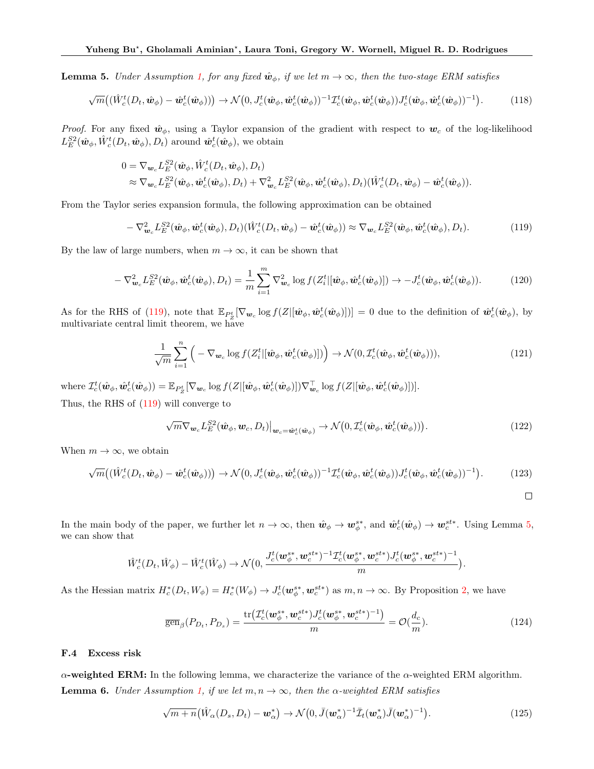**Lemma 5.** *Under Assumption 1, for any fixed $\hat{\boldsymbol{w}}_\phi$, if we let $m \to \infty$, then the two-stage ERM satisfies*

$$\sqrt{m}\big((\hat{W}_c^t(D_t, \hat{\boldsymbol{w}}_\phi) - \hat{\boldsymbol{w}}_c^t(\hat{\boldsymbol{w}}_\phi))\big) \to \mathcal{N}\big(0, J_c^t(\hat{\boldsymbol{w}}_\phi, \hat{\boldsymbol{w}}_c^t(\hat{\boldsymbol{w}}_\phi))^{-1}\mathcal{I}_c^t(\hat{\boldsymbol{w}}_\phi, \hat{\boldsymbol{w}}_c^t(\hat{\boldsymbol{w}}_\phi))J_c^t(\hat{\boldsymbol{w}}_\phi, \hat{\boldsymbol{w}}_c^t(\hat{\boldsymbol{w}}_\phi))^{-1}\big). \tag{118}$$

*Proof.* For any fixed $\hat{\boldsymbol{w}}_\phi$, using a Taylor expansion of the gradient with respect to $\boldsymbol{w}_c$ of the log-likelihood $L_E^{S2}(\hat{\boldsymbol{w}}_\phi, \hat{W}_c^t(D_t, \hat{\boldsymbol{w}}_\phi), D_t)$ around $\hat{\boldsymbol{w}}_c^t(\hat{\boldsymbol{w}}_\phi)$, we obtain

$$\begin{aligned}
0 &= \nabla_{\boldsymbol{w}_c} L_E^{S2}(\hat{\boldsymbol{w}}_\phi, \hat{W}_c^t(D_t, \hat{\boldsymbol{w}}_\phi), D_t) \\
&\approx \nabla_{\boldsymbol{w}_c} L_E^{S2}(\hat{\boldsymbol{w}}_\phi, \hat{\boldsymbol{w}}_c^t(\hat{\boldsymbol{w}}_\phi), D_t) + \nabla_{\boldsymbol{w}_c}^2 L_E^{S2}(\hat{\boldsymbol{w}}_\phi, \hat{\boldsymbol{w}}_c^t(\hat{\boldsymbol{w}}_\phi), D_t)(\hat{W}_c^t(D_t, \hat{\boldsymbol{w}}_\phi) - \hat{\boldsymbol{w}}_c^t(\hat{\boldsymbol{w}}_\phi)).
\end{aligned}$$

From the Taylor series expansion formula, the following approximation can be obtained

$$-\nabla_{\boldsymbol{w}_c}^2 L_E^{S2}(\hat{\boldsymbol{w}}_\phi, \hat{\boldsymbol{w}}_c^t(\hat{\boldsymbol{w}}_\phi), D_t)(\hat{W}_c^t(D_t, \hat{\boldsymbol{w}}_\phi) - \hat{\boldsymbol{w}}_c^t(\hat{\boldsymbol{w}}_\phi)) \approx \nabla_{\boldsymbol{w}_c} L_E^{S2}(\hat{\boldsymbol{w}}_\phi, \hat{\boldsymbol{w}}_c^t(\hat{\boldsymbol{w}}_\phi), D_t). \tag{119}$$

By the law of large numbers, when $m \to \infty$, it can be shown that

$$-\nabla_{\boldsymbol{w}_c}^2 L_E^{S2}(\hat{\boldsymbol{w}}_\phi, \hat{\boldsymbol{w}}_c^t(\hat{\boldsymbol{w}}_\phi), D_t) = \frac{1}{m}\sum_{i=1}^{m} \nabla_{\boldsymbol{w}_c}^2 \log f(Z_i^t|[\hat{\boldsymbol{w}}_\phi, \hat{\boldsymbol{w}}_c^t(\hat{\boldsymbol{w}}_\phi)]) \to -J_c^t(\hat{\boldsymbol{w}}_\phi, \hat{\boldsymbol{w}}_c^t(\hat{\boldsymbol{w}}_\phi)). \tag{120}$$

As for the RHS of (119), note that $\mathbb{E}_{P_Z^t}[\nabla_{\boldsymbol{w}_c} \log f(Z|[\hat{\boldsymbol{w}}_\phi, \hat{\boldsymbol{w}}_c^t(\hat{\boldsymbol{w}}_\phi)])] = 0$ due to the definition of $\hat{\boldsymbol{w}}_c^t(\hat{\boldsymbol{w}}_\phi)$, by multivariate central limit theorem, we have

$$\frac{1}{\sqrt{m}}\sum_{i=1}^{n}\Big(-\nabla_{\boldsymbol{w}_c} \log f(Z_i^t|[\hat{\boldsymbol{w}}_\phi, \hat{\boldsymbol{w}}_c^t(\hat{\boldsymbol{w}}_\phi)])\Big) \to \mathcal{N}(0, \mathcal{I}_c^t(\hat{\boldsymbol{w}}_\phi, \hat{\boldsymbol{w}}_c^t(\hat{\boldsymbol{w}}_\phi))), \tag{121}$$

where $\mathcal{I}_c^t(\hat{\boldsymbol{w}}_\phi, \hat{\boldsymbol{w}}_c^t(\hat{\boldsymbol{w}}_\phi)) = \mathbb{E}_{P_Z^t}[\nabla_{\boldsymbol{w}_c} \log f(Z|[\hat{\boldsymbol{w}}_\phi, \hat{\boldsymbol{w}}_c^t(\hat{\boldsymbol{w}}_\phi)])\nabla_{\boldsymbol{w}_c}^\top \log f(Z|[\hat{\boldsymbol{w}}_\phi, \hat{\boldsymbol{w}}_c^t(\hat{\boldsymbol{w}}_\phi)])]$.

Thus, the RHS of (119) will converge to

$$\sqrt{m}\nabla_{\boldsymbol{w}_c} L_E^{S2}(\hat{\boldsymbol{w}}_\phi, \boldsymbol{w}_c, D_t)\big|_{\boldsymbol{w}_c = \hat{\boldsymbol{w}}_c^t(\hat{\boldsymbol{w}}_\phi)} \to \mathcal{N}\big(0, \mathcal{I}_c^t(\hat{\boldsymbol{w}}_\phi, \hat{\boldsymbol{w}}_c^t(\hat{\boldsymbol{w}}_\phi))\big). \tag{122}$$

When $m \to \infty$, we obtain

$$\sqrt{m}\big((\hat{W}_c^t(D_t, \hat{\boldsymbol{w}}_\phi) - \hat{\boldsymbol{w}}_c^t(\hat{\boldsymbol{w}}_\phi))\big) \to \mathcal{N}\big(0, J_c^t(\hat{\boldsymbol{w}}_\phi, \hat{\boldsymbol{w}}_c^t(\hat{\boldsymbol{w}}_\phi))^{-1}\mathcal{I}_c^t(\hat{\boldsymbol{w}}_\phi, \hat{\boldsymbol{w}}_c^t(\hat{\boldsymbol{w}}_\phi))J_c^t(\hat{\boldsymbol{w}}_\phi, \hat{\boldsymbol{w}}_c^t(\hat{\boldsymbol{w}}_\phi))^{-1}\big). \tag{123}$$

□

In the main body of the paper, we further let $n \to \infty$, then $\hat{\boldsymbol{w}}_\phi \to \boldsymbol{w}_\phi^{s*}$, and $\hat{\boldsymbol{w}}_c^t(\hat{\boldsymbol{w}}_\phi) \to \boldsymbol{w}_c^{st*}$. Using Lemma 5, we can show that

$$\hat{W}_c^t(D_t, \hat{W}_\phi) - \hat{W}_c^t(\hat{W}_\phi) \to \mathcal{N}\big(0, \frac{J_c^t(\boldsymbol{w}_\phi^{s*}, \boldsymbol{w}_c^{st*})^{-1}\mathcal{I}_c^t(\boldsymbol{w}_\phi^{s*}, \boldsymbol{w}_c^{st*})J_c^t(\boldsymbol{w}_\phi^{s*}, \boldsymbol{w}_c^{st*})^{-1}}{m}\big).$$

As the Hessian matrix $H_c^*(D_t, W_\phi) = H_c^*(W_\phi) \to J_c^t(\boldsymbol{w}_\phi^{s*}, \boldsymbol{w}_c^{st*})$ as $m, n \to \infty$. By Proposition 2, we have

$$\overline{\text{gen}}_\beta(P_{D_t}, P_{D_s}) = \frac{\text{tr}\big(\mathcal{I}_c^t(\boldsymbol{w}_\phi^{s*}, \boldsymbol{w}_c^{st*})J_c^t(\boldsymbol{w}_\phi^{s*}, \boldsymbol{w}_c^{st*})^{-1}\big)}{m} = \mathcal{O}(\frac{d_c}{m}). \tag{124}$$

### F.4 Excess risk

**$\alpha$-weighted ERM:** In the following lemma, we characterize the variance of the $\alpha$-weighted ERM algorithm.

**Lemma 6.** *Under Assumption 1, if we let $m, n \to \infty$, then the $\alpha$-weighted ERM satisfies*

$$\sqrt{m+n}\big(\hat{W}_\alpha(D_s, D_t) - \boldsymbol{w}_\alpha^*\big) \to \mathcal{N}\big(0, \bar{J}(\boldsymbol{w}_\alpha^*)^{-1}\bar{\mathcal{I}}_t(\boldsymbol{w}_\alpha^*)\bar{J}(\boldsymbol{w}_\alpha^*)^{-1}\big). \tag{125}$$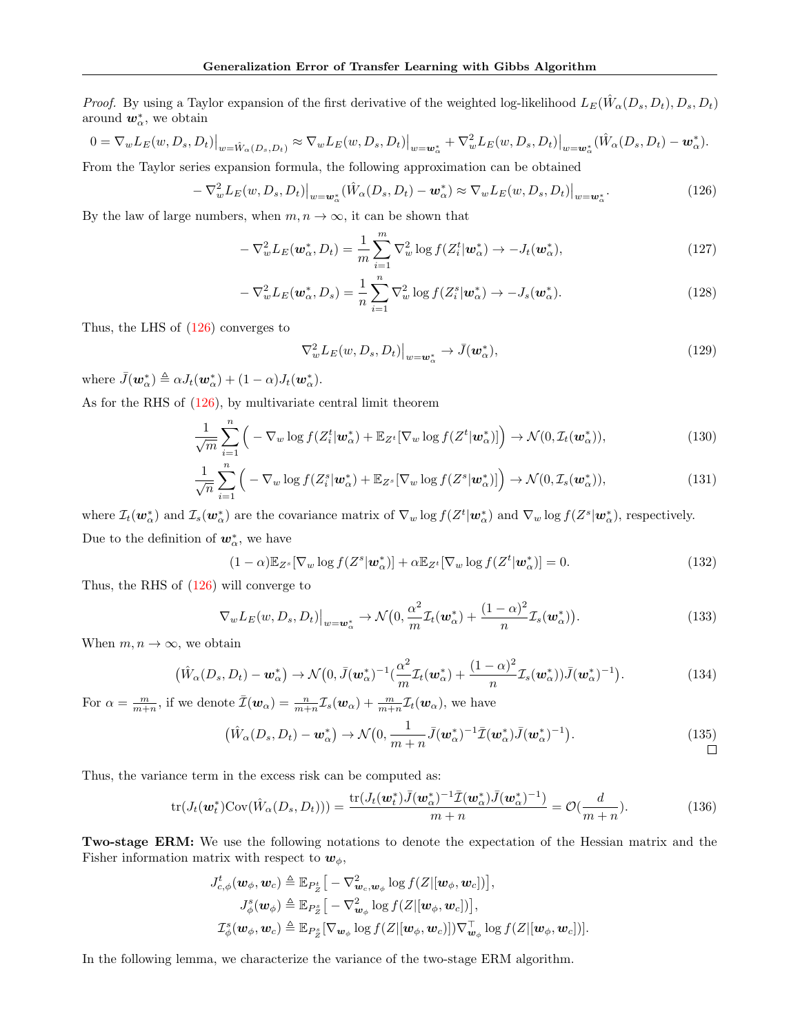*Proof.* By using a Taylor expansion of the first derivative of the weighted log-likelihood $L_E(\hat{W}_\alpha(D_s, D_t), D_s, D_t)$ around $\boldsymbol{w}_\alpha^*$, we obtain

$$0 = \nabla_w L_E(w, D_s, D_t)\big|_{w=\hat{W}_\alpha(D_s,D_t)} \approx \nabla_w L_E(w, D_s, D_t)\big|_{w=\boldsymbol{w}_\alpha^*} + \nabla_w^2 L_E(w, D_s, D_t)\big|_{w=\boldsymbol{w}_\alpha^*}(\hat{W}_\alpha(D_s, D_t) - \boldsymbol{w}_\alpha^*).$$

From the Taylor series expansion formula, the following approximation can be obtained

$$-\nabla_w^2 L_E(w, D_s, D_t)\big|_{w=\boldsymbol{w}_\alpha^*}(\hat{W}_\alpha(D_s, D_t) - \boldsymbol{w}_\alpha^*) \approx \nabla_w L_E(w, D_s, D_t)\big|_{w=\boldsymbol{w}_\alpha^*}. \tag{126}$$

By the law of large numbers, when $m, n \to \infty$, it can be shown that

$$-\nabla_w^2 L_E(\boldsymbol{w}_\alpha^*, D_t) = \frac{1}{m}\sum_{i=1}^{m} \nabla_w^2 \log f(Z_i^t|\boldsymbol{w}_\alpha^*) \to -J_t(\boldsymbol{w}_\alpha^*), \tag{127}$$

$$-\nabla_w^2 L_E(\boldsymbol{w}_\alpha^*, D_s) = \frac{1}{n}\sum_{i=1}^{n} \nabla_w^2 \log f(Z_i^s|\boldsymbol{w}_\alpha^*) \to -J_s(\boldsymbol{w}_\alpha^*). \tag{128}$$

Thus, the LHS of (126) converges to

$$\nabla_w^2 L_E(w, D_s, D_t)\big|_{w=\boldsymbol{w}_\alpha^*} \to \bar{J}(\boldsymbol{w}_\alpha^*), \tag{129}$$

where $\bar{J}(\boldsymbol{w}_\alpha^*) \triangleq \alpha J_t(\boldsymbol{w}_\alpha^*) + (1-\alpha)J_t(\boldsymbol{w}_\alpha^*)$.

As for the RHS of (126), by multivariate central limit theorem

$$\frac{1}{\sqrt{m}}\sum_{i=1}^{n}\Big(-\nabla_w \log f(Z_i^t|\boldsymbol{w}_\alpha^*) + \mathbb{E}_{Z^t}[\nabla_w \log f(Z^t|\boldsymbol{w}_\alpha^*)]\Big) \to \mathcal{N}(0, \mathcal{I}_t(\boldsymbol{w}_\alpha^*)), \tag{130}$$

$$\frac{1}{\sqrt{n}}\sum_{i=1}^{n}\Big(-\nabla_w \log f(Z_i^s|\boldsymbol{w}_\alpha^*) + \mathbb{E}_{Z^s}[\nabla_w \log f(Z^s|\boldsymbol{w}_\alpha^*)]\Big) \to \mathcal{N}(0, \mathcal{I}_s(\boldsymbol{w}_\alpha^*)), \tag{131}$$

where $\mathcal{I}_t(\boldsymbol{w}_\alpha^*)$ and $\mathcal{I}_s(\boldsymbol{w}_\alpha^*)$ are the covariance matrix of $\nabla_w \log f(Z^t|\boldsymbol{w}_\alpha^*)$ and $\nabla_w \log f(Z^s|\boldsymbol{w}_\alpha^*)$, respectively.

Due to the definition of $\boldsymbol{w}_\alpha^*$, we have

$$(1-\alpha)\mathbb{E}_{Z^s}[\nabla_w \log f(Z^s|\boldsymbol{w}_\alpha^*)] + \alpha\mathbb{E}_{Z^t}[\nabla_w \log f(Z^t|\boldsymbol{w}_\alpha^*)] = 0. \tag{132}$$

Thus, the RHS of (126) will converge to

$$\nabla_w L_E(w, D_s, D_t)\big|_{w=\boldsymbol{w}_\alpha^*} \to \mathcal{N}\big(0, \frac{\alpha^2}{m}\mathcal{I}_t(\boldsymbol{w}_\alpha^*) + \frac{(1-\alpha)^2}{n}\mathcal{I}_s(\boldsymbol{w}_\alpha^*)\big). \tag{133}$$

When $m, n \to \infty$, we obtain

$$\big(\hat{W}_\alpha(D_s, D_t) - \boldsymbol{w}_\alpha^*\big) \to \mathcal{N}\big(0, \bar{J}(\boldsymbol{w}_\alpha^*)^{-1}(\frac{\alpha^2}{m}\mathcal{I}_t(\boldsymbol{w}_\alpha^*) + \frac{(1-\alpha)^2}{n}\mathcal{I}_s(\boldsymbol{w}_\alpha^*))\bar{J}(\boldsymbol{w}_\alpha^*)^{-1}\big). \tag{134}$$

For $\alpha = \frac{m}{m+n}$, if we denote $\bar{\mathcal{I}}(\boldsymbol{w}_\alpha) = \frac{n}{m+n}\mathcal{I}_s(\boldsymbol{w}_\alpha) + \frac{m}{m+n}\mathcal{I}_t(\boldsymbol{w}_\alpha)$, we have

$$\big(\hat{W}_\alpha(D_s, D_t) - \boldsymbol{w}_\alpha^*\big) \to \mathcal{N}\big(0, \frac{1}{m+n}\bar{J}(\boldsymbol{w}_\alpha^*)^{-1}\bar{\mathcal{I}}(\boldsymbol{w}_\alpha^*)\bar{J}(\boldsymbol{w}_\alpha^*)^{-1}\big). \tag{135}$$

□

Thus, the variance term in the excess risk can be computed as:

$$\operatorname{tr}(J_t(\boldsymbol{w}_t^*)\operatorname{Cov}(\hat{W}_\alpha(D_s, D_t))) = \frac{\operatorname{tr}(J_t(\boldsymbol{w}_t^*)\bar{J}(\boldsymbol{w}_\alpha^*)^{-1}\bar{\mathcal{I}}(\boldsymbol{w}_\alpha^*)\bar{J}(\boldsymbol{w}_\alpha^*)^{-1})}{m+n} = \mathcal{O}(\frac{d}{m+n}). \tag{136}$$

**Two-stage ERM:** We use the following notations to denote the expectation of the Hessian matrix and the Fisher information matrix with respect to $\boldsymbol{w}_\phi$,

$$J_{c,\phi}^t(\boldsymbol{w}_\phi, \boldsymbol{w}_c) \triangleq \mathbb{E}_{P_Z^t}\big[-\nabla_{\boldsymbol{w}_c,\boldsymbol{w}_\phi}^2 \log f(Z|[\boldsymbol{w}_\phi, \boldsymbol{w}_c])\big],$$
$$J_\phi^s(\boldsymbol{w}_\phi) \triangleq \mathbb{E}_{P_Z^s}\big[-\nabla_{\boldsymbol{w}_\phi}^2 \log f(Z|[\boldsymbol{w}_\phi, \boldsymbol{w}_c])\big],$$
$$\mathcal{I}_\phi^s(\boldsymbol{w}_\phi, \boldsymbol{w}_c) \triangleq \mathbb{E}_{P_Z^s}[\nabla_{\boldsymbol{w}_\phi} \log f(Z|[\boldsymbol{w}_\phi, \boldsymbol{w}_c])\nabla_{\boldsymbol{w}_\phi}^\top \log f(Z|[\boldsymbol{w}_\phi, \boldsymbol{w}_c])].$$

In the following lemma, we characterize the variance of the two-stage ERM algorithm.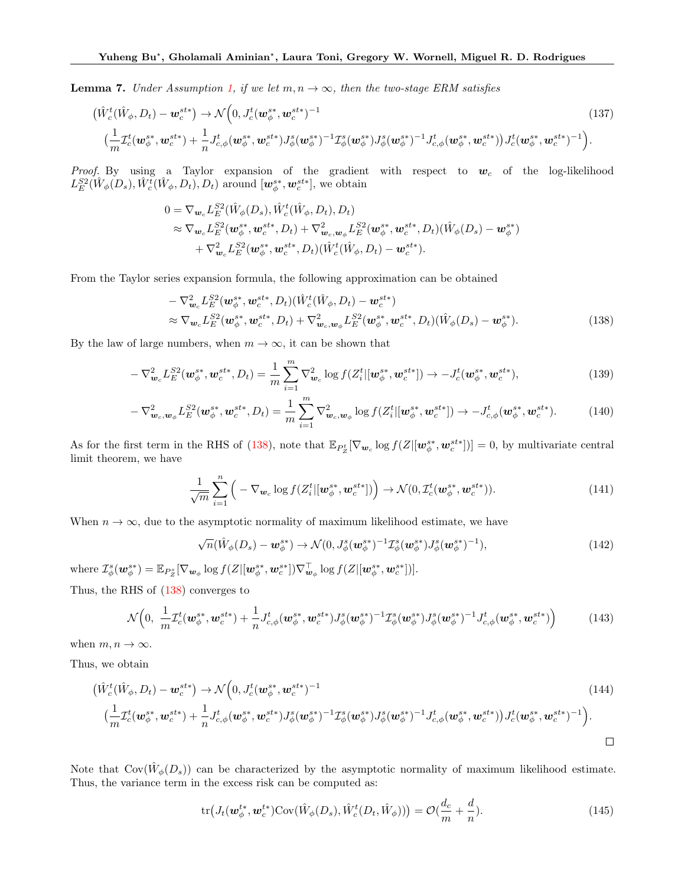**Lemma 7.** *Under Assumption 1, if we let $m, n \to \infty$, then the two-stage ERM satisfies*

$$
\begin{aligned}
&\big(\hat{W}_c^t(\hat{W}_\phi, D_t) - \boldsymbol{w}_c^{st*}\big) \to \mathcal{N}\Big(0, J_c^t(\boldsymbol{w}_\phi^{s*}, \boldsymbol{w}_c^{st*})^{-1} \\
&\big(\frac{1}{m}\mathcal{I}_c^t(\boldsymbol{w}_\phi^{s*}, \boldsymbol{w}_c^{st*}) + \frac{1}{n}J_{c,\phi}^t(\boldsymbol{w}_\phi^{s*}, \boldsymbol{w}_c^{st*})J_\phi^s(\boldsymbol{w}_\phi^{s*})^{-1}\mathcal{I}_\phi^s(\boldsymbol{w}_\phi^{s*})J_\phi^s(\boldsymbol{w}_\phi^{s*})^{-1}J_{c,\phi}^t(\boldsymbol{w}_\phi^{s*}, \boldsymbol{w}_c^{st*})\big)J_c^t(\boldsymbol{w}_\phi^{s*}, \boldsymbol{w}_c^{st*})^{-1}\Big).
\end{aligned}
\tag{137}
$$

*Proof.* By using a Taylor expansion of the gradient with respect to $\boldsymbol{w}_c$ of the log-likelihood $L_E^{S2}(\hat{W}_\phi(D_s), \hat{W}_c^t(\hat{W}_\phi, D_t), D_t)$ around $[\boldsymbol{w}_\phi^{s*}, \boldsymbol{w}_c^{st*}]$, we obtain

$$
\begin{aligned}
0 &= \nabla_{\boldsymbol{w}_c} L_E^{S2}(\hat{W}_\phi(D_s), \hat{W}_c^t(\hat{W}_\phi, D_t), D_t) \\
&\approx \nabla_{\boldsymbol{w}_c} L_E^{S2}(\boldsymbol{w}_\phi^{s*}, \boldsymbol{w}_c^{st*}, D_t) + \nabla^2_{\boldsymbol{w}_c,\boldsymbol{w}_\phi} L_E^{S2}(\boldsymbol{w}_\phi^{s*}, \boldsymbol{w}_c^{st*}, D_t)(\hat{W}_\phi(D_s) - \boldsymbol{w}_\phi^{s*}) \\
&\quad + \nabla^2_{\boldsymbol{w}_c} L_E^{S2}(\boldsymbol{w}_\phi^{s*}, \boldsymbol{w}_c^{st*}, D_t)(\hat{W}_c^t(\hat{W}_\phi, D_t) - \boldsymbol{w}_c^{st*}).
\end{aligned}
$$

From the Taylor series expansion formula, the following approximation can be obtained

$$
\begin{aligned}
&-\nabla^2_{\boldsymbol{w}_c} L_E^{S2}(\boldsymbol{w}_\phi^{s*}, \boldsymbol{w}_c^{st*}, D_t)(\hat{W}_c^t(\hat{W}_\phi, D_t) - \boldsymbol{w}_c^{st*}) \\
&\approx \nabla_{\boldsymbol{w}_c} L_E^{S2}(\boldsymbol{w}_\phi^{s*}, \boldsymbol{w}_c^{st*}, D_t) + \nabla^2_{\boldsymbol{w}_c,\boldsymbol{w}_\phi} L_E^{S2}(\boldsymbol{w}_\phi^{s*}, \boldsymbol{w}_c^{st*}, D_t)(\hat{W}_\phi(D_s) - \boldsymbol{w}_\phi^{s*}).
\end{aligned}
\tag{138}
$$

By the law of large numbers, when $m \to \infty$, it can be shown that

$$
-\nabla^2_{\boldsymbol{w}_c} L_E^{S2}(\boldsymbol{w}_\phi^{s*}, \boldsymbol{w}_c^{st*}, D_t) = \frac{1}{m}\sum_{i=1}^m \nabla^2_{\boldsymbol{w}_c} \log f(Z_i^t|[\boldsymbol{w}_\phi^{s*}, \boldsymbol{w}_c^{st*}]) \to -J_c^t(\boldsymbol{w}_\phi^{s*}, \boldsymbol{w}_c^{st*}),
\tag{139}
$$

$$
-\nabla^2_{\boldsymbol{w}_c,\boldsymbol{w}_\phi} L_E^{S2}(\boldsymbol{w}_\phi^{s*}, \boldsymbol{w}_c^{st*}, D_t) = \frac{1}{m}\sum_{i=1}^m \nabla^2_{\boldsymbol{w}_c,\boldsymbol{w}_\phi} \log f(Z_i^t|[\boldsymbol{w}_\phi^{s*}, \boldsymbol{w}_c^{st*}]) \to -J_{c,\phi}^t(\boldsymbol{w}_\phi^{s*}, \boldsymbol{w}_c^{st*}).
\tag{140}
$$

As for the first term in the RHS of (138), note that $\mathbb{E}_{P_Z^t}[\nabla_{\boldsymbol{w}_c} \log f(Z|[\boldsymbol{w}_\phi^{s*}, \boldsymbol{w}_c^{st*}])] = 0$, by multivariate central limit theorem, we have

$$
\frac{1}{\sqrt{m}}\sum_{i=1}^n \Big(-\nabla_{\boldsymbol{w}_c} \log f(Z_i^t|[\boldsymbol{w}_\phi^{s*}, \boldsymbol{w}_c^{st*}])\Big) \to \mathcal{N}(0, \mathcal{I}_c^t(\boldsymbol{w}_\phi^{s*}, \boldsymbol{w}_c^{st*})).
\tag{141}
$$

When $n \to \infty$, due to the asymptotic normality of maximum likelihood estimate, we have

$$
\sqrt{n}(\hat{W}_\phi(D_s) - \boldsymbol{w}_\phi^{s*}) \to \mathcal{N}(0, J_\phi^s(\boldsymbol{w}_\phi^{s*})^{-1}\mathcal{I}_\phi^s(\boldsymbol{w}_\phi^{s*})J_\phi^s(\boldsymbol{w}_\phi^{s*})^{-1}),
\tag{142}
$$

where $\mathcal{I}_\phi^s(\boldsymbol{w}_\phi^{s*}) = \mathbb{E}_{P_Z^s}[\nabla_{\boldsymbol{w}_\phi} \log f(Z|[\boldsymbol{w}_\phi^{s*}, \boldsymbol{w}_c^{s*}])\nabla^\top_{\boldsymbol{w}_\phi} \log f(Z|[\boldsymbol{w}_\phi^{s*}, \boldsymbol{w}_c^{s*}])]$.

Thus, the RHS of (138) converges to

$$
\mathcal{N}\Big(0,\ \frac{1}{m}\mathcal{I}_c^t(\boldsymbol{w}_\phi^{s*}, \boldsymbol{w}_c^{st*}) + \frac{1}{n}J_{c,\phi}^t(\boldsymbol{w}_\phi^{s*}, \boldsymbol{w}_c^{st*})J_\phi^s(\boldsymbol{w}_\phi^{s*})^{-1}\mathcal{I}_\phi^s(\boldsymbol{w}_\phi^{s*})J_\phi^s(\boldsymbol{w}_\phi^{s*})^{-1}J_{c,\phi}^t(\boldsymbol{w}_\phi^{s*}, \boldsymbol{w}_c^{st*})\Big)
\tag{143}
$$

when $m, n \to \infty$.

Thus, we obtain

$$
\begin{aligned}
&\big(\hat{W}_c^t(\hat{W}_\phi, D_t) - \boldsymbol{w}_c^{st*}\big) \to \mathcal{N}\Big(0, J_c^t(\boldsymbol{w}_\phi^{s*}, \boldsymbol{w}_c^{st*})^{-1} \\
&\big(\frac{1}{m}\mathcal{I}_c^t(\boldsymbol{w}_\phi^{s*}, \boldsymbol{w}_c^{st*}) + \frac{1}{n}J_{c,\phi}^t(\boldsymbol{w}_\phi^{s*}, \boldsymbol{w}_c^{st*})J_\phi^s(\boldsymbol{w}_\phi^{s*})^{-1}\mathcal{I}_\phi^s(\boldsymbol{w}_\phi^{s*})J_\phi^s(\boldsymbol{w}_\phi^{s*})^{-1}J_{c,\phi}^t(\boldsymbol{w}_\phi^{s*}, \boldsymbol{w}_c^{st*})\big)J_c^t(\boldsymbol{w}_\phi^{s*}, \boldsymbol{w}_c^{st*})^{-1}\Big).
\end{aligned}
\tag{144}
$$

□

Note that $\mathrm{Cov}(\hat{W}_\phi(D_s))$ can be characterized by the asymptotic normality of maximum likelihood estimate. Thus, the variance term in the excess risk can be computed as:

$$
\mathrm{tr}\big(J_t(\boldsymbol{w}_\phi^{t*}, \boldsymbol{w}_c^{t*})\mathrm{Cov}(\hat{W}_\phi(D_s), \hat{W}_c^t(D_t, \hat{W}_\phi))\big) = \mathcal{O}(\frac{d_c}{m} + \frac{d}{n}).
\tag{145}
$$